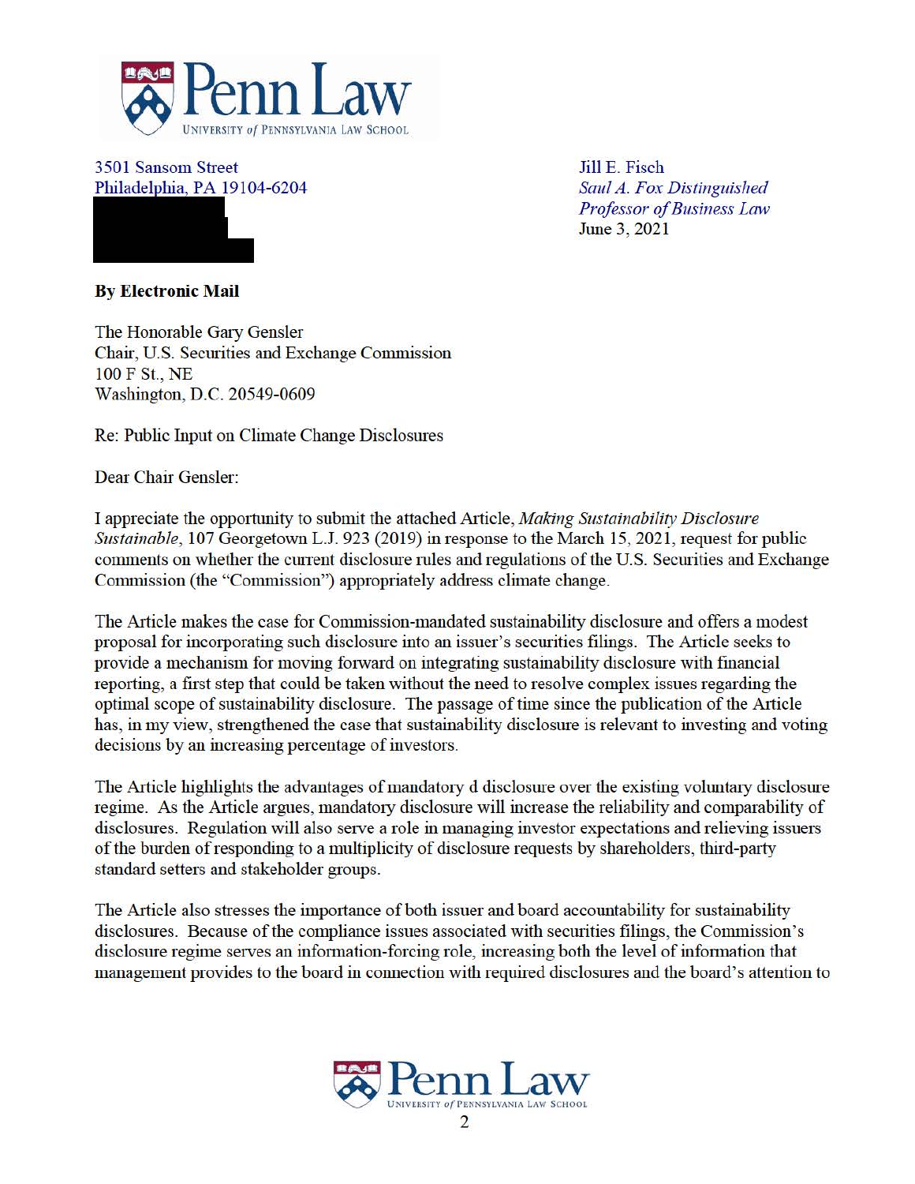3501 Sansom Street
Philadelphia, PA 19104-6204

Jill E. Fisch
*Saul A. Fox Distinguished Professor of Business Law*
June 3, 2021

**By Electronic Mail**

The Honorable Gary Gensler
Chair, U.S. Securities and Exchange Commission
100 F St., NE
Washington, D.C. 20549-0609

Re: Public Input on Climate Change Disclosures

Dear Chair Gensler:

I appreciate the opportunity to submit the attached Article, *Making Sustainability Disclosure Sustainable*, 107 Georgetown L.J. 923 (2019) in response to the March 15, 2021, request for public comments on whether the current disclosure rules and regulations of the U.S. Securities and Exchange Commission (the "Commission") appropriately address climate change.

The Article makes the case for Commission-mandated sustainability disclosure and offers a modest proposal for incorporating such disclosure into an issuer's securities filings. The Article seeks to provide a mechanism for moving forward on integrating sustainability disclosure with financial reporting, a first step that could be taken without the need to resolve complex issues regarding the optimal scope of sustainability disclosure. The passage of time since the publication of the Article has, in my view, strengthened the case that sustainability disclosure is relevant to investing and voting decisions by an increasing percentage of investors.

The Article highlights the advantages of mandatory d disclosure over the existing voluntary disclosure regime. As the Article argues, mandatory disclosure will increase the reliability and comparability of disclosures. Regulation will also serve a role in managing investor expectations and relieving issuers of the burden of responding to a multiplicity of disclosure requests by shareholders, third-party standard setters and stakeholder groups.

The Article also stresses the importance of both issuer and board accountability for sustainability disclosures. Because of the compliance issues associated with securities filings, the Commission's disclosure regime serves an information-forcing role, increasing both the level of information that management provides to the board in connection with required disclosures and the board's attention to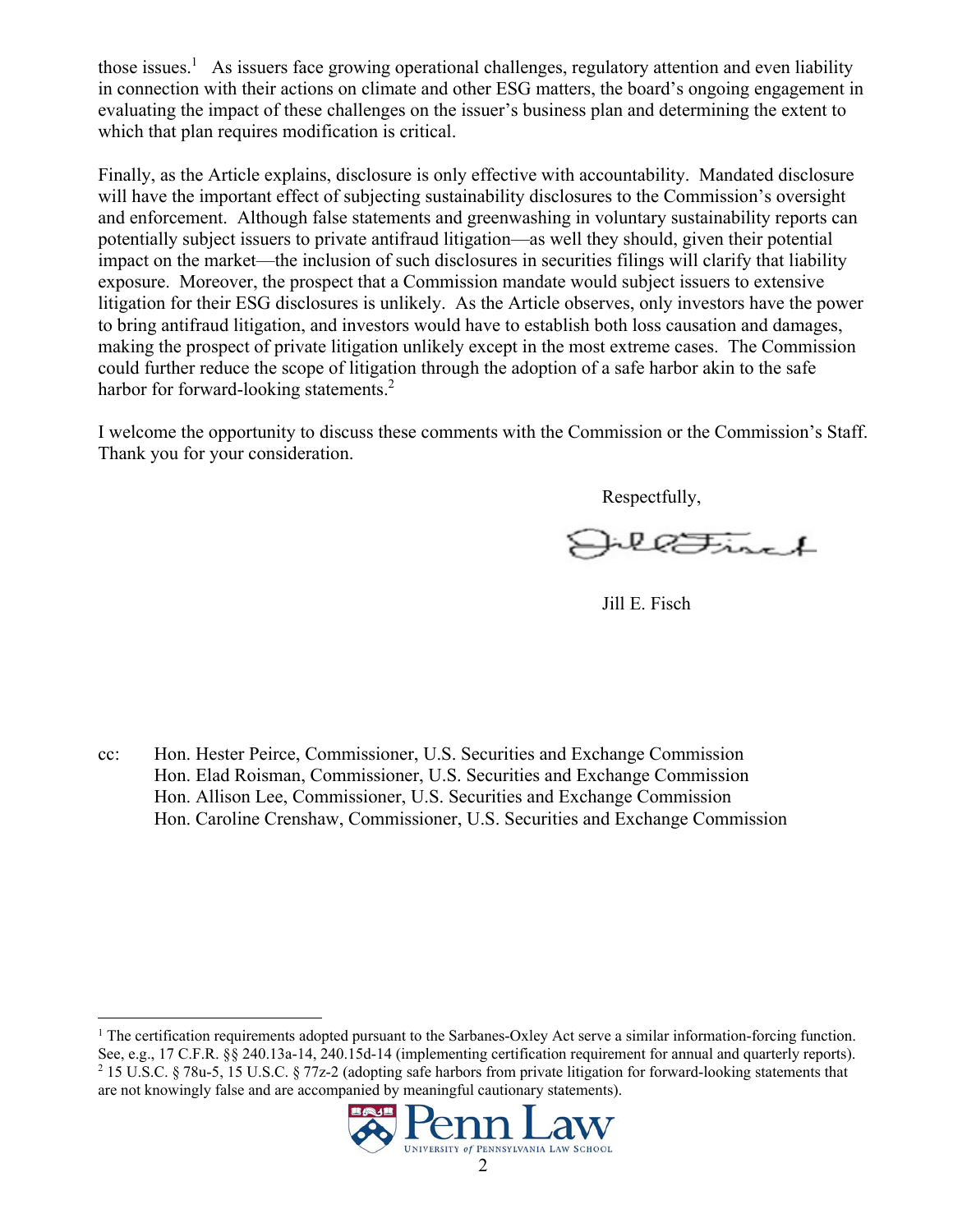those issues.[1] As issuers face growing operational challenges, regulatory attention and even liability in connection with their actions on climate and other ESG matters, the board's ongoing engagement in evaluating the impact of these challenges on the issuer's business plan and determining the extent to which that plan requires modification is critical.

Finally, as the Article explains, disclosure is only effective with accountability. Mandated disclosure will have the important effect of subjecting sustainability disclosures to the Commission's oversight and enforcement. Although false statements and greenwashing in voluntary sustainability reports can potentially subject issuers to private antifraud litigation—as well they should, given their potential impact on the market—the inclusion of such disclosures in securities filings will clarify that liability exposure. Moreover, the prospect that a Commission mandate would subject issuers to extensive litigation for their ESG disclosures is unlikely. As the Article observes, only investors have the power to bring antifraud litigation, and investors would have to establish both loss causation and damages, making the prospect of private litigation unlikely except in the most extreme cases. The Commission could further reduce the scope of litigation through the adoption of a safe harbor akin to the safe harbor for forward-looking statements.[2]

I welcome the opportunity to discuss these comments with the Commission or the Commission's Staff. Thank you for your consideration.

Respectfully,

Jill E. Fisch

cc: Hon. Hester Peirce, Commissioner, U.S. Securities and Exchange Commission
Hon. Elad Roisman, Commissioner, U.S. Securities and Exchange Commission
Hon. Allison Lee, Commissioner, U.S. Securities and Exchange Commission
Hon. Caroline Crenshaw, Commissioner, U.S. Securities and Exchange Commission

---

[1] The certification requirements adopted pursuant to the Sarbanes-Oxley Act serve a similar information-forcing function. See, e.g., 17 C.F.R. §§ 240.13a-14, 240.15d-14 (implementing certification requirement for annual and quarterly reports).

[2] 15 U.S.C. § 78u-5, 15 U.S.C. § 77z-2 (adopting safe harbors from private litigation for forward-looking statements that are not knowingly false and are accompanied by meaningful cautionary statements).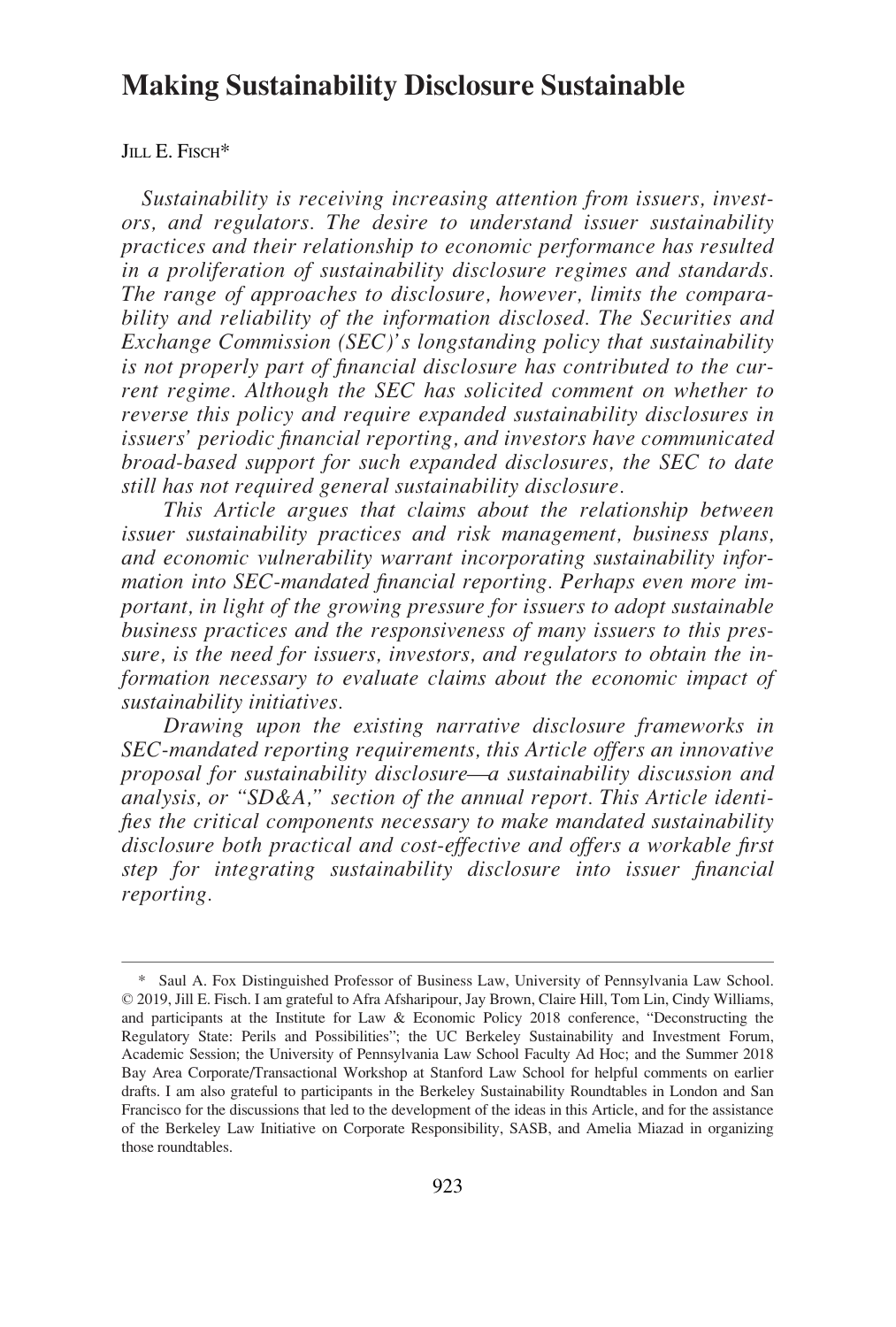# Making Sustainability Disclosure Sustainable

JILL E. FISCH*

*Sustainability is receiving increasing attention from issuers, investors, and regulators. The desire to understand issuer sustainability practices and their relationship to economic performance has resulted in a proliferation of sustainability disclosure regimes and standards. The range of approaches to disclosure, however, limits the comparability and reliability of the information disclosed. The Securities and Exchange Commission (SEC)'s longstanding policy that sustainability is not properly part of financial disclosure has contributed to the current regime. Although the SEC has solicited comment on whether to reverse this policy and require expanded sustainability disclosures in issuers' periodic financial reporting, and investors have communicated broad-based support for such expanded disclosures, the SEC to date still has not required general sustainability disclosure.*

*This Article argues that claims about the relationship between issuer sustainability practices and risk management, business plans, and economic vulnerability warrant incorporating sustainability information into SEC-mandated financial reporting. Perhaps even more important, in light of the growing pressure for issuers to adopt sustainable business practices and the responsiveness of many issuers to this pressure, is the need for issuers, investors, and regulators to obtain the information necessary to evaluate claims about the economic impact of sustainability initiatives.*

*Drawing upon the existing narrative disclosure frameworks in SEC-mandated reporting requirements, this Article offers an innovative proposal for sustainability disclosure—a sustainability discussion and analysis, or "SD&A," section of the annual report. This Article identifies the critical components necessary to make mandated sustainability disclosure both practical and cost-effective and offers a workable first step for integrating sustainability disclosure into issuer financial reporting.*

---

\* Saul A. Fox Distinguished Professor of Business Law, University of Pennsylvania Law School. © 2019, Jill E. Fisch. I am grateful to Afra Afsharipour, Jay Brown, Claire Hill, Tom Lin, Cindy Williams, and participants at the Institute for Law & Economic Policy 2018 conference, "Deconstructing the Regulatory State: Perils and Possibilities"; the UC Berkeley Sustainability and Investment Forum, Academic Session; the University of Pennsylvania Law School Faculty Ad Hoc; and the Summer 2018 Bay Area Corporate/Transactional Workshop at Stanford Law School for helpful comments on earlier drafts. I am also grateful to participants in the Berkeley Sustainability Roundtables in London and San Francisco for the discussions that led to the development of the ideas in this Article, and for the assistance of the Berkeley Law Initiative on Corporate Responsibility, SASB, and Amelia Miazad in organizing those roundtables.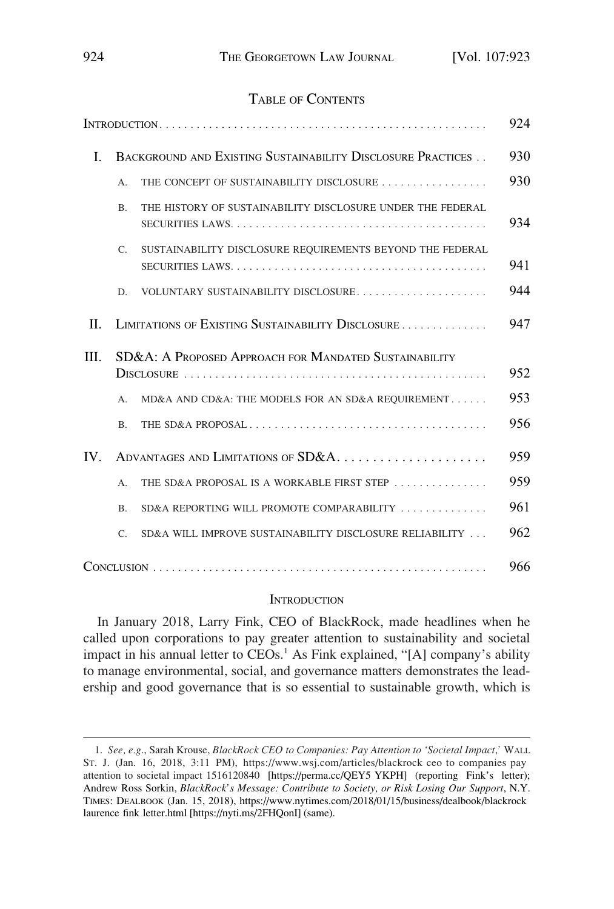## TABLE OF CONTENTS

| | | |
|---|---|---|
| INTRODUCTION | | 924 |
| I. | BACKGROUND AND EXISTING SUSTAINABILITY DISCLOSURE PRACTICES | 930 |
| | A. THE CONCEPT OF SUSTAINABILITY DISCLOSURE | 930 |
| | B. THE HISTORY OF SUSTAINABILITY DISCLOSURE UNDER THE FEDERAL SECURITIES LAWS | 934 |
| | C. SUSTAINABILITY DISCLOSURE REQUIREMENTS BEYOND THE FEDERAL SECURITIES LAWS | 941 |
| | D. VOLUNTARY SUSTAINABILITY DISCLOSURE | 944 |
| II. | LIMITATIONS OF EXISTING SUSTAINABILITY DISCLOSURE | 947 |
| III. | SD&A: A PROPOSED APPROACH FOR MANDATED SUSTAINABILITY DISCLOSURE | 952 |
| | A. MD&A AND CD&A: THE MODELS FOR AN SD&A REQUIREMENT | 953 |
| | B. THE SD&A PROPOSAL | 956 |
| IV. | ADVANTAGES AND LIMITATIONS OF SD&A | 959 |
| | A. THE SD&A PROPOSAL IS A WORKABLE FIRST STEP | 959 |
| | B. SD&A REPORTING WILL PROMOTE COMPARABILITY | 961 |
| | C. SD&A WILL IMPROVE SUSTAINABILITY DISCLOSURE RELIABILITY | 962 |
| CONCLUSION | | 966 |

## INTRODUCTION

In January 2018, Larry Fink, CEO of BlackRock, made headlines when he called upon corporations to pay greater attention to sustainability and societal impact in his annual letter to CEOs.[1] As Fink explained, "[A] company's ability to manage environmental, social, and governance matters demonstrates the leadership and good governance that is so essential to sustainable growth, which is

1. *See, e.g.*, Sarah Krouse, *BlackRock CEO to Companies: Pay Attention to 'Societal Impact,'* WALL ST. J. (Jan. 16, 2018, 3:11 PM), https://www.wsj.com/articles/blackrock ceo to companies pay attention to societal impact 1516120840 [https://perma.cc/QEY5 YKPH] (reporting Fink's letter); Andrew Ross Sorkin, *BlackRock's Message: Contribute to Society, or Risk Losing Our Support*, N.Y. TIMES: DEALBOOK (Jan. 15, 2018), https://www.nytimes.com/2018/01/15/business/dealbook/blackrock laurence fink letter.html [https://nyti.ms/2FHQonI] (same).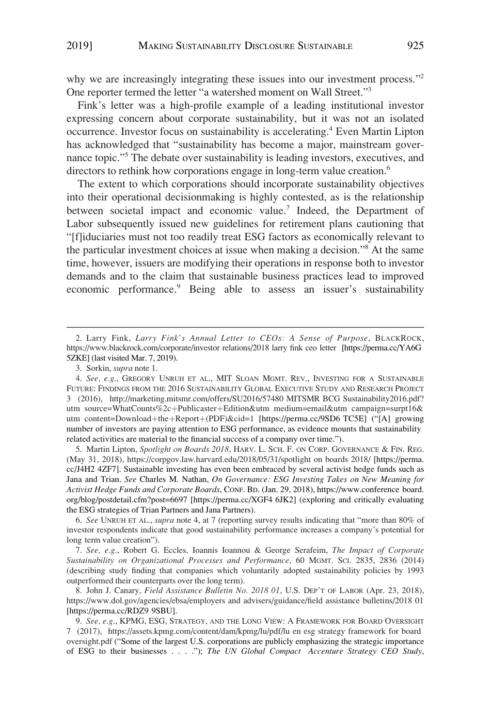why we are increasingly integrating these issues into our investment process."[2] One reporter termed the letter "a watershed moment on Wall Street."[3]

Fink's letter was a high-profile example of a leading institutional investor expressing concern about corporate sustainability, but it was not an isolated occurrence. Investor focus on sustainability is accelerating.[4] Even Martin Lipton has acknowledged that "sustainability has become a major, mainstream governance topic."[5] The debate over sustainability is leading investors, executives, and directors to rethink how corporations engage in long-term value creation.[6]

The extent to which corporations should incorporate sustainability objectives into their operational decisionmaking is highly contested, as is the relationship between societal impact and economic value.[7] Indeed, the Department of Labor subsequently issued new guidelines for retirement plans cautioning that "[f]iduciaries must not too readily treat ESG factors as economically relevant to the particular investment choices at issue when making a decision."[8] At the same time, however, issuers are modifying their operations in response both to investor demands and to the claim that sustainable business practices lead to improved economic performance.[9] Being able to assess an issuer's sustainability

---

2. Larry Fink, *Larry Fink's Annual Letter to CEOs: A Sense of Purpose*, BLACKROCK, https://www.blackrock.com/corporate/investor relations/2018 larry fink ceo letter [https://perma.cc/YA6G 5ZKE] (last visited Mar. 7, 2019).

3. Sorkin, *supra* note 1.

4. *See, e.g.*, GREGORY UNRUH ET AL., MIT SLOAN MGMT. REV., INVESTING FOR A SUSTAINABLE FUTURE: FINDINGS FROM THE 2016 SUSTAINABILITY GLOBAL EXECUTIVE STUDY AND RESEARCH PROJECT 3 (2016), http://marketing.mitsmr.com/offers/SU2016/57480 MITSMR BCG Sustainability2016.pdf?utm source=WhatCounts%2c+Publicaster+Edition&utm medium=email&utm campaign=surpt16&utm content=Download+the+Report+(PDF)&cid=1 [https://perma.cc/9SD6 TC5E] ("[A] growing number of investors are paying attention to ESG performance, as evidence mounts that sustainability related activities are material to the financial success of a company over time.").

5. Martin Lipton, *Spotlight on Boards 2018*, HARV. L. SCH. F. ON CORP. GOVERNANCE & FIN. REG. (May 31, 2018), https://corpgov.law.harvard.edu/2018/05/31/spotlight on boards 2018/ [https://perma.cc/J4H2 4ZF7]. Sustainable investing has even been embraced by several activist hedge funds such as Jana and Trian. *See* Charles M. Nathan, *On Governance: ESG Investing Takes on New Meaning for Activist Hedge Funds and Corporate Boards*, CONF. BD. (Jan. 29, 2018), https://www.conference board.org/blog/postdetail.cfm?post=6697 [https://perma.cc/XGF4 6JK2] (exploring and critically evaluating the ESG strategies of Trian Partners and Jana Partners).

6. *See* UNRUH ET AL., *supra* note 4, at 7 (reporting survey results indicating that "more than 80% of investor respondents indicate that good sustainability performance increases a company's potential for long term value creation").

7. *See, e.g.*, Robert G. Eccles, Ioannis Ioannou & George Serafeim, *The Impact of Corporate Sustainability on Organizational Processes and Performance*, 60 MGMT. SCI. 2835, 2836 (2014) (describing study finding that companies which voluntarily adopted sustainability policies by 1993 outperformed their counterparts over the long term).

8. John J. Canary, *Field Assistance Bulletin No. 2018 01*, U.S. DEP'T OF LABOR (Apr. 23, 2018), https://www.dol.gov/agencies/ebsa/employers and advisers/guidance/field assistance bulletins/2018 01 [https://perma.cc/RDZ9 9SBU].

9. *See, e.g.*, KPMG, ESG, STRATEGY, AND THE LONG VIEW: A FRAMEWORK FOR BOARD OVERSIGHT 7 (2017), https://assets.kpmg.com/content/dam/kpmg/lu/pdf/lu en esg strategy framework for board oversight.pdf ("Some of the largest U.S. corporations are publicly emphasizing the strategic importance of ESG to their businesses . . . ."); *The UN Global Compact Accenture Strategy CEO Study*,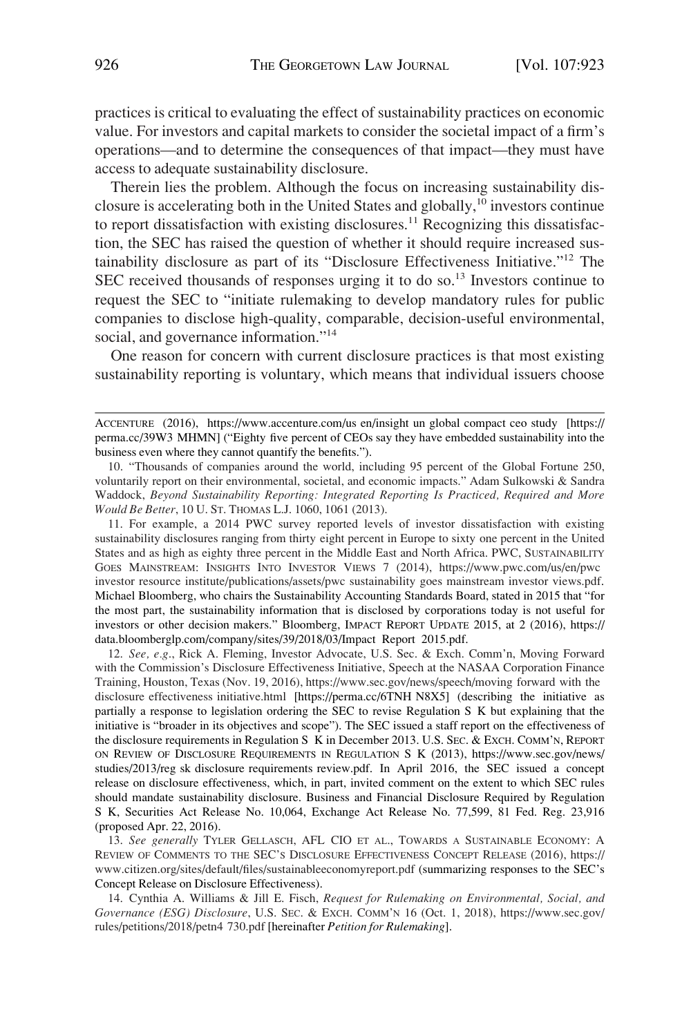practices is critical to evaluating the effect of sustainability practices on economic value. For investors and capital markets to consider the societal impact of a firm's operations—and to determine the consequences of that impact—they must have access to adequate sustainability disclosure.

Therein lies the problem. Although the focus on increasing sustainability disclosure is accelerating both in the United States and globally,[10] investors continue to report dissatisfaction with existing disclosures.[11] Recognizing this dissatisfaction, the SEC has raised the question of whether it should require increased sustainability disclosure as part of its "Disclosure Effectiveness Initiative."[12] The SEC received thousands of responses urging it to do so.[13] Investors continue to request the SEC to "initiate rulemaking to develop mandatory rules for public companies to disclose high-quality, comparable, decision-useful environmental, social, and governance information."[14]

One reason for concern with current disclosure practices is that most existing sustainability reporting is voluntary, which means that individual issuers choose

---

ACCENTURE (2016), https://www.accenture.com/us en/insight un global compact ceo study [https://perma.cc/39W3 MHMN] ("Eighty five percent of CEOs say they have embedded sustainability into the business even where they cannot quantify the benefits.").

10. "Thousands of companies around the world, including 95 percent of the Global Fortune 250, voluntarily report on their environmental, societal, and economic impacts." Adam Sulkowski & Sandra Waddock, *Beyond Sustainability Reporting: Integrated Reporting Is Practiced, Required and More Would Be Better*, 10 U. ST. THOMAS L.J. 1060, 1061 (2013).

11. For example, a 2014 PWC survey reported levels of investor dissatisfaction with existing sustainability disclosures ranging from thirty eight percent in Europe to sixty one percent in the United States and as high as eighty three percent in the Middle East and North Africa. PWC, SUSTAINABILITY GOES MAINSTREAM: INSIGHTS INTO INVESTOR VIEWS 7 (2014), https://www.pwc.com/us/en/pwc investor resource institute/publications/assets/pwc sustainability goes mainstream investor views.pdf. Michael Bloomberg, who chairs the Sustainability Accounting Standards Board, stated in 2015 that "for the most part, the sustainability information that is disclosed by corporations today is not useful for investors or other decision makers." Bloomberg, IMPACT REPORT UPDATE 2015, at 2 (2016), https://data.bloomberglp.com/company/sites/39/2018/03/Impact Report 2015.pdf.

12. *See, e.g.*, Rick A. Fleming, Investor Advocate, U.S. Sec. & Exch. Comm'n, Moving Forward with the Commission's Disclosure Effectiveness Initiative, Speech at the NASAA Corporation Finance Training, Houston, Texas (Nov. 19, 2016), https://www.sec.gov/news/speech/moving forward with the disclosure effectiveness initiative.html [https://perma.cc/6TNH N8X5] (describing the initiative as partially a response to legislation ordering the SEC to revise Regulation S K but explaining that the initiative is "broader in its objectives and scope"). The SEC issued a staff report on the effectiveness of the disclosure requirements in Regulation S K in December 2013. U.S. SEC. & EXCH. COMM'N, REPORT ON REVIEW OF DISCLOSURE REQUIREMENTS IN REGULATION S K (2013), https://www.sec.gov/news/studies/2013/reg sk disclosure requirements review.pdf. In April 2016, the SEC issued a concept release on disclosure effectiveness, which, in part, invited comment on the extent to which SEC rules should mandate sustainability disclosure. Business and Financial Disclosure Required by Regulation S K, Securities Act Release No. 10,064, Exchange Act Release No. 77,599, 81 Fed. Reg. 23,916 (proposed Apr. 22, 2016).

13. *See generally* TYLER GELLASCH, AFL CIO ET AL., TOWARDS A SUSTAINABLE ECONOMY: A REVIEW OF COMMENTS TO THE SEC'S DISCLOSURE EFFECTIVENESS CONCEPT RELEASE (2016), https://www.citizen.org/sites/default/files/sustainableeconomyreport.pdf (summarizing responses to the SEC's Concept Release on Disclosure Effectiveness).

14. Cynthia A. Williams & Jill E. Fisch, *Request for Rulemaking on Environmental, Social, and Governance (ESG) Disclosure*, U.S. SEC. & EXCH. COMM'N 16 (Oct. 1, 2018), https://www.sec.gov/rules/petitions/2018/petn4 730.pdf [hereinafter *Petition for Rulemaking*].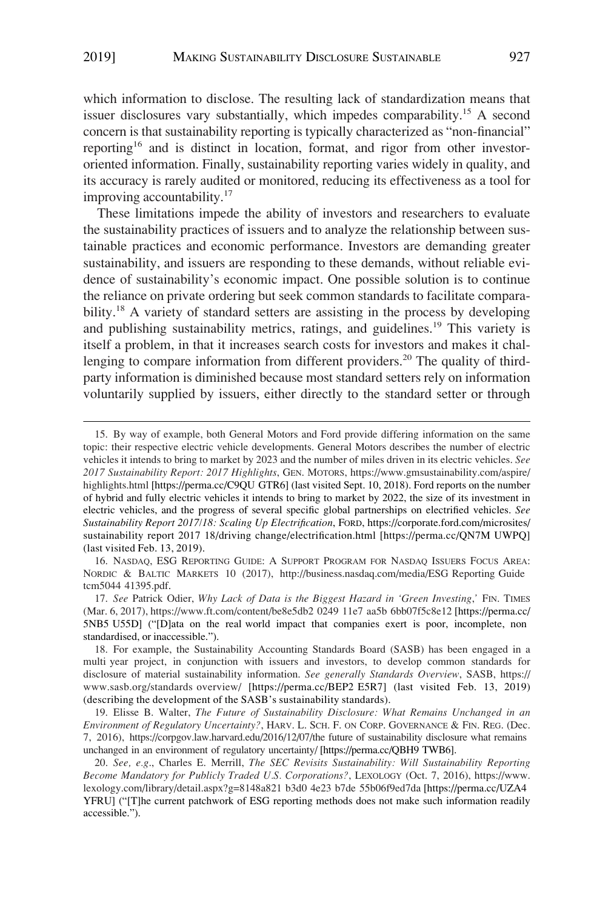which information to disclose. The resulting lack of standardization means that issuer disclosures vary substantially, which impedes comparability.[15] A second concern is that sustainability reporting is typically characterized as "non-financial" reporting[16] and is distinct in location, format, and rigor from other investor-oriented information. Finally, sustainability reporting varies widely in quality, and its accuracy is rarely audited or monitored, reducing its effectiveness as a tool for improving accountability.[17]

These limitations impede the ability of investors and researchers to evaluate the sustainability practices of issuers and to analyze the relationship between sustainable practices and economic performance. Investors are demanding greater sustainability, and issuers are responding to these demands, without reliable evidence of sustainability's economic impact. One possible solution is to continue the reliance on private ordering but seek common standards to facilitate comparability.[18] A variety of standard setters are assisting in the process by developing and publishing sustainability metrics, ratings, and guidelines.[19] This variety is itself a problem, in that it increases search costs for investors and makes it challenging to compare information from different providers.[20] The quality of third-party information is diminished because most standard setters rely on information voluntarily supplied by issuers, either directly to the standard setter or through

---

15. By way of example, both General Motors and Ford provide differing information on the same topic: their respective electric vehicle developments. General Motors describes the number of electric vehicles it intends to bring to market by 2023 and the number of miles driven in its electric vehicles. *See 2017 Sustainability Report: 2017 Highlights*, GEN. MOTORS, https://www.gmsustainability.com/aspire/highlights.html [https://perma.cc/C9QU GTR6] (last visited Sept. 10, 2018). Ford reports on the number of hybrid and fully electric vehicles it intends to bring to market by 2022, the size of its investment in electric vehicles, and the progress of several specific global partnerships on electrified vehicles. *See Sustainability Report 2017/18: Scaling Up Electrification*, FORD, https://corporate.ford.com/microsites/sustainability report 2017 18/driving change/electrification.html [https://perma.cc/QN7M UWPQ] (last visited Feb. 13, 2019).

16. NASDAQ, ESG REPORTING GUIDE: A SUPPORT PROGRAM FOR NASDAQ ISSUERS FOCUS AREA: NORDIC & BALTIC MARKETS 10 (2017), http://business.nasdaq.com/media/ESG Reporting Guide tcm5044 41395.pdf.

17. *See* Patrick Odier, *Why Lack of Data is the Biggest Hazard in 'Green Investing*,*'* FIN. TIMES (Mar. 6, 2017), https://www.ft.com/content/be8e5db2 0249 11e7 aa5b 6bb07f5c8e12 [https://perma.cc/5NB5 U55D] ("[D]ata on the real world impact that companies exert is poor, incomplete, non standardised, or inaccessible.").

18. For example, the Sustainability Accounting Standards Board (SASB) has been engaged in a multi year project, in conjunction with issuers and investors, to develop common standards for disclosure of material sustainability information. *See generally Standards Overview*, SASB, https://www.sasb.org/standards overview/ [https://perma.cc/BEP2 E5R7] (last visited Feb. 13, 2019) (describing the development of the SASB's sustainability standards).

19. Elisse B. Walter, *The Future of Sustainability Disclosure: What Remains Unchanged in an Environment of Regulatory Uncertainty?*, HARV. L. SCH. F. ON CORP. GOVERNANCE & FIN. REG. (Dec. 7, 2016), https://corpgov.law.harvard.edu/2016/12/07/the future of sustainability disclosure what remains unchanged in an environment of regulatory uncertainty/ [https://perma.cc/QBH9 TWB6].

20. *See, e.g.*, Charles E. Merrill, *The SEC Revisits Sustainability: Will Sustainability Reporting Become Mandatory for Publicly Traded U.S. Corporations?*, LEXOLOGY (Oct. 7, 2016), https://www.lexology.com/library/detail.aspx?g=8148a821 b3d0 4e23 b7de 55b06f9ed7da [https://perma.cc/UZA4 YFRU] ("[T]he current patchwork of ESG reporting methods does not make such information readily accessible.").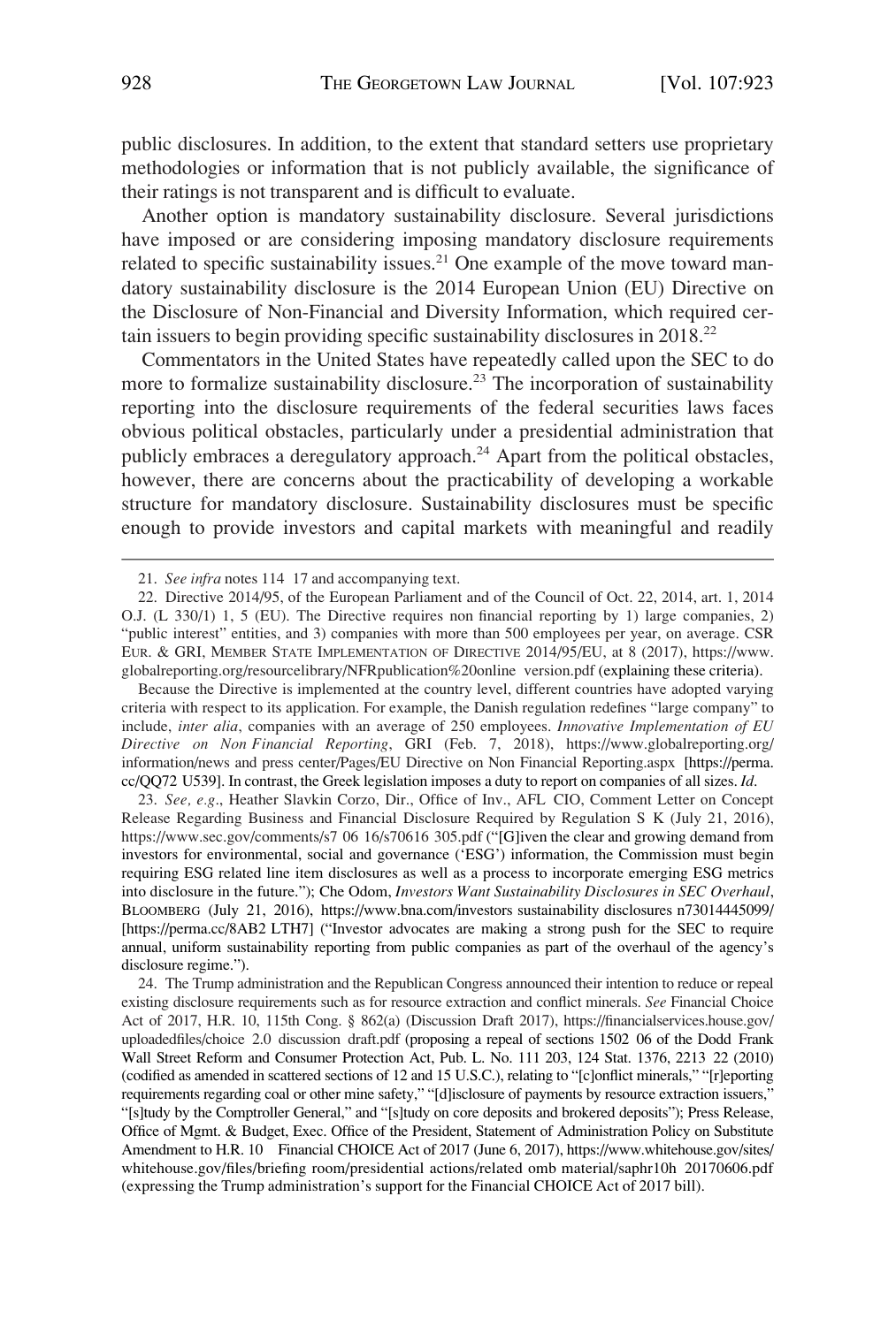public disclosures. In addition, to the extent that standard setters use proprietary methodologies or information that is not publicly available, the significance of their ratings is not transparent and is difficult to evaluate.

Another option is mandatory sustainability disclosure. Several jurisdictions have imposed or are considering imposing mandatory disclosure requirements related to specific sustainability issues.[21] One example of the move toward mandatory sustainability disclosure is the 2014 European Union (EU) Directive on the Disclosure of Non-Financial and Diversity Information, which required certain issuers to begin providing specific sustainability disclosures in 2018.[22]

Commentators in the United States have repeatedly called upon the SEC to do more to formalize sustainability disclosure.[23] The incorporation of sustainability reporting into the disclosure requirements of the federal securities laws faces obvious political obstacles, particularly under a presidential administration that publicly embraces a deregulatory approach.[24] Apart from the political obstacles, however, there are concerns about the practicability of developing a workable structure for mandatory disclosure. Sustainability disclosures must be specific enough to provide investors and capital markets with meaningful and readily

---

21. *See infra* notes 114 17 and accompanying text.

22. Directive 2014/95, of the European Parliament and of the Council of Oct. 22, 2014, art. 1, 2014 O.J. (L 330/1) 1, 5 (EU). The Directive requires non financial reporting by 1) large companies, 2) "public interest" entities, and 3) companies with more than 500 employees per year, on average. CSR EUR. & GRI, MEMBER STATE IMPLEMENTATION OF DIRECTIVE 2014/95/EU, at 8 (2017), https://www.globalreporting.org/resourcelibrary/NFRpublication%20online version.pdf (explaining these criteria).

Because the Directive is implemented at the country level, different countries have adopted varying criteria with respect to its application. For example, the Danish regulation redefines "large company" to include, *inter alia*, companies with an average of 250 employees. *Innovative Implementation of EU Directive on Non Financial Reporting*, GRI (Feb. 7, 2018), https://www.globalreporting.org/information/news and press center/Pages/EU Directive on Non Financial Reporting.aspx [https://perma.cc/QQ72 U539]. In contrast, the Greek legislation imposes a duty to report on companies of all sizes. *Id*.

23. *See, e.g*., Heather Slavkin Corzo, Dir., Office of Inv., AFL CIO, Comment Letter on Concept Release Regarding Business and Financial Disclosure Required by Regulation S K (July 21, 2016), https://www.sec.gov/comments/s7 06 16/s70616 305.pdf ("[G]iven the clear and growing demand from investors for environmental, social and governance ('ESG') information, the Commission must begin requiring ESG related line item disclosures as well as a process to incorporate emerging ESG metrics into disclosure in the future."); Che Odom, *Investors Want Sustainability Disclosures in SEC Overhaul*, BLOOMBERG (July 21, 2016), https://www.bna.com/investors sustainability disclosures n73014445099/ [https://perma.cc/8AB2 LTH7] ("Investor advocates are making a strong push for the SEC to require annual, uniform sustainability reporting from public companies as part of the overhaul of the agency's disclosure regime.").

24. The Trump administration and the Republican Congress announced their intention to reduce or repeal existing disclosure requirements such as for resource extraction and conflict minerals. *See* Financial Choice Act of 2017, H.R. 10, 115th Cong. § 862(a) (Discussion Draft 2017), https://financialservices.house.gov/uploadedfiles/choice 2.0 discussion draft.pdf (proposing a repeal of sections 1502 06 of the Dodd Frank Wall Street Reform and Consumer Protection Act, Pub. L. No. 111 203, 124 Stat. 1376, 2213 22 (2010) (codified as amended in scattered sections of 12 and 15 U.S.C.), relating to "[c]onflict minerals," "[r]eporting requirements regarding coal or other mine safety," "[d]isclosure of payments by resource extraction issuers," "[s]tudy by the Comptroller General," and "[s]tudy on core deposits and brokered deposits"); Press Release, Office of Mgmt. & Budget, Exec. Office of the President, Statement of Administration Policy on Substitute Amendment to H.R. 10 Financial CHOICE Act of 2017 (June 6, 2017), https://www.whitehouse.gov/sites/whitehouse.gov/files/briefing room/presidential actions/related omb material/saphr10h 20170606.pdf (expressing the Trump administration's support for the Financial CHOICE Act of 2017 bill).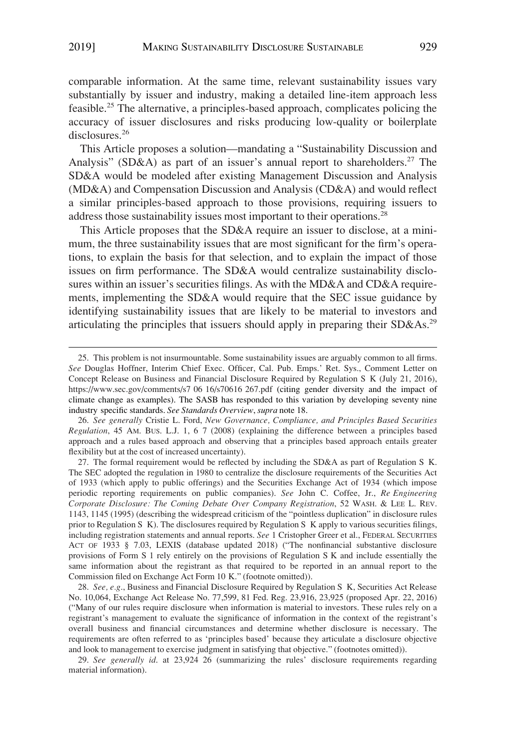comparable information. At the same time, relevant sustainability issues vary substantially by issuer and industry, making a detailed line-item approach less feasible.[25] The alternative, a principles-based approach, complicates policing the accuracy of issuer disclosures and risks producing low-quality or boilerplate disclosures.[26]

This Article proposes a solution—mandating a "Sustainability Discussion and Analysis" (SD&A) as part of an issuer's annual report to shareholders.[27] The SD&A would be modeled after existing Management Discussion and Analysis (MD&A) and Compensation Discussion and Analysis (CD&A) and would reflect a similar principles-based approach to those provisions, requiring issuers to address those sustainability issues most important to their operations.[28]

This Article proposes that the SD&A require an issuer to disclose, at a minimum, the three sustainability issues that are most significant for the firm's operations, to explain the basis for that selection, and to explain the impact of those issues on firm performance. The SD&A would centralize sustainability disclosures within an issuer's securities filings. As with the MD&A and CD&A requirements, implementing the SD&A would require that the SEC issue guidance by identifying sustainability issues that are likely to be material to investors and articulating the principles that issuers should apply in preparing their SD&As.[29]

---

25. This problem is not insurmountable. Some sustainability issues are arguably common to all firms. *See* Douglas Hoffner, Interim Chief Exec. Officer, Cal. Pub. Emps.' Ret. Sys., Comment Letter on Concept Release on Business and Financial Disclosure Required by Regulation S K (July 21, 2016), https://www.sec.gov/comments/s7 06 16/s70616 267.pdf (citing gender diversity and the impact of climate change as examples). The SASB has responded to this variation by developing seventy nine industry specific standards. *See Standards Overview*, *supra* note 18.

26. *See generally* Cristie L. Ford, *New Governance, Compliance, and Principles Based Securities Regulation*, 45 AM. BUS. L.J. 1, 6 7 (2008) (explaining the difference between a principles based approach and a rules based approach and observing that a principles based approach entails greater flexibility but at the cost of increased uncertainty).

27. The formal requirement would be reflected by including the SD&A as part of Regulation S K. The SEC adopted the regulation in 1980 to centralize the disclosure requirements of the Securities Act of 1933 (which apply to public offerings) and the Securities Exchange Act of 1934 (which impose periodic reporting requirements on public companies). *See* John C. Coffee, Jr., *Re Engineering Corporate Disclosure: The Coming Debate Over Company Registration*, 52 WASH. & LEE L. REV. 1143, 1145 (1995) (describing the widespread criticism of the "pointless duplication" in disclosure rules prior to Regulation S K). The disclosures required by Regulation S K apply to various securities filings, including registration statements and annual reports. *See* 1 Cristopher Greer et al., FEDERAL SECURITIES ACT OF 1933 § 7.03, LEXIS (database updated 2018) ("The nonfinancial substantive disclosure provisions of Form S 1 rely entirely on the provisions of Regulation S K and include essentially the same information about the registrant as that required to be reported in an annual report to the Commission filed on Exchange Act Form 10 K." (footnote omitted)).

28. *See, e.g.*, Business and Financial Disclosure Required by Regulation S K, Securities Act Release No. 10,064, Exchange Act Release No. 77,599, 81 Fed. Reg. 23,916, 23,925 (proposed Apr. 22, 2016) ("Many of our rules require disclosure when information is material to investors. These rules rely on a registrant's management to evaluate the significance of information in the context of the registrant's overall business and financial circumstances and determine whether disclosure is necessary. The requirements are often referred to as 'principles based' because they articulate a disclosure objective and look to management to exercise judgment in satisfying that objective." (footnotes omitted)).

29. *See generally id.* at 23,924 26 (summarizing the rules' disclosure requirements regarding material information).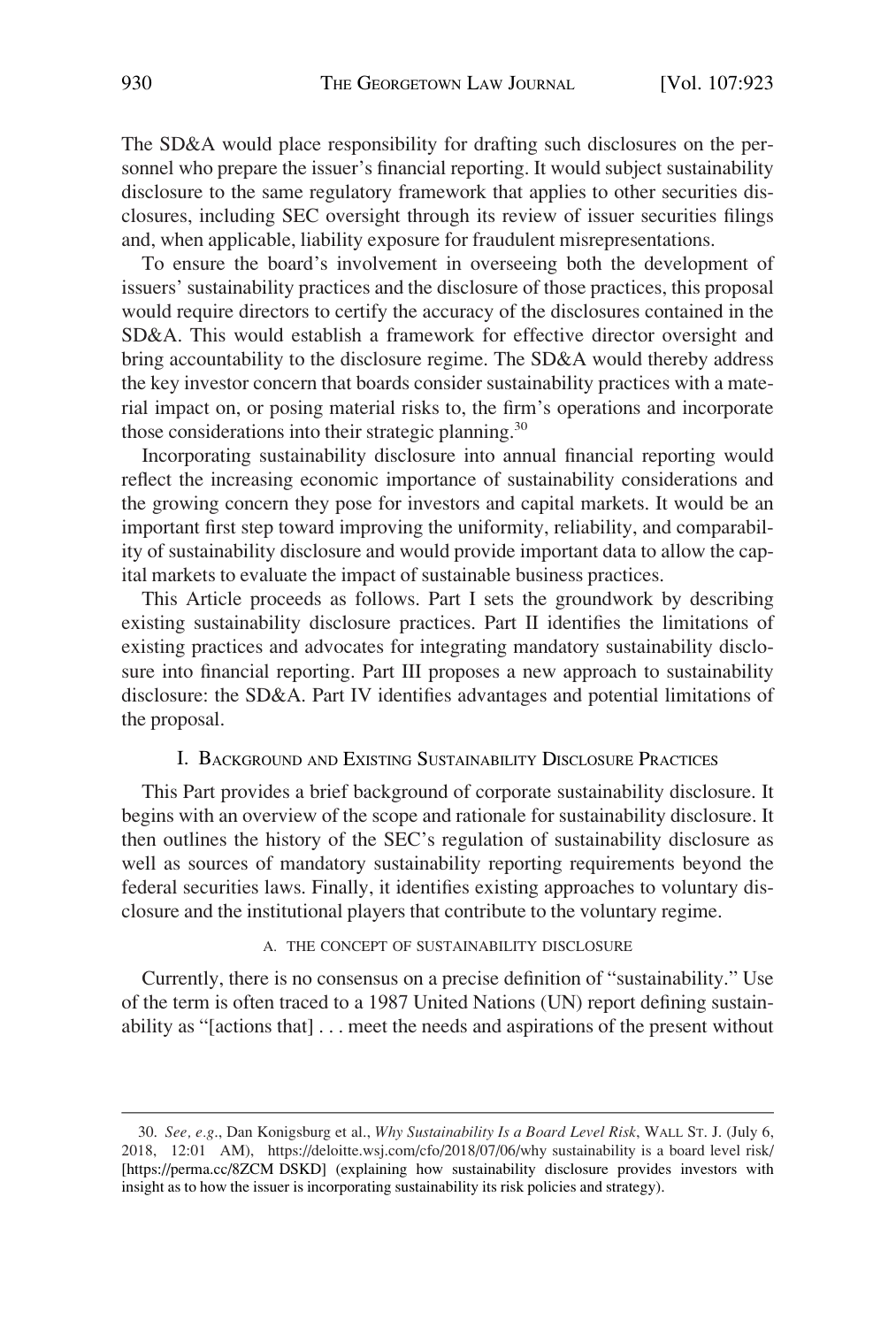The SD&A would place responsibility for drafting such disclosures on the personnel who prepare the issuer's financial reporting. It would subject sustainability disclosure to the same regulatory framework that applies to other securities disclosures, including SEC oversight through its review of issuer securities filings and, when applicable, liability exposure for fraudulent misrepresentations.

To ensure the board's involvement in overseeing both the development of issuers' sustainability practices and the disclosure of those practices, this proposal would require directors to certify the accuracy of the disclosures contained in the SD&A. This would establish a framework for effective director oversight and bring accountability to the disclosure regime. The SD&A would thereby address the key investor concern that boards consider sustainability practices with a material impact on, or posing material risks to, the firm's operations and incorporate those considerations into their strategic planning.[30]

Incorporating sustainability disclosure into annual financial reporting would reflect the increasing economic importance of sustainability considerations and the growing concern they pose for investors and capital markets. It would be an important first step toward improving the uniformity, reliability, and comparability of sustainability disclosure and would provide important data to allow the capital markets to evaluate the impact of sustainable business practices.

This Article proceeds as follows. Part I sets the groundwork by describing existing sustainability disclosure practices. Part II identifies the limitations of existing practices and advocates for integrating mandatory sustainability disclosure into financial reporting. Part III proposes a new approach to sustainability disclosure: the SD&A. Part IV identifies advantages and potential limitations of the proposal.

## I. Background and Existing Sustainability Disclosure Practices

This Part provides a brief background of corporate sustainability disclosure. It begins with an overview of the scope and rationale for sustainability disclosure. It then outlines the history of the SEC's regulation of sustainability disclosure as well as sources of mandatory sustainability reporting requirements beyond the federal securities laws. Finally, it identifies existing approaches to voluntary disclosure and the institutional players that contribute to the voluntary regime.

### A. The Concept of Sustainability Disclosure

Currently, there is no consensus on a precise definition of "sustainability." Use of the term is often traced to a 1987 United Nations (UN) report defining sustainability as "[actions that] . . . meet the needs and aspirations of the present without

---

30. *See, e.g.*, Dan Konigsburg et al., *Why Sustainability Is a Board Level Risk*, Wall St. J. (July 6, 2018, 12:01 AM), https://deloitte.wsj.com/cfo/2018/07/06/why sustainability is a board level risk/ [https://perma.cc/8ZCM DSKD] (explaining how sustainability disclosure provides investors with insight as to how the issuer is incorporating sustainability its risk policies and strategy).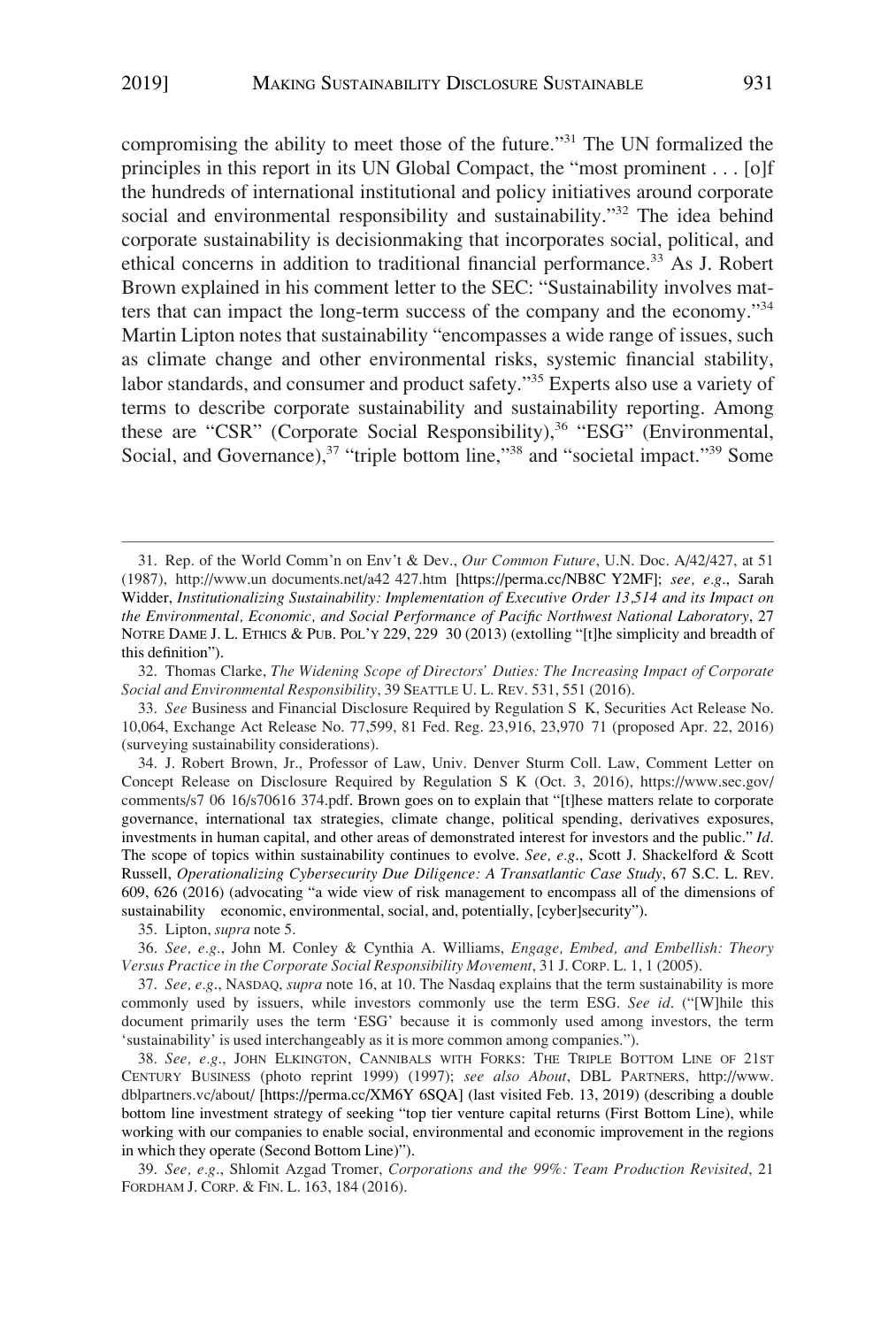compromising the ability to meet those of the future."[31] The UN formalized the principles in this report in its UN Global Compact, the "most prominent . . . [o]f the hundreds of international institutional and policy initiatives around corporate social and environmental responsibility and sustainability."[32] The idea behind corporate sustainability is decisionmaking that incorporates social, political, and ethical concerns in addition to traditional financial performance.[33] As J. Robert Brown explained in his comment letter to the SEC: "Sustainability involves matters that can impact the long-term success of the company and the economy."[34] Martin Lipton notes that sustainability "encompasses a wide range of issues, such as climate change and other environmental risks, systemic financial stability, labor standards, and consumer and product safety."[35] Experts also use a variety of terms to describe corporate sustainability and sustainability reporting. Among these are "CSR" (Corporate Social Responsibility),[36] "ESG" (Environmental, Social, and Governance),[37] "triple bottom line,"[38] and "societal impact."[39] Some

---

31. Rep. of the World Comm'n on Env't & Dev., *Our Common Future*, U.N. Doc. A/42/427, at 51 (1987), http://www.un documents.net/a42 427.htm [https://perma.cc/NB8C Y2MF]; *see, e.g.*, Sarah Widder, *Institutionalizing Sustainability: Implementation of Executive Order 13,514 and its Impact on the Environmental, Economic, and Social Performance of Pacific Northwest National Laboratory*, 27 NOTRE DAME J. L. ETHICS & PUB. POL'Y 229, 229 30 (2013) (extolling "[t]he simplicity and breadth of this definition").

32. Thomas Clarke, *The Widening Scope of Directors' Duties: The Increasing Impact of Corporate Social and Environmental Responsibility*, 39 SEATTLE U. L. REV. 531, 551 (2016).

33. *See* Business and Financial Disclosure Required by Regulation S K, Securities Act Release No. 10,064, Exchange Act Release No. 77,599, 81 Fed. Reg. 23,916, 23,970 71 (proposed Apr. 22, 2016) (surveying sustainability considerations).

34. J. Robert Brown, Jr., Professor of Law, Univ. Denver Sturm Coll. Law, Comment Letter on Concept Release on Disclosure Required by Regulation S K (Oct. 3, 2016), https://www.sec.gov/comments/s7 06 16/s70616 374.pdf. Brown goes on to explain that "[t]hese matters relate to corporate governance, international tax strategies, climate change, political spending, derivatives exposures, investments in human capital, and other areas of demonstrated interest for investors and the public." *Id.* The scope of topics within sustainability continues to evolve. *See, e.g.*, Scott J. Shackelford & Scott Russell, *Operationalizing Cybersecurity Due Diligence: A Transatlantic Case Study*, 67 S.C. L. REV. 609, 626 (2016) (advocating "a wide view of risk management to encompass all of the dimensions of sustainability economic, environmental, social, and, potentially, [cyber]security").

35. Lipton, *supra* note 5.

36. *See, e.g.*, John M. Conley & Cynthia A. Williams, *Engage, Embed, and Embellish: Theory Versus Practice in the Corporate Social Responsibility Movement*, 31 J. CORP. L. 1, 1 (2005).

37. *See, e.g.*, NASDAQ, *supra* note 16, at 10. The Nasdaq explains that the term sustainability is more commonly used by issuers, while investors commonly use the term ESG. *See id.* ("[W]hile this document primarily uses the term 'ESG' because it is commonly used among investors, the term 'sustainability' is used interchangeably as it is more common among companies.").

38. *See, e.g.*, JOHN ELKINGTON, CANNIBALS WITH FORKS: THE TRIPLE BOTTOM LINE OF 21ST CENTURY BUSINESS (photo reprint 1999) (1997); *see also About*, DBL PARTNERS, http://www.dblpartners.vc/about/ [https://perma.cc/XM6Y 6SQA] (last visited Feb. 13, 2019) (describing a double bottom line investment strategy of seeking "top tier venture capital returns (First Bottom Line), while working with our companies to enable social, environmental and economic improvement in the regions in which they operate (Second Bottom Line)").

39. *See, e.g.*, Shlomit Azgad Tromer, *Corporations and the 99%: Team Production Revisited*, 21 FORDHAM J. CORP. & FIN. L. 163, 184 (2016).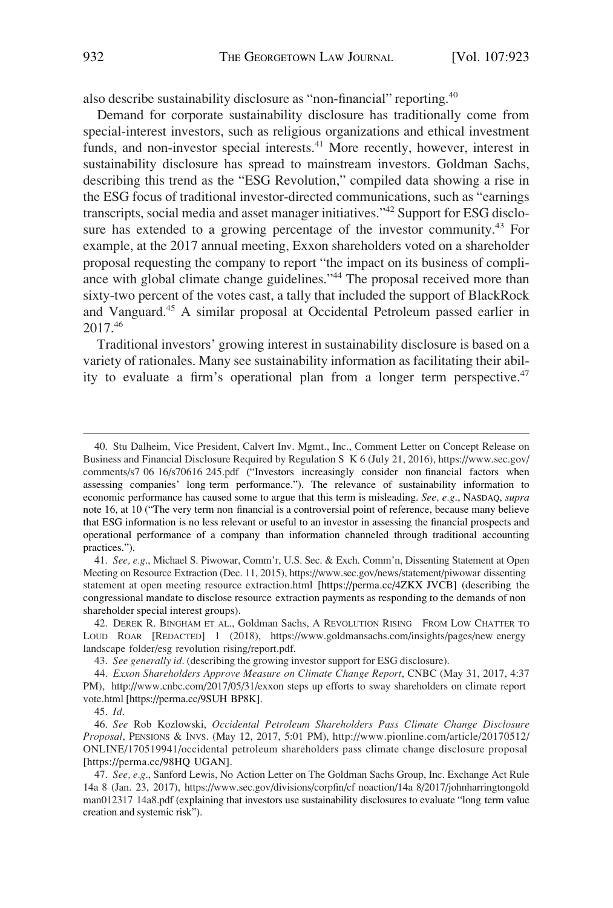also describe sustainability disclosure as "non-financial" reporting.[40]

Demand for corporate sustainability disclosure has traditionally come from special-interest investors, such as religious organizations and ethical investment funds, and non-investor special interests.[41] More recently, however, interest in sustainability disclosure has spread to mainstream investors. Goldman Sachs, describing this trend as the "ESG Revolution," compiled data showing a rise in the ESG focus of traditional investor-directed communications, such as "earnings transcripts, social media and asset manager initiatives."[42] Support for ESG disclosure has extended to a growing percentage of the investor community.[43] For example, at the 2017 annual meeting, Exxon shareholders voted on a shareholder proposal requesting the company to report "the impact on its business of compliance with global climate change guidelines."[44] The proposal received more than sixty-two percent of the votes cast, a tally that included the support of BlackRock and Vanguard.[45] A similar proposal at Occidental Petroleum passed earlier in 2017.[46]

Traditional investors' growing interest in sustainability disclosure is based on a variety of rationales. Many see sustainability information as facilitating their ability to evaluate a firm's operational plan from a longer term perspective.[47]

---

40. Stu Dalheim, Vice President, Calvert Inv. Mgmt., Inc., Comment Letter on Concept Release on Business and Financial Disclosure Required by Regulation S K 6 (July 21, 2016), https://www.sec.gov/comments/s7 06 16/s70616 245.pdf ("Investors increasingly consider non financial factors when assessing companies' long term performance."). The relevance of sustainability information to economic performance has caused some to argue that this term is misleading. *See, e.g.*, NASDAQ, *supra* note 16, at 10 ("The very term non financial is a controversial point of reference, because many believe that ESG information is no less relevant or useful to an investor in assessing the financial prospects and operational performance of a company than information channeled through traditional accounting practices.").

41. *See, e.g.*, Michael S. Piwowar, Comm'r, U.S. Sec. & Exch. Comm'n, Dissenting Statement at Open Meeting on Resource Extraction (Dec. 11, 2015), https://www.sec.gov/news/statement/piwowar dissenting statement at open meeting resource extraction.html [https://perma.cc/4ZKX JVCB] (describing the congressional mandate to disclose resource extraction payments as responding to the demands of non shareholder special interest groups).

42. DEREK R. BINGHAM ET AL., Goldman Sachs, A REVOLUTION RISING FROM LOW CHATTER TO LOUD ROAR [REDACTED] 1 (2018), https://www.goldmansachs.com/insights/pages/new energy landscape folder/esg revolution rising/report.pdf.

43. *See generally id*. (describing the growing investor support for ESG disclosure).

44. *Exxon Shareholders Approve Measure on Climate Change Report*, CNBC (May 31, 2017, 4:37 PM), http://www.cnbc.com/2017/05/31/exxon steps up efforts to sway shareholders on climate report vote.html [https://perma.cc/9SUH BP8K].

45. *Id*.

46. *See* Rob Kozlowski, *Occidental Petroleum Shareholders Pass Climate Change Disclosure Proposal*, PENSIONS & INVS. (May 12, 2017, 5:01 PM), http://www.pionline.com/article/20170512/ONLINE/170519941/occidental petroleum shareholders pass climate change disclosure proposal [https://perma.cc/98HQ UGAN].

47. *See, e.g.*, Sanford Lewis, No Action Letter on The Goldman Sachs Group, Inc. Exchange Act Rule 14a 8 (Jan. 23, 2017), https://www.sec.gov/divisions/corpfin/cf noaction/14a 8/2017/johnharringtongoldman012317 14a8.pdf (explaining that investors use sustainability disclosures to evaluate "long term value creation and systemic risk").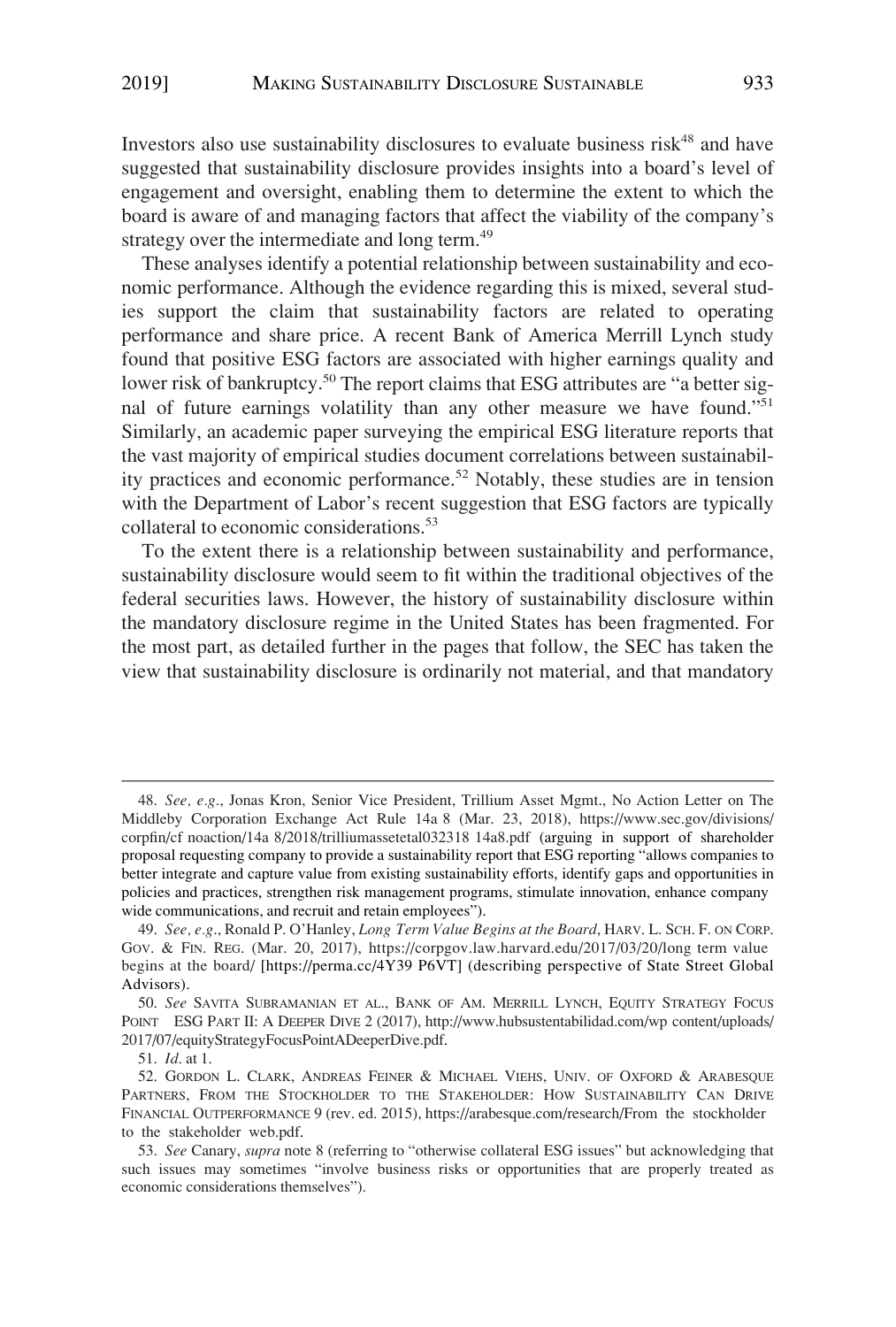Investors also use sustainability disclosures to evaluate business risk[48] and have suggested that sustainability disclosure provides insights into a board's level of engagement and oversight, enabling them to determine the extent to which the board is aware of and managing factors that affect the viability of the company's strategy over the intermediate and long term.[49]

These analyses identify a potential relationship between sustainability and economic performance. Although the evidence regarding this is mixed, several studies support the claim that sustainability factors are related to operating performance and share price. A recent Bank of America Merrill Lynch study found that positive ESG factors are associated with higher earnings quality and lower risk of bankruptcy.[50] The report claims that ESG attributes are "a better signal of future earnings volatility than any other measure we have found."[51] Similarly, an academic paper surveying the empirical ESG literature reports that the vast majority of empirical studies document correlations between sustainability practices and economic performance.[52] Notably, these studies are in tension with the Department of Labor's recent suggestion that ESG factors are typically collateral to economic considerations.[53]

To the extent there is a relationship between sustainability and performance, sustainability disclosure would seem to fit within the traditional objectives of the federal securities laws. However, the history of sustainability disclosure within the mandatory disclosure regime in the United States has been fragmented. For the most part, as detailed further in the pages that follow, the SEC has taken the view that sustainability disclosure is ordinarily not material, and that mandatory

---

48. *See, e.g.*, Jonas Kron, Senior Vice President, Trillium Asset Mgmt., No Action Letter on The Middleby Corporation Exchange Act Rule 14a 8 (Mar. 23, 2018), https://www.sec.gov/divisions/corpfin/cf noaction/14a 8/2018/trilliumassetetal032318 14a8.pdf (arguing in support of shareholder proposal requesting company to provide a sustainability report that ESG reporting "allows companies to better integrate and capture value from existing sustainability efforts, identify gaps and opportunities in policies and practices, strengthen risk management programs, stimulate innovation, enhance company wide communications, and recruit and retain employees").

49. *See, e.g.*, Ronald P. O'Hanley, *Long Term Value Begins at the Board*, HARV. L. SCH. F. ON CORP. GOV. & FIN. REG. (Mar. 20, 2017), https://corpgov.law.harvard.edu/2017/03/20/long term value begins at the board/ [https://perma.cc/4Y39 P6VT] (describing perspective of State Street Global Advisors).

50. *See* SAVITA SUBRAMANIAN ET AL., BANK OF AM. MERRILL LYNCH, EQUITY STRATEGY FOCUS POINT ESG PART II: A DEEPER DIVE 2 (2017), http://www.hubsustentabilidad.com/wp content/uploads/2017/07/equityStrategyFocusPointADeeperDive.pdf.

51. *Id*. at 1.

52. GORDON L. CLARK, ANDREAS FEINER & MICHAEL VIEHS, UNIV. OF OXFORD & ARABESQUE PARTNERS, FROM THE STOCKHOLDER TO THE STAKEHOLDER: HOW SUSTAINABILITY CAN DRIVE FINANCIAL OUTPERFORMANCE 9 (rev. ed. 2015), https://arabesque.com/research/From the stockholder to the stakeholder web.pdf.

53. *See* Canary, *supra* note 8 (referring to "otherwise collateral ESG issues" but acknowledging that such issues may sometimes "involve business risks or opportunities that are properly treated as economic considerations themselves").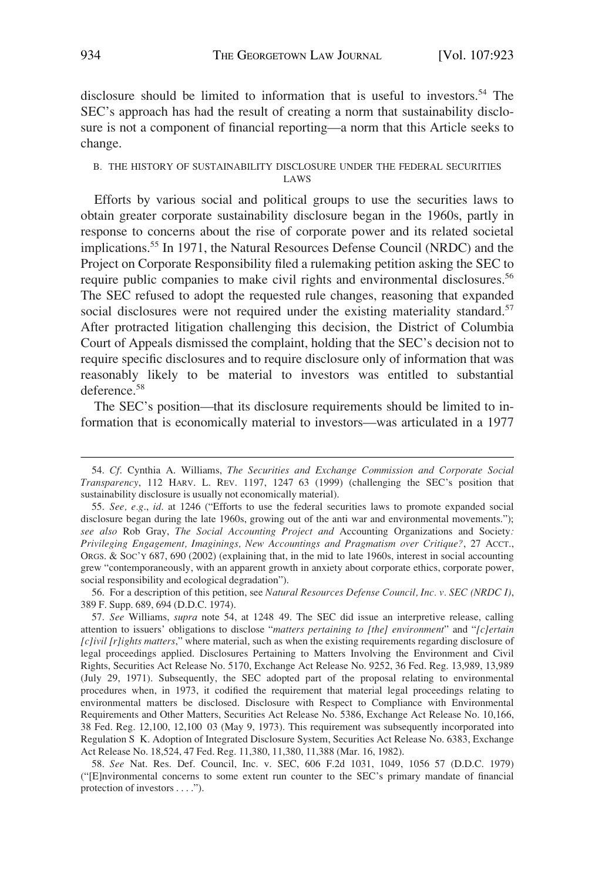disclosure should be limited to information that is useful to investors.[54] The SEC's approach has had the result of creating a norm that sustainability disclosure is not a component of financial reporting—a norm that this Article seeks to change.

### B. THE HISTORY OF SUSTAINABILITY DISCLOSURE UNDER THE FEDERAL SECURITIES LAWS

Efforts by various social and political groups to use the securities laws to obtain greater corporate sustainability disclosure began in the 1960s, partly in response to concerns about the rise of corporate power and its related societal implications.[55] In 1971, the Natural Resources Defense Council (NRDC) and the Project on Corporate Responsibility filed a rulemaking petition asking the SEC to require public companies to make civil rights and environmental disclosures.[56] The SEC refused to adopt the requested rule changes, reasoning that expanded social disclosures were not required under the existing materiality standard.[57] After protracted litigation challenging this decision, the District of Columbia Court of Appeals dismissed the complaint, holding that the SEC's decision not to require specific disclosures and to require disclosure only of information that was reasonably likely to be material to investors was entitled to substantial deference.[58]

The SEC's position—that its disclosure requirements should be limited to information that is economically material to investors—was articulated in a 1977

---

54. *Cf.* Cynthia A. Williams, *The Securities and Exchange Commission and Corporate Social Transparency*, 112 HARV. L. REV. 1197, 1247 63 (1999) (challenging the SEC's position that sustainability disclosure is usually not economically material).

55. *See, e.g.*, *id.* at 1246 ("Efforts to use the federal securities laws to promote expanded social disclosure began during the late 1960s, growing out of the anti war and environmental movements."); *see also* Rob Gray, *The Social Accounting Project and* Accounting Organizations and Society*: Privileging Engagement, Imaginings, New Accountings and Pragmatism over Critique?*, 27 ACCT., ORGS. & SOC'Y 687, 690 (2002) (explaining that, in the mid to late 1960s, interest in social accounting grew "contemporaneously, with an apparent growth in anxiety about corporate ethics, corporate power, social responsibility and ecological degradation").

56. For a description of this petition, see *Natural Resources Defense Council, Inc. v. SEC (NRDC I)*, 389 F. Supp. 689, 694 (D.D.C. 1974).

57. *See* Williams, *supra* note 54, at 1248 49. The SEC did issue an interpretive release, calling attention to issuers' obligations to disclose "*matters pertaining to [the] environment*" and "*[c]ertain [c]ivil [r]ights matters*," where material, such as when the existing requirements regarding disclosure of legal proceedings applied. Disclosures Pertaining to Matters Involving the Environment and Civil Rights, Securities Act Release No. 5170, Exchange Act Release No. 9252, 36 Fed. Reg. 13,989, 13,989 (July 29, 1971). Subsequently, the SEC adopted part of the proposal relating to environmental procedures when, in 1973, it codified the requirement that material legal proceedings relating to environmental matters be disclosed. Disclosure with Respect to Compliance with Environmental Requirements and Other Matters, Securities Act Release No. 5386, Exchange Act Release No. 10,166, 38 Fed. Reg. 12,100, 12,100 03 (May 9, 1973). This requirement was subsequently incorporated into Regulation S K. Adoption of Integrated Disclosure System, Securities Act Release No. 6383, Exchange Act Release No. 18,524, 47 Fed. Reg. 11,380, 11,380, 11,388 (Mar. 16, 1982).

58. *See* Nat. Res. Def. Council, Inc. v. SEC, 606 F.2d 1031, 1049, 1056 57 (D.D.C. 1979) ("[E]nvironmental concerns to some extent run counter to the SEC's primary mandate of financial protection of investors . . . .").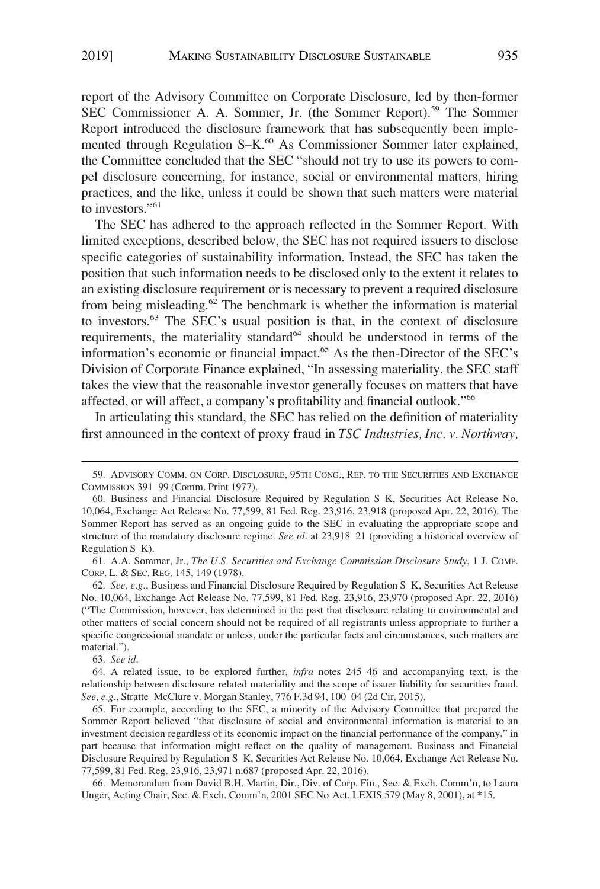report of the Advisory Committee on Corporate Disclosure, led by then-former SEC Commissioner A. A. Sommer, Jr. (the Sommer Report).[59] The Sommer Report introduced the disclosure framework that has subsequently been implemented through Regulation S–K.[60] As Commissioner Sommer later explained, the Committee concluded that the SEC "should not try to use its powers to compel disclosure concerning, for instance, social or environmental matters, hiring practices, and the like, unless it could be shown that such matters were material to investors."[61]

The SEC has adhered to the approach reflected in the Sommer Report. With limited exceptions, described below, the SEC has not required issuers to disclose specific categories of sustainability information. Instead, the SEC has taken the position that such information needs to be disclosed only to the extent it relates to an existing disclosure requirement or is necessary to prevent a required disclosure from being misleading.[62] The benchmark is whether the information is material to investors.[63] The SEC's usual position is that, in the context of disclosure requirements, the materiality standard[64] should be understood in terms of the information's economic or financial impact.[65] As the then-Director of the SEC's Division of Corporate Finance explained, "In assessing materiality, the SEC staff takes the view that the reasonable investor generally focuses on matters that have affected, or will affect, a company's profitability and financial outlook."[66]

In articulating this standard, the SEC has relied on the definition of materiality first announced in the context of proxy fraud in *TSC Industries, Inc. v. Northway,*

---

59. ADVISORY COMM. ON CORP. DISCLOSURE, 95TH CONG., REP. TO THE SECURITIES AND EXCHANGE COMMISSION 391 99 (Comm. Print 1977).

60. Business and Financial Disclosure Required by Regulation S K, Securities Act Release No. 10,064, Exchange Act Release No. 77,599, 81 Fed. Reg. 23,916, 23,918 (proposed Apr. 22, 2016). The Sommer Report has served as an ongoing guide to the SEC in evaluating the appropriate scope and structure of the mandatory disclosure regime. *See id*. at 23,918 21 (providing a historical overview of Regulation S K).

61. A.A. Sommer, Jr., *The U.S. Securities and Exchange Commission Disclosure Study*, 1 J. COMP. CORP. L. & SEC. REG. 145, 149 (1978).

62. *See, e.g*., Business and Financial Disclosure Required by Regulation S K, Securities Act Release No. 10,064, Exchange Act Release No. 77,599, 81 Fed. Reg. 23,916, 23,970 (proposed Apr. 22, 2016) ("The Commission, however, has determined in the past that disclosure relating to environmental and other matters of social concern should not be required of all registrants unless appropriate to further a specific congressional mandate or unless, under the particular facts and circumstances, such matters are material.").

63. *See id*.

64. A related issue, to be explored further, *infra* notes 245 46 and accompanying text, is the relationship between disclosure related materiality and the scope of issuer liability for securities fraud. *See, e.g*., Stratte McClure v. Morgan Stanley, 776 F.3d 94, 100 04 (2d Cir. 2015).

65. For example, according to the SEC, a minority of the Advisory Committee that prepared the Sommer Report believed "that disclosure of social and environmental information is material to an investment decision regardless of its economic impact on the financial performance of the company," in part because that information might reflect on the quality of management. Business and Financial Disclosure Required by Regulation S K, Securities Act Release No. 10,064, Exchange Act Release No. 77,599, 81 Fed. Reg. 23,916, 23,971 n.687 (proposed Apr. 22, 2016).

66. Memorandum from David B.H. Martin, Dir., Div. of Corp. Fin., Sec. & Exch. Comm'n, to Laura Unger, Acting Chair, Sec. & Exch. Comm'n, 2001 SEC No Act. LEXIS 579 (May 8, 2001), at *15.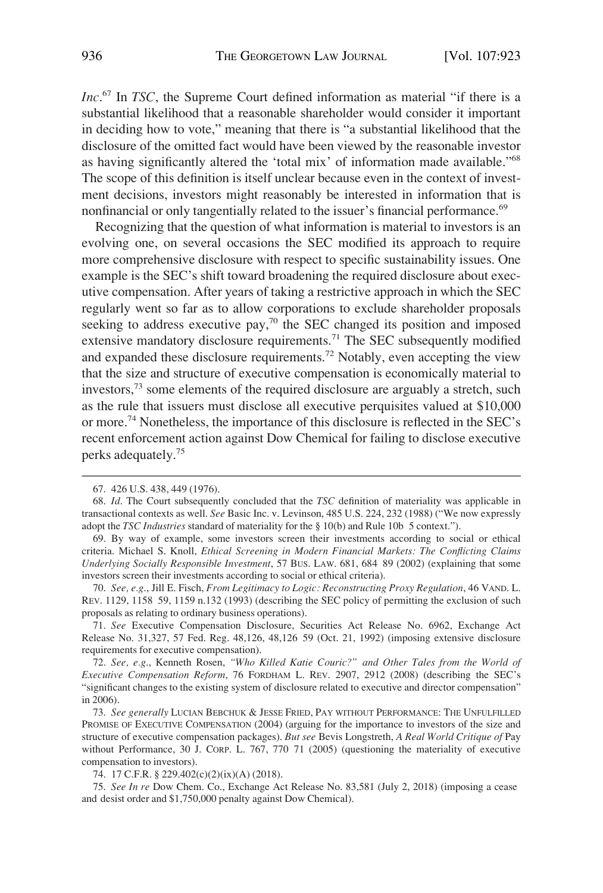*Inc*.[67] In *TSC*, the Supreme Court defined information as material "if there is a substantial likelihood that a reasonable shareholder would consider it important in deciding how to vote," meaning that there is "a substantial likelihood that the disclosure of the omitted fact would have been viewed by the reasonable investor as having significantly altered the 'total mix' of information made available."[68] The scope of this definition is itself unclear because even in the context of investment decisions, investors might reasonably be interested in information that is nonfinancial or only tangentially related to the issuer's financial performance.[69]

Recognizing that the question of what information is material to investors is an evolving one, on several occasions the SEC modified its approach to require more comprehensive disclosure with respect to specific sustainability issues. One example is the SEC's shift toward broadening the required disclosure about executive compensation. After years of taking a restrictive approach in which the SEC regularly went so far as to allow corporations to exclude shareholder proposals seeking to address executive pay,[70] the SEC changed its position and imposed extensive mandatory disclosure requirements.[71] The SEC subsequently modified and expanded these disclosure requirements.[72] Notably, even accepting the view that the size and structure of executive compensation is economically material to investors,[73] some elements of the required disclosure are arguably a stretch, such as the rule that issuers must disclose all executive perquisites valued at $10,000 or more.[74] Nonetheless, the importance of this disclosure is reflected in the SEC's recent enforcement action against Dow Chemical for failing to disclose executive perks adequately.[75]

---

67. 426 U.S. 438, 449 (1976).

68. *Id*. The Court subsequently concluded that the *TSC* definition of materiality was applicable in transactional contexts as well. *See* Basic Inc. v. Levinson, 485 U.S. 224, 232 (1988) ("We now expressly adopt the *TSC Industries* standard of materiality for the § 10(b) and Rule 10b 5 context.").

69. By way of example, some investors screen their investments according to social or ethical criteria. Michael S. Knoll, *Ethical Screening in Modern Financial Markets: The Conflicting Claims Underlying Socially Responsible Investment*, 57 BUS. LAW. 681, 684 89 (2002) (explaining that some investors screen their investments according to social or ethical criteria).

70. *See, e.g*., Jill E. Fisch, *From Legitimacy to Logic: Reconstructing Proxy Regulation*, 46 VAND. L. REV. 1129, 1158 59, 1159 n.132 (1993) (describing the SEC policy of permitting the exclusion of such proposals as relating to ordinary business operations).

71. *See* Executive Compensation Disclosure, Securities Act Release No. 6962, Exchange Act Release No. 31,327, 57 Fed. Reg. 48,126, 48,126 59 (Oct. 21, 1992) (imposing extensive disclosure requirements for executive compensation).

72. *See, e.g*., Kenneth Rosen, *"Who Killed Katie Couric?" and Other Tales from the World of Executive Compensation Reform*, 76 FORDHAM L. REV. 2907, 2912 (2008) (describing the SEC's "significant changes to the existing system of disclosure related to executive and director compensation" in 2006).

73. *See generally* LUCIAN BEBCHUK & JESSE FRIED, PAY WITHOUT PERFORMANCE: THE UNFULFILLED PROMISE OF EXECUTIVE COMPENSATION (2004) (arguing for the importance to investors of the size and structure of executive compensation packages). *But see* Bevis Longstreth, *A Real World Critique of* Pay without Performance, 30 J. CORP. L. 767, 770 71 (2005) (questioning the materiality of executive compensation to investors).

74. 17 C.F.R. § 229.402(c)(2)(ix)(A) (2018).

75. *See In re* Dow Chem. Co., Exchange Act Release No. 83,581 (July 2, 2018) (imposing a cease and desist order and $1,750,000 penalty against Dow Chemical).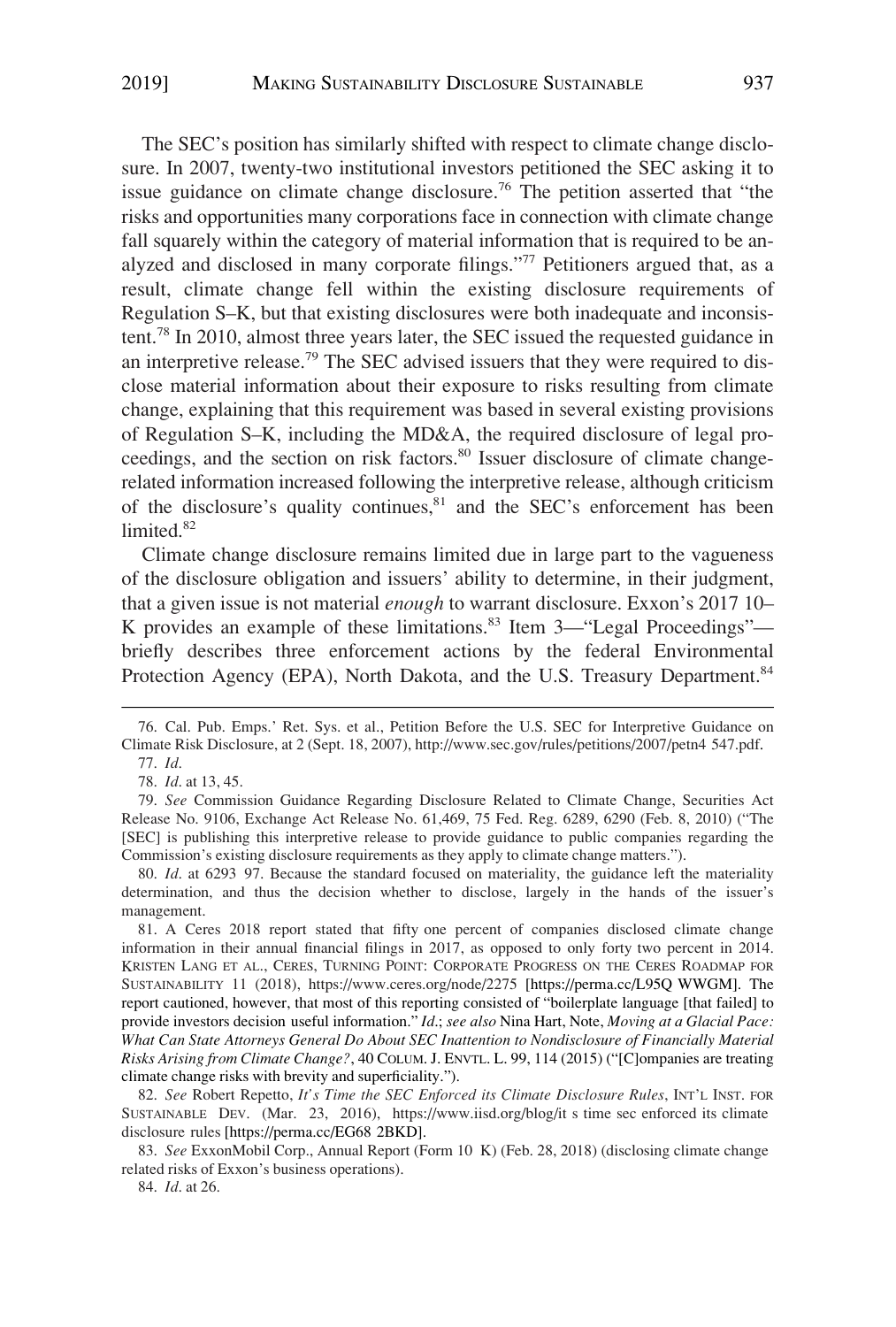The SEC's position has similarly shifted with respect to climate change disclosure. In 2007, twenty-two institutional investors petitioned the SEC asking it to issue guidance on climate change disclosure.[76] The petition asserted that "the risks and opportunities many corporations face in connection with climate change fall squarely within the category of material information that is required to be analyzed and disclosed in many corporate filings."[77] Petitioners argued that, as a result, climate change fell within the existing disclosure requirements of Regulation S–K, but that existing disclosures were both inadequate and inconsistent.[78] In 2010, almost three years later, the SEC issued the requested guidance in an interpretive release.[79] The SEC advised issuers that they were required to disclose material information about their exposure to risks resulting from climate change, explaining that this requirement was based in several existing provisions of Regulation S–K, including the MD&A, the required disclosure of legal proceedings, and the section on risk factors.[80] Issuer disclosure of climate change-related information increased following the interpretive release, although criticism of the disclosure's quality continues,[81] and the SEC's enforcement has been limited.[82]

Climate change disclosure remains limited due in large part to the vagueness of the disclosure obligation and issuers' ability to determine, in their judgment, that a given issue is not material *enough* to warrant disclosure. Exxon's 2017 10–K provides an example of these limitations.[83] Item 3—"Legal Proceedings"—briefly describes three enforcement actions by the federal Environmental Protection Agency (EPA), North Dakota, and the U.S. Treasury Department.[84]

---

76. Cal. Pub. Emps.' Ret. Sys. et al., Petition Before the U.S. SEC for Interpretive Guidance on Climate Risk Disclosure, at 2 (Sept. 18, 2007), http://www.sec.gov/rules/petitions/2007/petn4 547.pdf.

77. *Id*.

78. *Id*. at 13, 45.

79. *See* Commission Guidance Regarding Disclosure Related to Climate Change, Securities Act Release No. 9106, Exchange Act Release No. 61,469, 75 Fed. Reg. 6289, 6290 (Feb. 8, 2010) ("The [SEC] is publishing this interpretive release to provide guidance to public companies regarding the Commission's existing disclosure requirements as they apply to climate change matters.").

80. *Id*. at 6293 97. Because the standard focused on materiality, the guidance left the materiality determination, and thus the decision whether to disclose, largely in the hands of the issuer's management.

81. A Ceres 2018 report stated that fifty one percent of companies disclosed climate change information in their annual financial filings in 2017, as opposed to only forty two percent in 2014. KRISTEN LANG ET AL., CERES, TURNING POINT: CORPORATE PROGRESS ON THE CERES ROADMAP FOR SUSTAINABILITY 11 (2018), https://www.ceres.org/node/2275 [https://perma.cc/L95Q WWGM]. The report cautioned, however, that most of this reporting consisted of "boilerplate language [that failed] to provide investors decision useful information." *Id*.; *see also* Nina Hart, Note, *Moving at a Glacial Pace: What Can State Attorneys General Do About SEC Inattention to Nondisclosure of Financially Material Risks Arising from Climate Change?*, 40 COLUM. J. ENVTL. L. 99, 114 (2015) ("[C]ompanies are treating climate change risks with brevity and superficiality.").

82. *See* Robert Repetto, *It's Time the SEC Enforced its Climate Disclosure Rules*, INT'L INST. FOR SUSTAINABLE DEV. (Mar. 23, 2016), https://www.iisd.org/blog/it s time sec enforced its climate disclosure rules [https://perma.cc/EG68 2BKD].

83. *See* ExxonMobil Corp., Annual Report (Form 10 K) (Feb. 28, 2018) (disclosing climate change related risks of Exxon's business operations).

84. *Id*. at 26.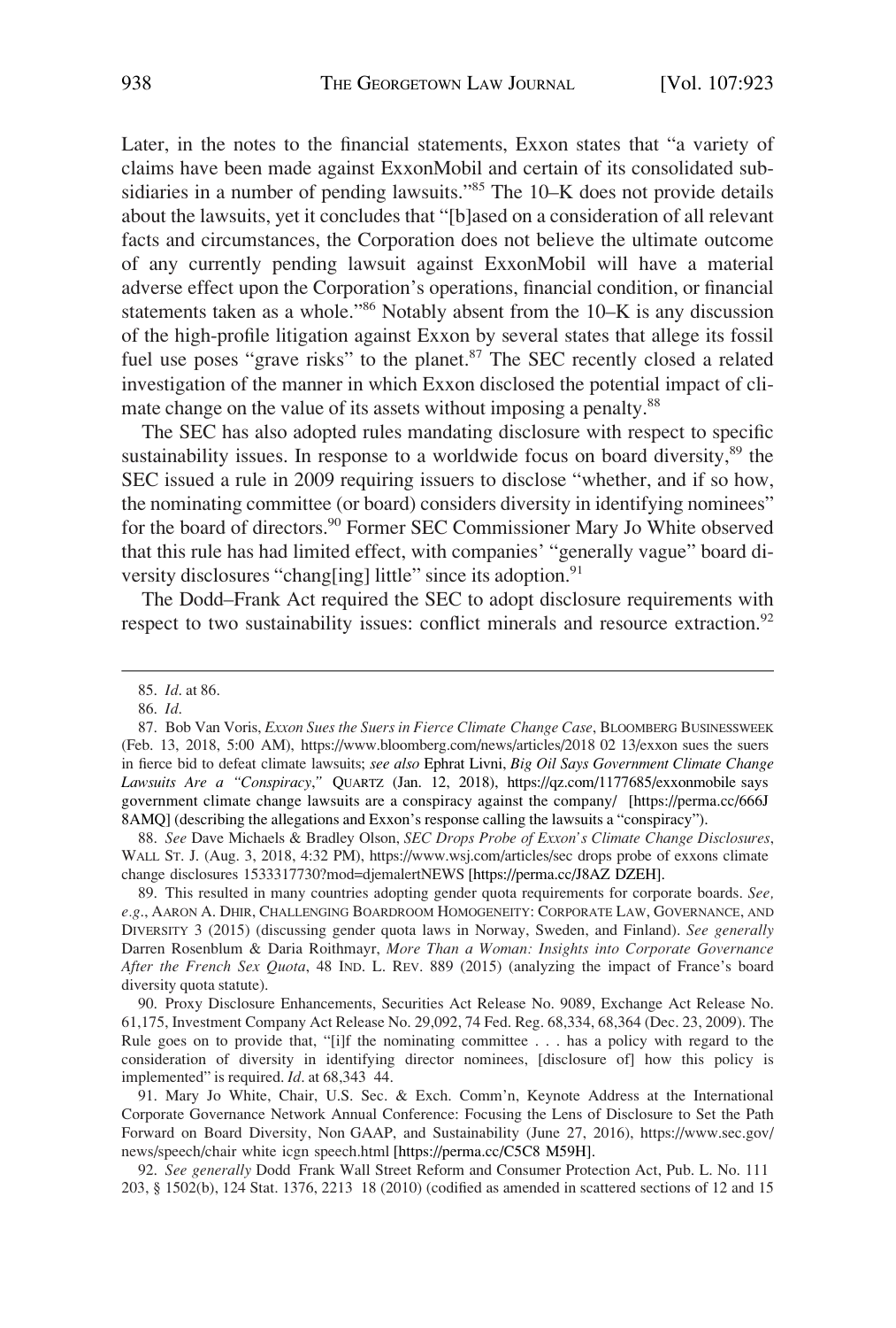Later, in the notes to the financial statements, Exxon states that "a variety of claims have been made against ExxonMobil and certain of its consolidated subsidiaries in a number of pending lawsuits."[85] The 10–K does not provide details about the lawsuits, yet it concludes that "[b]ased on a consideration of all relevant facts and circumstances, the Corporation does not believe the ultimate outcome of any currently pending lawsuit against ExxonMobil will have a material adverse effect upon the Corporation's operations, financial condition, or financial statements taken as a whole."[86] Notably absent from the 10–K is any discussion of the high-profile litigation against Exxon by several states that allege its fossil fuel use poses "grave risks" to the planet.[87] The SEC recently closed a related investigation of the manner in which Exxon disclosed the potential impact of climate change on the value of its assets without imposing a penalty.[88]

The SEC has also adopted rules mandating disclosure with respect to specific sustainability issues. In response to a worldwide focus on board diversity,[89] the SEC issued a rule in 2009 requiring issuers to disclose "whether, and if so how, the nominating committee (or board) considers diversity in identifying nominees" for the board of directors.[90] Former SEC Commissioner Mary Jo White observed that this rule has had limited effect, with companies' "generally vague" board diversity disclosures "chang[ing] little" since its adoption.[91]

The Dodd–Frank Act required the SEC to adopt disclosure requirements with respect to two sustainability issues: conflict minerals and resource extraction.[92]

---

85. *Id*. at 86.

86. *Id*.

87. Bob Van Voris, *Exxon Sues the Suers in Fierce Climate Change Case*, BLOOMBERG BUSINESSWEEK (Feb. 13, 2018, 5:00 AM), https://www.bloomberg.com/news/articles/2018 02 13/exxon sues the suers in fierce bid to defeat climate lawsuits; *see also* Ephrat Livni, *Big Oil Says Government Climate Change Lawsuits Are a "Conspiracy*,*"* QUARTZ (Jan. 12, 2018), https://qz.com/1177685/exxonmobile says government climate change lawsuits are a conspiracy against the company/ [https://perma.cc/666J 8AMQ] (describing the allegations and Exxon's response calling the lawsuits a "conspiracy").

88. *See* Dave Michaels & Bradley Olson, *SEC Drops Probe of Exxon's Climate Change Disclosures*, WALL ST. J. (Aug. 3, 2018, 4:32 PM), https://www.wsj.com/articles/sec drops probe of exxons climate change disclosures 1533317730?mod=djemalertNEWS [https://perma.cc/J8AZ DZEH].

89. This resulted in many countries adopting gender quota requirements for corporate boards. *See, e.g*., AARON A. DHIR, CHALLENGING BOARDROOM HOMOGENEITY: CORPORATE LAW, GOVERNANCE, AND DIVERSITY 3 (2015) (discussing gender quota laws in Norway, Sweden, and Finland). *See generally* Darren Rosenblum & Daria Roithmayr, *More Than a Woman: Insights into Corporate Governance After the French Sex Quota*, 48 IND. L. REV. 889 (2015) (analyzing the impact of France's board diversity quota statute).

90. Proxy Disclosure Enhancements, Securities Act Release No. 9089, Exchange Act Release No. 61,175, Investment Company Act Release No. 29,092, 74 Fed. Reg. 68,334, 68,364 (Dec. 23, 2009). The Rule goes on to provide that, "[i]f the nominating committee . . . has a policy with regard to the consideration of diversity in identifying director nominees, [disclosure of] how this policy is implemented" is required. *Id*. at 68,343 44.

91. Mary Jo White, Chair, U.S. Sec. & Exch. Comm'n, Keynote Address at the International Corporate Governance Network Annual Conference: Focusing the Lens of Disclosure to Set the Path Forward on Board Diversity, Non GAAP, and Sustainability (June 27, 2016), https://www.sec.gov/news/speech/chair white icgn speech.html [https://perma.cc/C5C8 M59H].

92. *See generally* Dodd Frank Wall Street Reform and Consumer Protection Act, Pub. L. No. 111 203, § 1502(b), 124 Stat. 1376, 2213 18 (2010) (codified as amended in scattered sections of 12 and 15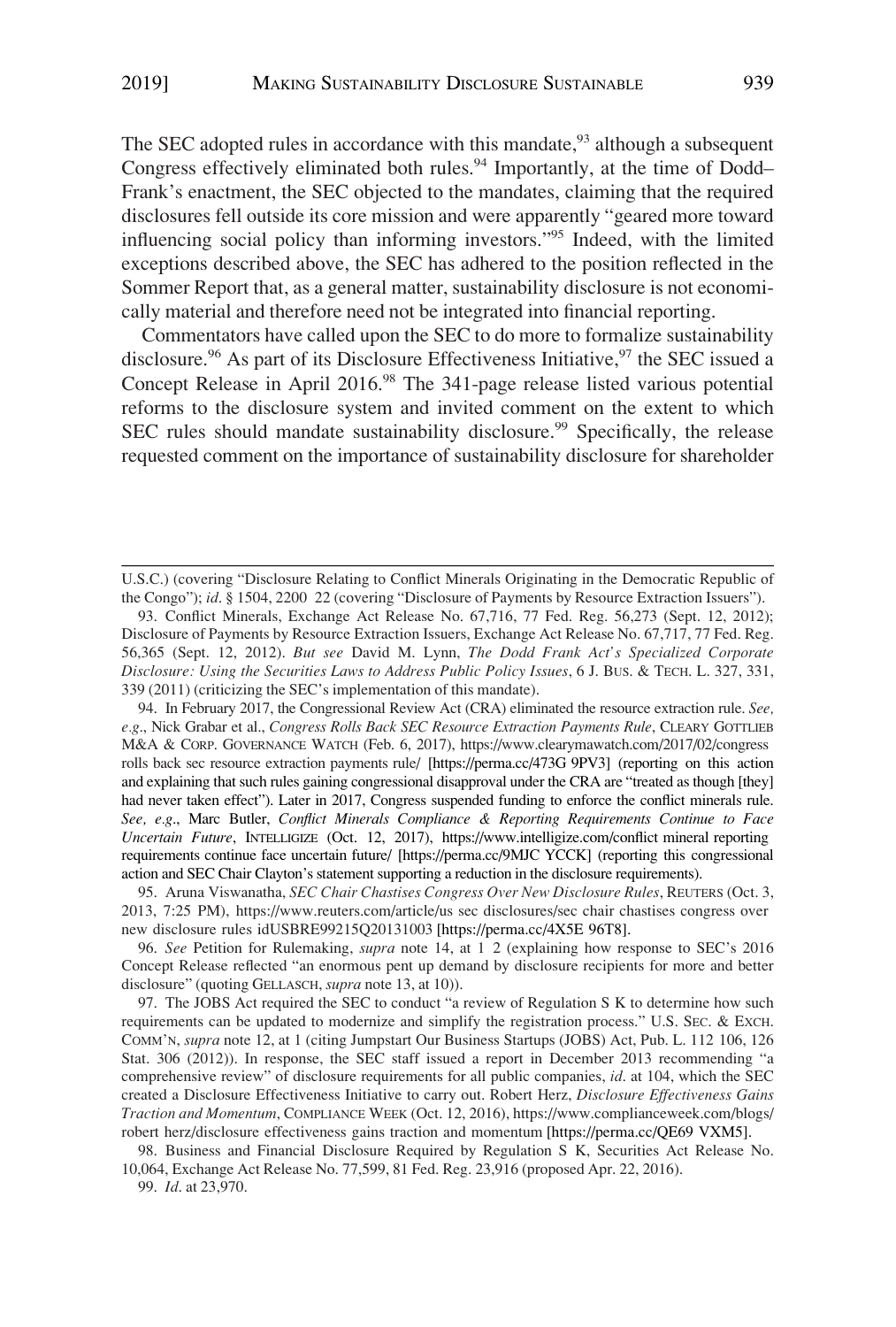The SEC adopted rules in accordance with this mandate,[93] although a subsequent Congress effectively eliminated both rules.[94] Importantly, at the time of Dodd–Frank's enactment, the SEC objected to the mandates, claiming that the required disclosures fell outside its core mission and were apparently "geared more toward influencing social policy than informing investors."[95] Indeed, with the limited exceptions described above, the SEC has adhered to the position reflected in the Sommer Report that, as a general matter, sustainability disclosure is not economically material and therefore need not be integrated into financial reporting.

Commentators have called upon the SEC to do more to formalize sustainability disclosure.[96] As part of its Disclosure Effectiveness Initiative,[97] the SEC issued a Concept Release in April 2016.[98] The 341-page release listed various potential reforms to the disclosure system and invited comment on the extent to which SEC rules should mandate sustainability disclosure.[99] Specifically, the release requested comment on the importance of sustainability disclosure for shareholder

---

U.S.C.) (covering "Disclosure Relating to Conflict Minerals Originating in the Democratic Republic of the Congo"); *id*. § 1504, 2200 22 (covering "Disclosure of Payments by Resource Extraction Issuers").

93. Conflict Minerals, Exchange Act Release No. 67,716, 77 Fed. Reg. 56,273 (Sept. 12, 2012); Disclosure of Payments by Resource Extraction Issuers, Exchange Act Release No. 67,717, 77 Fed. Reg. 56,365 (Sept. 12, 2012). *But see* David M. Lynn, *The Dodd Frank Act's Specialized Corporate Disclosure: Using the Securities Laws to Address Public Policy Issues*, 6 J. BUS. & TECH. L. 327, 331, 339 (2011) (criticizing the SEC's implementation of this mandate).

94. In February 2017, the Congressional Review Act (CRA) eliminated the resource extraction rule. *See, e.g.*, Nick Grabar et al., *Congress Rolls Back SEC Resource Extraction Payments Rule*, CLEARY GOTTLIEB M&A & CORP. GOVERNANCE WATCH (Feb. 6, 2017), https://www.clearymawatch.com/2017/02/congress rolls back sec resource extraction payments rule/ [https://perma.cc/473G 9PV3] (reporting on this action and explaining that such rules gaining congressional disapproval under the CRA are "treated as though [they] had never taken effect"). Later in 2017, Congress suspended funding to enforce the conflict minerals rule. *See, e.g.*, Marc Butler, *Conflict Minerals Compliance & Reporting Requirements Continue to Face Uncertain Future*, INTELLIGIZE (Oct. 12, 2017), https://www.intelligize.com/conflict mineral reporting requirements continue face uncertain future/ [https://perma.cc/9MJC YCCK] (reporting this congressional action and SEC Chair Clayton's statement supporting a reduction in the disclosure requirements).

95. Aruna Viswanatha, *SEC Chair Chastises Congress Over New Disclosure Rules*, REUTERS (Oct. 3, 2013, 7:25 PM), https://www.reuters.com/article/us sec disclosures/sec chair chastises congress over new disclosure rules idUSBRE99215Q20131003 [https://perma.cc/4X5E 96T8].

96. *See* Petition for Rulemaking, *supra* note 14, at 1 2 (explaining how response to SEC's 2016 Concept Release reflected "an enormous pent up demand by disclosure recipients for more and better disclosure" (quoting GELLASCH, *supra* note 13, at 10)).

97. The JOBS Act required the SEC to conduct "a review of Regulation S K to determine how such requirements can be updated to modernize and simplify the registration process." U.S. SEC. & EXCH. COMM'N, *supra* note 12, at 1 (citing Jumpstart Our Business Startups (JOBS) Act, Pub. L. 112 106, 126 Stat. 306 (2012)). In response, the SEC staff issued a report in December 2013 recommending "a comprehensive review" of disclosure requirements for all public companies, *id*. at 104, which the SEC created a Disclosure Effectiveness Initiative to carry out. Robert Herz, *Disclosure Effectiveness Gains Traction and Momentum*, COMPLIANCE WEEK (Oct. 12, 2016), https://www.complianceweek.com/blogs/robert herz/disclosure effectiveness gains traction and momentum [https://perma.cc/QE69 VXM5].

98. Business and Financial Disclosure Required by Regulation S K, Securities Act Release No. 10,064, Exchange Act Release No. 77,599, 81 Fed. Reg. 23,916 (proposed Apr. 22, 2016).

99. *Id*. at 23,970.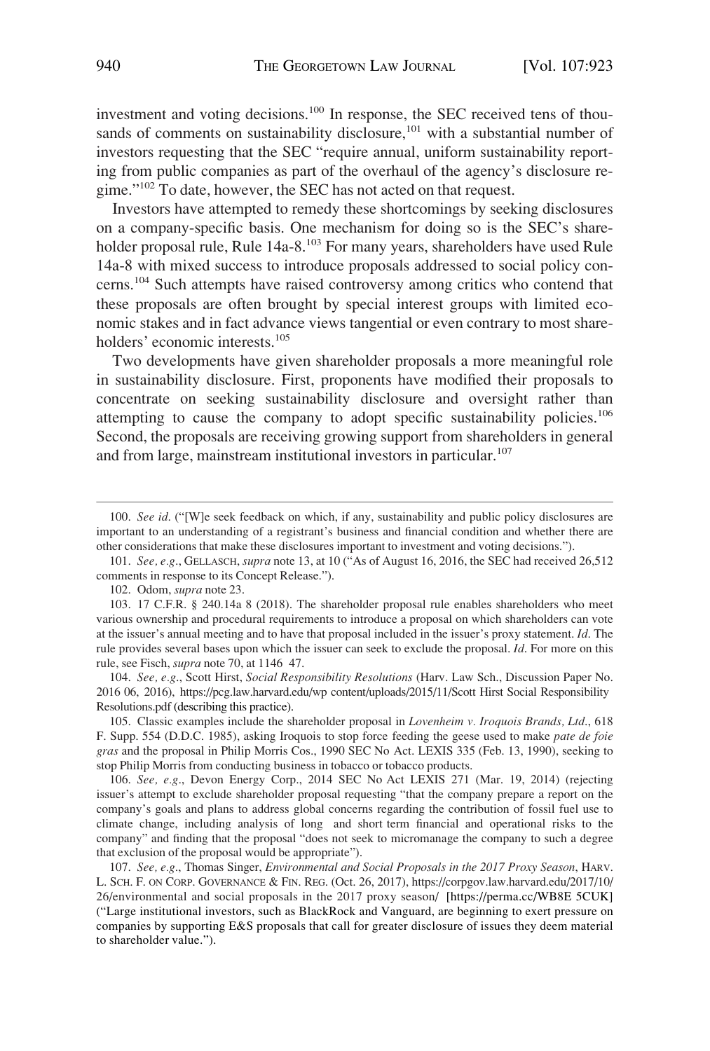investment and voting decisions.[100] In response, the SEC received tens of thousands of comments on sustainability disclosure,[101] with a substantial number of investors requesting that the SEC "require annual, uniform sustainability reporting from public companies as part of the overhaul of the agency's disclosure regime."[102] To date, however, the SEC has not acted on that request.

Investors have attempted to remedy these shortcomings by seeking disclosures on a company-specific basis. One mechanism for doing so is the SEC's shareholder proposal rule, Rule 14a-8.[103] For many years, shareholders have used Rule 14a-8 with mixed success to introduce proposals addressed to social policy concerns.[104] Such attempts have raised controversy among critics who contend that these proposals are often brought by special interest groups with limited economic stakes and in fact advance views tangential or even contrary to most shareholders' economic interests.[105]

Two developments have given shareholder proposals a more meaningful role in sustainability disclosure. First, proponents have modified their proposals to concentrate on seeking sustainability disclosure and oversight rather than attempting to cause the company to adopt specific sustainability policies.[106] Second, the proposals are receiving growing support from shareholders in general and from large, mainstream institutional investors in particular.[107]

---

100. *See id.* ("[W]e seek feedback on which, if any, sustainability and public policy disclosures are important to an understanding of a registrant's business and financial condition and whether there are other considerations that make these disclosures important to investment and voting decisions.").

101. *See, e.g.*, GELLASCH, *supra* note 13, at 10 ("As of August 16, 2016, the SEC had received 26,512 comments in response to its Concept Release.").

102. Odom, *supra* note 23.

103. 17 C.F.R. § 240.14a 8 (2018). The shareholder proposal rule enables shareholders who meet various ownership and procedural requirements to introduce a proposal on which shareholders can vote at the issuer's annual meeting and to have that proposal included in the issuer's proxy statement. *Id*. The rule provides several bases upon which the issuer can seek to exclude the proposal. *Id*. For more on this rule, see Fisch, *supra* note 70, at 1146 47.

104. *See, e.g.*, Scott Hirst, *Social Responsibility Resolutions* (Harv. Law Sch., Discussion Paper No. 2016 06, 2016), https://pcg.law.harvard.edu/wp content/uploads/2015/11/Scott Hirst Social Responsibility Resolutions.pdf (describing this practice).

105. Classic examples include the shareholder proposal in *Lovenheim v. Iroquois Brands, Ltd.*, 618 F. Supp. 554 (D.D.C. 1985), asking Iroquois to stop force feeding the geese used to make *pate de foie gras* and the proposal in Philip Morris Cos., 1990 SEC No Act. LEXIS 335 (Feb. 13, 1990), seeking to stop Philip Morris from conducting business in tobacco or tobacco products.

106. *See, e.g.*, Devon Energy Corp., 2014 SEC No Act LEXIS 271 (Mar. 19, 2014) (rejecting issuer's attempt to exclude shareholder proposal requesting "that the company prepare a report on the company's goals and plans to address global concerns regarding the contribution of fossil fuel use to climate change, including analysis of long and short term financial and operational risks to the company" and finding that the proposal "does not seek to micromanage the company to such a degree that exclusion of the proposal would be appropriate").

107. *See, e.g.*, Thomas Singer, *Environmental and Social Proposals in the 2017 Proxy Season*, HARV. L. SCH. F. ON CORP. GOVERNANCE & FIN. REG. (Oct. 26, 2017), https://corpgov.law.harvard.edu/2017/10/26/environmental and social proposals in the 2017 proxy season/ [https://perma.cc/WB8E 5CUK] ("Large institutional investors, such as BlackRock and Vanguard, are beginning to exert pressure on companies by supporting E&S proposals that call for greater disclosure of issues they deem material to shareholder value.").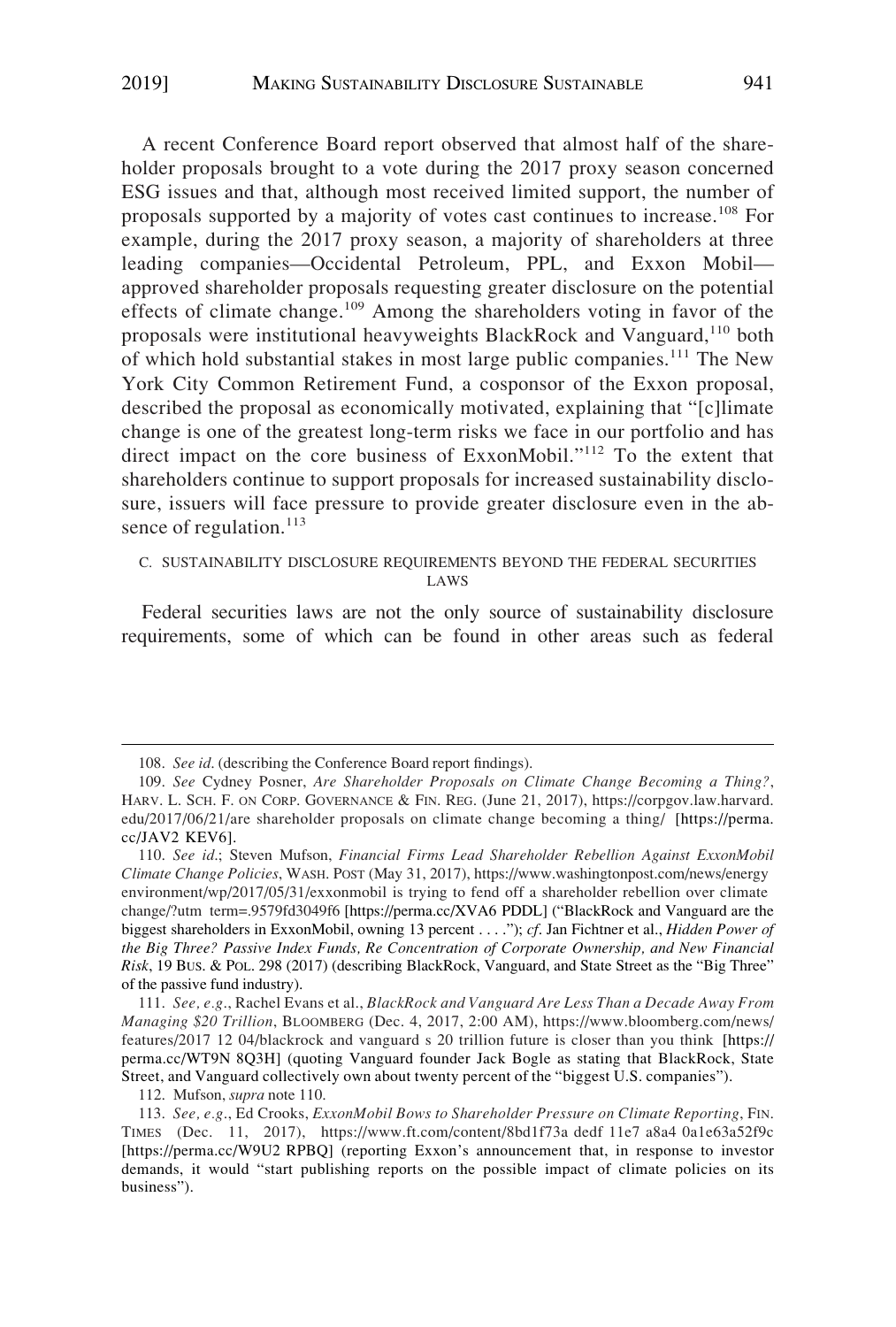A recent Conference Board report observed that almost half of the shareholder proposals brought to a vote during the 2017 proxy season concerned ESG issues and that, although most received limited support, the number of proposals supported by a majority of votes cast continues to increase.[108] For example, during the 2017 proxy season, a majority of shareholders at three leading companies—Occidental Petroleum, PPL, and Exxon Mobil—approved shareholder proposals requesting greater disclosure on the potential effects of climate change.[109] Among the shareholders voting in favor of the proposals were institutional heavyweights BlackRock and Vanguard,[110] both of which hold substantial stakes in most large public companies.[111] The New York City Common Retirement Fund, a cosponsor of the Exxon proposal, described the proposal as economically motivated, explaining that "[c]limate change is one of the greatest long-term risks we face in our portfolio and has direct impact on the core business of ExxonMobil."[112] To the extent that shareholders continue to support proposals for increased sustainability disclosure, issuers will face pressure to provide greater disclosure even in the absence of regulation.[113]

### C. SUSTAINABILITY DISCLOSURE REQUIREMENTS BEYOND THE FEDERAL SECURITIES LAWS

Federal securities laws are not the only source of sustainability disclosure requirements, some of which can be found in other areas such as federal

---

108. *See id.* (describing the Conference Board report findings).

109. *See* Cydney Posner, *Are Shareholder Proposals on Climate Change Becoming a Thing?*, HARV. L. SCH. F. ON CORP. GOVERNANCE & FIN. REG. (June 21, 2017), https://corpgov.law.harvard.edu/2017/06/21/are shareholder proposals on climate change becoming a thing/ [https://perma.cc/JAV2 KEV6].

110. *See id.*; Steven Mufson, *Financial Firms Lead Shareholder Rebellion Against ExxonMobil Climate Change Policies*, WASH. POST (May 31, 2017), https://www.washingtonpost.com/news/energy environment/wp/2017/05/31/exxonmobil is trying to fend off a shareholder rebellion over climate change/?utm term=.9579fd3049f6 [https://perma.cc/XVA6 PDDL] ("BlackRock and Vanguard are the biggest shareholders in ExxonMobil, owning 13 percent . . . ."); *cf*. Jan Fichtner et al., *Hidden Power of the Big Three? Passive Index Funds, Re Concentration of Corporate Ownership, and New Financial Risk*, 19 BUS. & POL. 298 (2017) (describing BlackRock, Vanguard, and State Street as the "Big Three" of the passive fund industry).

111. *See, e.g.*, Rachel Evans et al., *BlackRock and Vanguard Are Less Than a Decade Away From Managing $20 Trillion*, BLOOMBERG (Dec. 4, 2017, 2:00 AM), https://www.bloomberg.com/news/features/2017 12 04/blackrock and vanguard s 20 trillion future is closer than you think [https://perma.cc/WT9N 8Q3H] (quoting Vanguard founder Jack Bogle as stating that BlackRock, State Street, and Vanguard collectively own about twenty percent of the "biggest U.S. companies").

112. Mufson, *supra* note 110.

113. *See, e.g.*, Ed Crooks, *ExxonMobil Bows to Shareholder Pressure on Climate Reporting*, FIN. TIMES (Dec. 11, 2017), https://www.ft.com/content/8bd1f73a dedf 11e7 a8a4 0a1e63a52f9c [https://perma.cc/W9U2 RPBQ] (reporting Exxon's announcement that, in response to investor demands, it would "start publishing reports on the possible impact of climate policies on its business").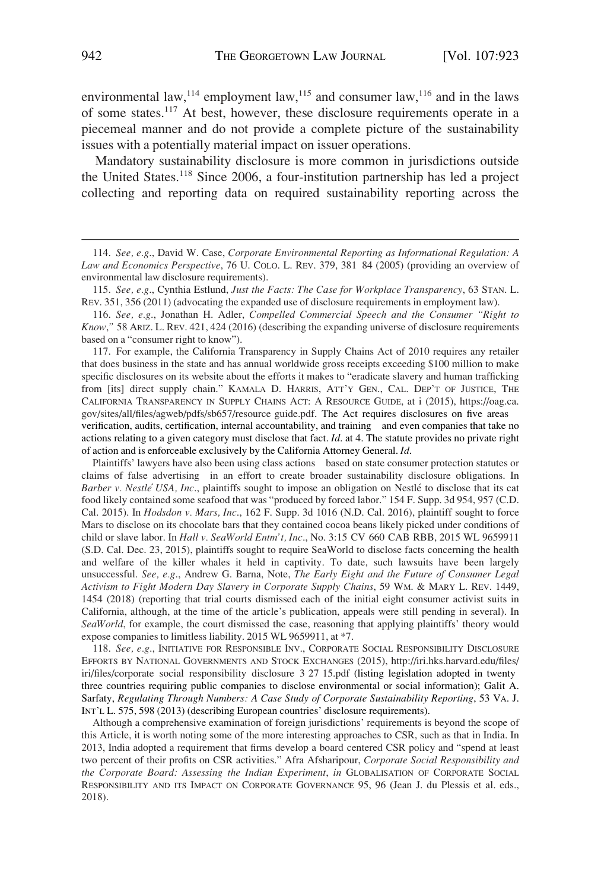environmental law,[114] employment law,[115] and consumer law,[116] and in the laws of some states.[117] At best, however, these disclosure requirements operate in a piecemeal manner and do not provide a complete picture of the sustainability issues with a potentially material impact on issuer operations.

Mandatory sustainability disclosure is more common in jurisdictions outside the United States.[118] Since 2006, a four-institution partnership has led a project collecting and reporting data on required sustainability reporting across the

---

114. *See, e.g.*, David W. Case, *Corporate Environmental Reporting as Informational Regulation: A Law and Economics Perspective*, 76 U. COLO. L. REV. 379, 381 84 (2005) (providing an overview of environmental law disclosure requirements).

115. *See, e.g.*, Cynthia Estlund, *Just the Facts: The Case for Workplace Transparency*, 63 STAN. L. REV. 351, 356 (2011) (advocating the expanded use of disclosure requirements in employment law).

116. *See, e.g.*, Jonathan H. Adler, *Compelled Commercial Speech and the Consumer "Right to Know*,*"* 58 ARIZ. L. REV. 421, 424 (2016) (describing the expanding universe of disclosure requirements based on a "consumer right to know").

117. For example, the California Transparency in Supply Chains Act of 2010 requires any retailer that does business in the state and has annual worldwide gross receipts exceeding $100 million to make specific disclosures on its website about the efforts it makes to "eradicate slavery and human trafficking from [its] direct supply chain." KAMALA D. HARRIS, ATT'Y GEN., CAL. DEP'T OF JUSTICE, THE CALIFORNIA TRANSPARENCY IN SUPPLY CHAINS ACT: A RESOURCE GUIDE, at i (2015), https://oag.ca.gov/sites/all/files/agweb/pdfs/sb657/resource guide.pdf. The Act requires disclosures on five areas verification, audits, certification, internal accountability, and training and even companies that take no actions relating to a given category must disclose that fact. *Id.* at 4. The statute provides no private right of action and is enforceable exclusively by the California Attorney General. *Id.*

Plaintiffs' lawyers have also been using class actions based on state consumer protection statutes or claims of false advertising in an effort to create broader sustainability disclosure obligations. In *Barber v. Nestlé USA, Inc*., plaintiffs sought to impose an obligation on Nestlé to disclose that its cat food likely contained some seafood that was "produced by forced labor." 154 F. Supp. 3d 954, 957 (C.D. Cal. 2015). In *Hodsdon v. Mars, Inc*., 162 F. Supp. 3d 1016 (N.D. Cal. 2016), plaintiff sought to force Mars to disclose on its chocolate bars that they contained cocoa beans likely picked under conditions of child or slave labor. In *Hall v. SeaWorld Entm't, Inc*., No. 3:15 CV 660 CAB RBB, 2015 WL 9659911 (S.D. Cal. Dec. 23, 2015), plaintiffs sought to require SeaWorld to disclose facts concerning the health and welfare of the killer whales it held in captivity. To date, such lawsuits have been largely unsuccessful. *See, e.g*., Andrew G. Barna, Note, *The Early Eight and the Future of Consumer Legal Activism to Fight Modern Day Slavery in Corporate Supply Chains*, 59 WM. & MARY L. REV. 1449, 1454 (2018) (reporting that trial courts dismissed each of the initial eight consumer activist suits in California, although, at the time of the article's publication, appeals were still pending in several). In *SeaWorld*, for example, the court dismissed the case, reasoning that applying plaintiffs' theory would expose companies to limitless liability. 2015 WL 9659911, at *7.

118. *See, e.g*., INITIATIVE FOR RESPONSIBLE INV., CORPORATE SOCIAL RESPONSIBILITY DISCLOSURE EFFORTS BY NATIONAL GOVERNMENTS AND STOCK EXCHANGES (2015), http://iri.hks.harvard.edu/files/iri/files/corporate social responsibility disclosure 3 27 15.pdf (listing legislation adopted in twenty three countries requiring public companies to disclose environmental or social information); Galit A. Sarfaty, *Regulating Through Numbers: A Case Study of Corporate Sustainability Reporting*, 53 VA. J. INT'L L. 575, 598 (2013) (describing European countries' disclosure requirements).

Although a comprehensive examination of foreign jurisdictions' requirements is beyond the scope of this Article, it is worth noting some of the more interesting approaches to CSR, such as that in India. In 2013, India adopted a requirement that firms develop a board centered CSR policy and "spend at least two percent of their profits on CSR activities." Afra Afsharipour, *Corporate Social Responsibility and the Corporate Board: Assessing the Indian Experiment*, *in* GLOBALISATION OF CORPORATE SOCIAL RESPONSIBILITY AND ITS IMPACT ON CORPORATE GOVERNANCE 95, 96 (Jean J. du Plessis et al. eds., 2018).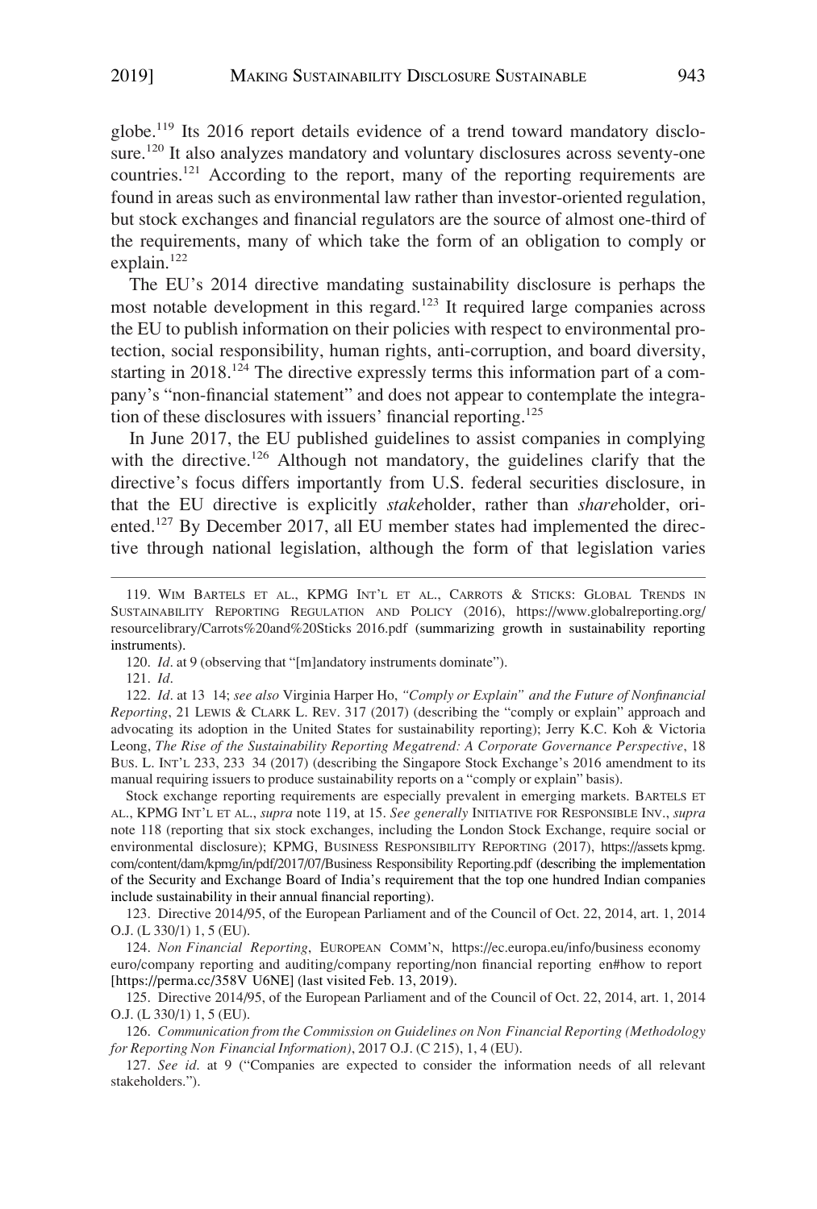globe.[119] Its 2016 report details evidence of a trend toward mandatory disclosure.[120] It also analyzes mandatory and voluntary disclosures across seventy-one countries.[121] According to the report, many of the reporting requirements are found in areas such as environmental law rather than investor-oriented regulation, but stock exchanges and financial regulators are the source of almost one-third of the requirements, many of which take the form of an obligation to comply or explain.[122]

The EU's 2014 directive mandating sustainability disclosure is perhaps the most notable development in this regard.[123] It required large companies across the EU to publish information on their policies with respect to environmental protection, social responsibility, human rights, anti-corruption, and board diversity, starting in 2018.[124] The directive expressly terms this information part of a company's "non-financial statement" and does not appear to contemplate the integration of these disclosures with issuers' financial reporting.[125]

In June 2017, the EU published guidelines to assist companies in complying with the directive.[126] Although not mandatory, the guidelines clarify that the directive's focus differs importantly from U.S. federal securities disclosure, in that the EU directive is explicitly *stake*holder, rather than *share*holder, oriented.[127] By December 2017, all EU member states had implemented the directive through national legislation, although the form of that legislation varies

---

119. WIM BARTELS ET AL., KPMG INT'L ET AL., CARROTS & STICKS: GLOBAL TRENDS IN SUSTAINABILITY REPORTING REGULATION AND POLICY (2016), https://www.globalreporting.org/resourcelibrary/Carrots%20and%20Sticks 2016.pdf (summarizing growth in sustainability reporting instruments).

120. *Id*. at 9 (observing that "[m]andatory instruments dominate").

121. *Id*.

122. *Id*. at 13 14; *see also* Virginia Harper Ho, *"Comply or Explain" and the Future of Nonfinancial Reporting*, 21 LEWIS & CLARK L. REV. 317 (2017) (describing the "comply or explain" approach and advocating its adoption in the United States for sustainability reporting); Jerry K.C. Koh & Victoria Leong, *The Rise of the Sustainability Reporting Megatrend: A Corporate Governance Perspective*, 18 BUS. L. INT'L 233, 233 34 (2017) (describing the Singapore Stock Exchange's 2016 amendment to its manual requiring issuers to produce sustainability reports on a "comply or explain" basis).

Stock exchange reporting requirements are especially prevalent in emerging markets. BARTELS ET AL., KPMG INT'L ET AL., *supra* note 119, at 15. *See generally* INITIATIVE FOR RESPONSIBLE INV., *supra* note 118 (reporting that six stock exchanges, including the London Stock Exchange, require social or environmental disclosure); KPMG, BUSINESS RESPONSIBILITY REPORTING (2017), https://assets kpmg.com/content/dam/kpmg/in/pdf/2017/07/Business Responsibility Reporting.pdf (describing the implementation of the Security and Exchange Board of India's requirement that the top one hundred Indian companies include sustainability in their annual financial reporting).

123. Directive 2014/95, of the European Parliament and of the Council of Oct. 22, 2014, art. 1, 2014 O.J. (L 330/1) 1, 5 (EU).

124. *Non Financial Reporting*, EUROPEAN COMM'N, https://ec.europa.eu/info/business economy euro/company reporting and auditing/company reporting/non financial reporting en#how to report [https://perma.cc/358V U6NE] (last visited Feb. 13, 2019).

125. Directive 2014/95, of the European Parliament and of the Council of Oct. 22, 2014, art. 1, 2014 O.J. (L 330/1) 1, 5 (EU).

126. *Communication from the Commission on Guidelines on Non Financial Reporting (Methodology for Reporting Non Financial Information)*, 2017 O.J. (C 215), 1, 4 (EU).

127. *See id*. at 9 ("Companies are expected to consider the information needs of all relevant stakeholders.").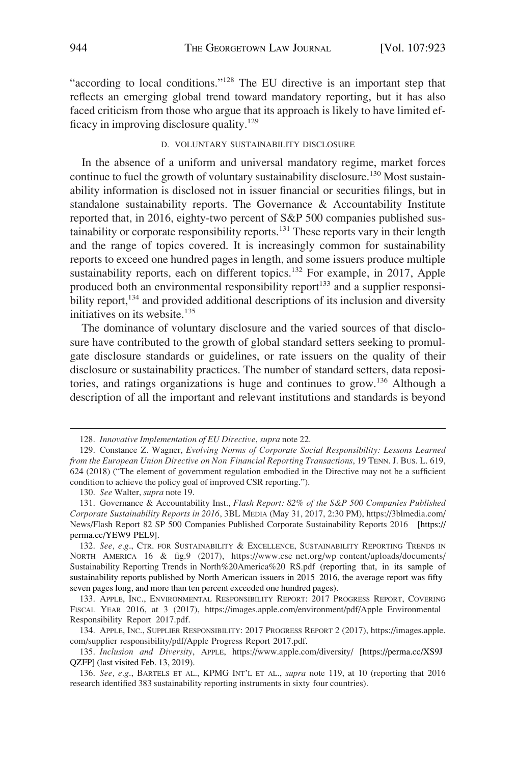"according to local conditions."[128] The EU directive is an important step that reflects an emerging global trend toward mandatory reporting, but it has also faced criticism from those who argue that its approach is likely to have limited efficacy in improving disclosure quality.[129]

### D. VOLUNTARY SUSTAINABILITY DISCLOSURE

In the absence of a uniform and universal mandatory regime, market forces continue to fuel the growth of voluntary sustainability disclosure.[130] Most sustainability information is disclosed not in issuer financial or securities filings, but in standalone sustainability reports. The Governance & Accountability Institute reported that, in 2016, eighty-two percent of S&P 500 companies published sustainability or corporate responsibility reports.[131] These reports vary in their length and the range of topics covered. It is increasingly common for sustainability reports to exceed one hundred pages in length, and some issuers produce multiple sustainability reports, each on different topics.[132] For example, in 2017, Apple produced both an environmental responsibility report[133] and a supplier responsibility report,[134] and provided additional descriptions of its inclusion and diversity initiatives on its website.[135]

The dominance of voluntary disclosure and the varied sources of that disclosure have contributed to the growth of global standard setters seeking to promulgate disclosure standards or guidelines, or rate issuers on the quality of their disclosure or sustainability practices. The number of standard setters, data repositories, and ratings organizations is huge and continues to grow.[136] Although a description of all the important and relevant institutions and standards is beyond

---

128. *Innovative Implementation of EU Directive*, *supra* note 22.

129. Constance Z. Wagner, *Evolving Norms of Corporate Social Responsibility: Lessons Learned from the European Union Directive on Non Financial Reporting Transactions*, 19 TENN. J. BUS. L. 619, 624 (2018) ("The element of government regulation embodied in the Directive may not be a sufficient condition to achieve the policy goal of improved CSR reporting.").

130. *See* Walter, *supra* note 19.

131. Governance & Accountability Inst., *Flash Report: 82% of the S&P 500 Companies Published Corporate Sustainability Reports in 2016*, 3BL MEDIA (May 31, 2017, 2:30 PM), https://3blmedia.com/News/Flash Report 82 SP 500 Companies Published Corporate Sustainability Reports 2016 [https://perma.cc/YEW9 PEL9].

132. *See, e.g.*, CTR. FOR SUSTAINABILITY & EXCELLENCE, SUSTAINABILITY REPORTING TRENDS IN NORTH AMERICA 16 & fig.9 (2017), https://www.cse net.org/wp content/uploads/documents/Sustainability Reporting Trends in North%20America%20 RS.pdf (reporting that, in its sample of sustainability reports published by North American issuers in 2015 2016, the average report was fifty seven pages long, and more than ten percent exceeded one hundred pages).

133. APPLE, INC., ENVIRONMENTAL RESPONSIBILITY REPORT: 2017 PROGRESS REPORT, COVERING FISCAL YEAR 2016, at 3 (2017), https://images.apple.com/environment/pdf/Apple Environmental Responsibility Report 2017.pdf.

134. APPLE, INC., SUPPLIER RESPONSIBILITY: 2017 PROGRESS REPORT 2 (2017), https://images.apple.com/supplier responsibility/pdf/Apple Progress Report 2017.pdf.

135. *Inclusion and Diversity*, APPLE, https://www.apple.com/diversity/ [https://perma.cc/XS9J QZFP] (last visited Feb. 13, 2019).

136. *See, e.g.*, BARTELS ET AL., KPMG INT'L ET AL., *supra* note 119, at 10 (reporting that 2016 research identified 383 sustainability reporting instruments in sixty four countries).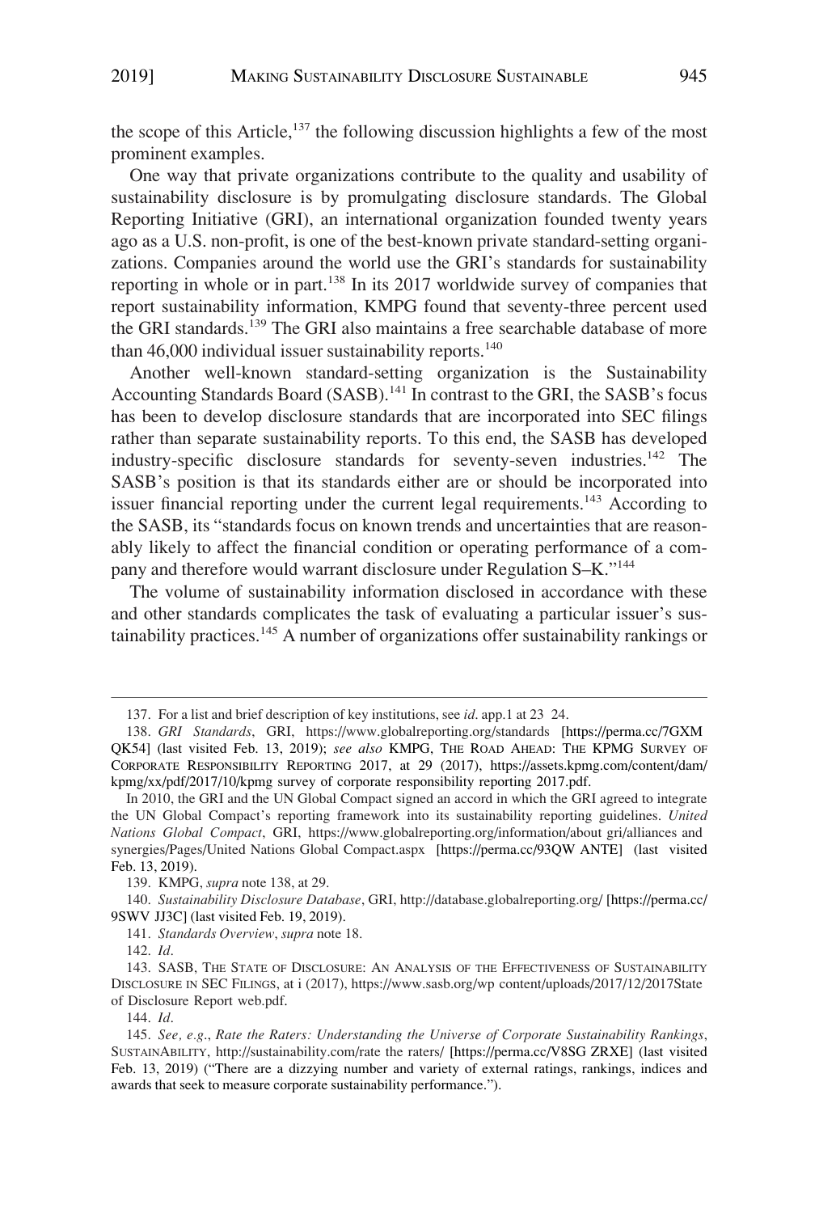the scope of this Article,[137] the following discussion highlights a few of the most prominent examples.

One way that private organizations contribute to the quality and usability of sustainability disclosure is by promulgating disclosure standards. The Global Reporting Initiative (GRI), an international organization founded twenty years ago as a U.S. non-profit, is one of the best-known private standard-setting organizations. Companies around the world use the GRI's standards for sustainability reporting in whole or in part.[138] In its 2017 worldwide survey of companies that report sustainability information, KMPG found that seventy-three percent used the GRI standards.[139] The GRI also maintains a free searchable database of more than 46,000 individual issuer sustainability reports.[140]

Another well-known standard-setting organization is the Sustainability Accounting Standards Board (SASB).[141] In contrast to the GRI, the SASB's focus has been to develop disclosure standards that are incorporated into SEC filings rather than separate sustainability reports. To this end, the SASB has developed industry-specific disclosure standards for seventy-seven industries.[142] The SASB's position is that its standards either are or should be incorporated into issuer financial reporting under the current legal requirements.[143] According to the SASB, its "standards focus on known trends and uncertainties that are reasonably likely to affect the financial condition or operating performance of a company and therefore would warrant disclosure under Regulation S–K."[144]

The volume of sustainability information disclosed in accordance with these and other standards complicates the task of evaluating a particular issuer's sustainability practices.[145] A number of organizations offer sustainability rankings or

---

137. For a list and brief description of key institutions, see *id*. app.1 at 23 24.

138. *GRI Standards*, GRI, https://www.globalreporting.org/standards [https://perma.cc/7GXM QK54] (last visited Feb. 13, 2019); *see also* KMPG, THE ROAD AHEAD: THE KPMG SURVEY OF CORPORATE RESPONSIBILITY REPORTING 2017, at 29 (2017), https://assets.kpmg.com/content/dam/kpmg/xx/pdf/2017/10/kpmg survey of corporate responsibility reporting 2017.pdf.

In 2010, the GRI and the UN Global Compact signed an accord in which the GRI agreed to integrate the UN Global Compact's reporting framework into its sustainability reporting guidelines. *United Nations Global Compact*, GRI, https://www.globalreporting.org/information/about gri/alliances and synergies/Pages/United Nations Global Compact.aspx [https://perma.cc/93QW ANTE] (last visited Feb. 13, 2019).

139. KMPG, *supra* note 138, at 29.

140. *Sustainability Disclosure Database*, GRI, http://database.globalreporting.org/ [https://perma.cc/9SWV JJ3C] (last visited Feb. 19, 2019).

141. *Standards Overview*, *supra* note 18.

142. *Id*.

143. SASB, THE STATE OF DISCLOSURE: AN ANALYSIS OF THE EFFECTIVENESS OF SUSTAINABILITY DISCLOSURE IN SEC FILINGS, at i (2017), https://www.sasb.org/wp content/uploads/2017/12/2017State of Disclosure Report web.pdf.

144. *Id*.

145. *See, e.g.*, *Rate the Raters: Understanding the Universe of Corporate Sustainability Rankings*, SUSTAINABILITY, http://sustainability.com/rate the raters/ [https://perma.cc/V8SG ZRXE] (last visited Feb. 13, 2019) ("There are a dizzying number and variety of external ratings, rankings, indices and awards that seek to measure corporate sustainability performance.").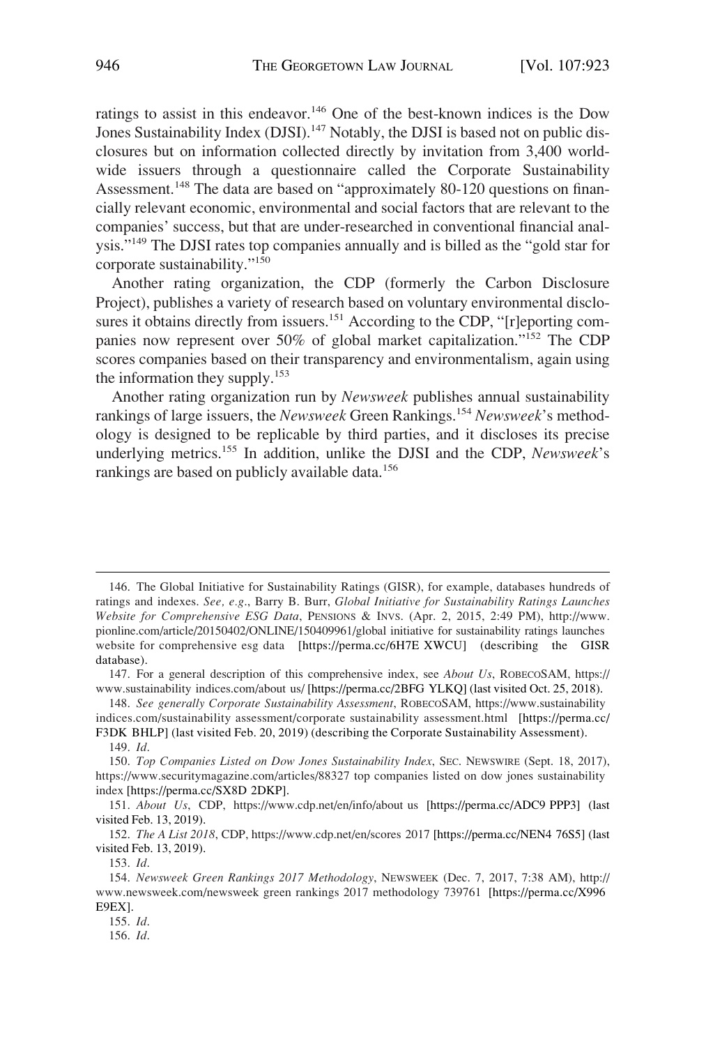ratings to assist in this endeavor.[146] One of the best-known indices is the Dow Jones Sustainability Index (DJSI).[147] Notably, the DJSI is based not on public disclosures but on information collected directly by invitation from 3,400 worldwide issuers through a questionnaire called the Corporate Sustainability Assessment.[148] The data are based on "approximately 80-120 questions on financially relevant economic, environmental and social factors that are relevant to the companies' success, but that are under-researched in conventional financial analysis."[149] The DJSI rates top companies annually and is billed as the "gold star for corporate sustainability."[150]

Another rating organization, the CDP (formerly the Carbon Disclosure Project), publishes a variety of research based on voluntary environmental disclosures it obtains directly from issuers.[151] According to the CDP, "[r]eporting companies now represent over 50% of global market capitalization."[152] The CDP scores companies based on their transparency and environmentalism, again using the information they supply.[153]

Another rating organization run by *Newsweek* publishes annual sustainability rankings of large issuers, the *Newsweek* Green Rankings.[154] *Newsweek*'s methodology is designed to be replicable by third parties, and it discloses its precise underlying metrics.[155] In addition, unlike the DJSI and the CDP, *Newsweek*'s rankings are based on publicly available data.[156]

---

146. The Global Initiative for Sustainability Ratings (GISR), for example, databases hundreds of ratings and indexes. *See, e.g.*, Barry B. Burr, *Global Initiative for Sustainability Ratings Launches Website for Comprehensive ESG Data*, PENSIONS & INVS. (Apr. 2, 2015, 2:49 PM), http://www.pionline.com/article/20150402/ONLINE/150409961/global initiative for sustainability ratings launches website for comprehensive esg data [https://perma.cc/6H7E XWCU] (describing the GISR database).

147. For a general description of this comprehensive index, see *About Us*, ROBECOSAM, https://www.sustainability indices.com/about us/ [https://perma.cc/2BFG YLKQ] (last visited Oct. 25, 2018).

148. *See generally Corporate Sustainability Assessment*, ROBECOSAM, https://www.sustainability indices.com/sustainability assessment/corporate sustainability assessment.html [https://perma.cc/F3DK BHLP] (last visited Feb. 20, 2019) (describing the Corporate Sustainability Assessment).

149. *Id.*

150. *Top Companies Listed on Dow Jones Sustainability Index*, SEC. NEWSWIRE (Sept. 18, 2017), https://www.securitymagazine.com/articles/88327 top companies listed on dow jones sustainability index [https://perma.cc/SX8D 2DKP].

151. *About Us*, CDP, https://www.cdp.net/en/info/about us [https://perma.cc/ADC9 PPP3] (last visited Feb. 13, 2019).

152. *The A List 2018*, CDP, https://www.cdp.net/en/scores 2017 [https://perma.cc/NEN4 76S5] (last visited Feb. 13, 2019).

153. *Id.*

154. *Newsweek Green Rankings 2017 Methodology*, NEWSWEEK (Dec. 7, 2017, 7:38 AM), http://www.newsweek.com/newsweek green rankings 2017 methodology 739761 [https://perma.cc/X996 E9EX].

155. *Id.*

156. *Id.*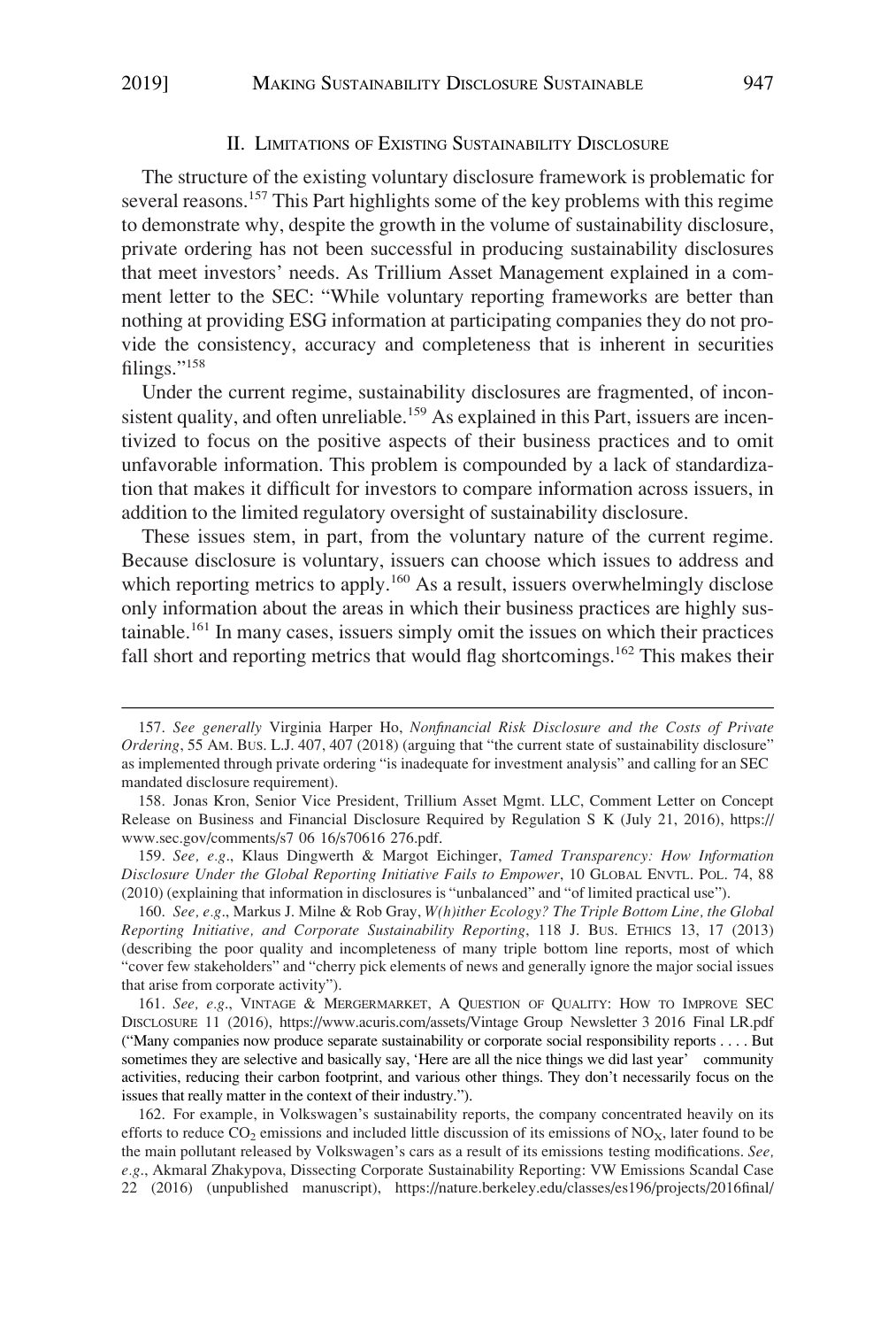## II. Limitations of Existing Sustainability Disclosure

The structure of the existing voluntary disclosure framework is problematic for several reasons.[157] This Part highlights some of the key problems with this regime to demonstrate why, despite the growth in the volume of sustainability disclosure, private ordering has not been successful in producing sustainability disclosures that meet investors' needs. As Trillium Asset Management explained in a comment letter to the SEC: "While voluntary reporting frameworks are better than nothing at providing ESG information at participating companies they do not provide the consistency, accuracy and completeness that is inherent in securities filings."[158]

Under the current regime, sustainability disclosures are fragmented, of inconsistent quality, and often unreliable.[159] As explained in this Part, issuers are incentivized to focus on the positive aspects of their business practices and to omit unfavorable information. This problem is compounded by a lack of standardization that makes it difficult for investors to compare information across issuers, in addition to the limited regulatory oversight of sustainability disclosure.

These issues stem, in part, from the voluntary nature of the current regime. Because disclosure is voluntary, issuers can choose which issues to address and which reporting metrics to apply.[160] As a result, issuers overwhelmingly disclose only information about the areas in which their business practices are highly sustainable.[161] In many cases, issuers simply omit the issues on which their practices fall short and reporting metrics that would flag shortcomings.[162] This makes their

---

157. *See generally* Virginia Harper Ho, *Nonfinancial Risk Disclosure and the Costs of Private Ordering*, 55 Am. Bus. L.J. 407, 407 (2018) (arguing that "the current state of sustainability disclosure" as implemented through private ordering "is inadequate for investment analysis" and calling for an SEC mandated disclosure requirement).

158. Jonas Kron, Senior Vice President, Trillium Asset Mgmt. LLC, Comment Letter on Concept Release on Business and Financial Disclosure Required by Regulation S K (July 21, 2016), https://www.sec.gov/comments/s7 06 16/s70616 276.pdf.

159. *See, e.g.*, Klaus Dingwerth & Margot Eichinger, *Tamed Transparency: How Information Disclosure Under the Global Reporting Initiative Fails to Empower*, 10 Global Envtl. Pol. 74, 88 (2010) (explaining that information in disclosures is "unbalanced" and "of limited practical use").

160. *See, e.g.*, Markus J. Milne & Rob Gray, *W(h)ither Ecology? The Triple Bottom Line, the Global Reporting Initiative, and Corporate Sustainability Reporting*, 118 J. Bus. Ethics 13, 17 (2013) (describing the poor quality and incompleteness of many triple bottom line reports, most of which "cover few stakeholders" and "cherry pick elements of news and generally ignore the major social issues that arise from corporate activity").

161. *See, e.g.*, Vintage & Mergermarket, A Question of Quality: How to Improve SEC Disclosure 11 (2016), https://www.acuris.com/assets/Vintage Group Newsletter 3 2016 Final LR.pdf ("Many companies now produce separate sustainability or corporate social responsibility reports . . . . But sometimes they are selective and basically say, 'Here are all the nice things we did last year' community activities, reducing their carbon footprint, and various other things. They don't necessarily focus on the issues that really matter in the context of their industry.").

162. For example, in Volkswagen's sustainability reports, the company concentrated heavily on its efforts to reduce $CO_2$ emissions and included little discussion of its emissions of $NO_X$, later found to be the main pollutant released by Volkswagen's cars as a result of its emissions testing modifications. *See, e.g.*, Akmaral Zhakypova, Dissecting Corporate Sustainability Reporting: VW Emissions Scandal Case 22 (2016) (unpublished manuscript), https://nature.berkeley.edu/classes/es196/projects/2016final/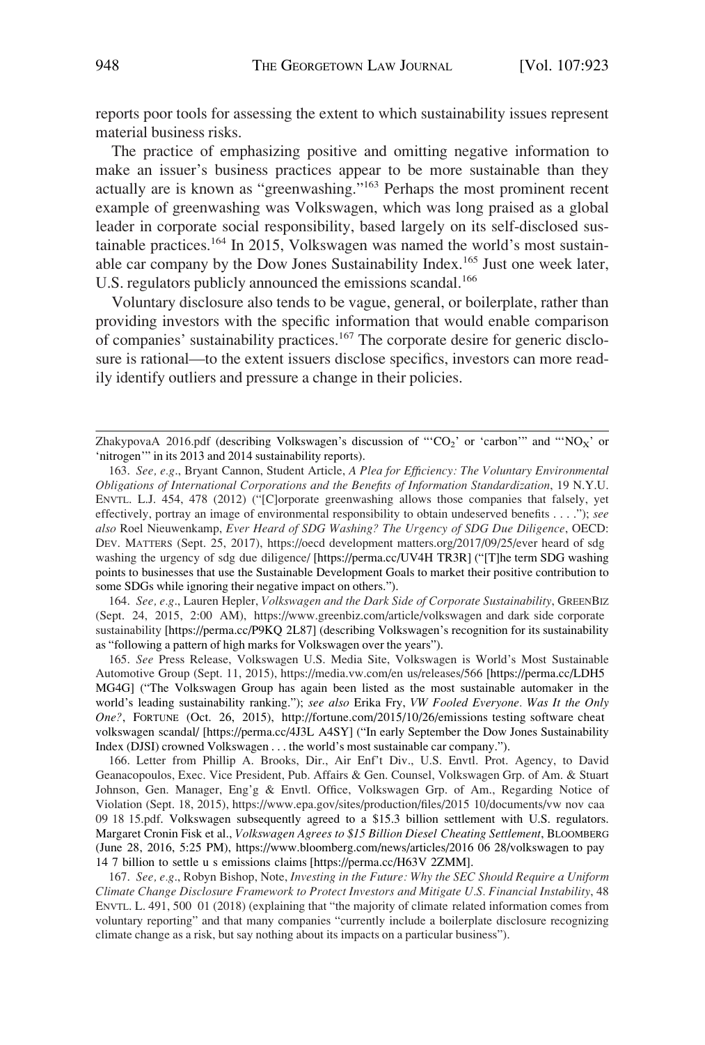reports poor tools for assessing the extent to which sustainability issues represent material business risks.

The practice of emphasizing positive and omitting negative information to make an issuer's business practices appear to be more sustainable than they actually are is known as "greenwashing."[163] Perhaps the most prominent recent example of greenwashing was Volkswagen, which was long praised as a global leader in corporate social responsibility, based largely on its self-disclosed sustainable practices.[164] In 2015, Volkswagen was named the world's most sustainable car company by the Dow Jones Sustainability Index.[165] Just one week later, U.S. regulators publicly announced the emissions scandal.[166]

Voluntary disclosure also tends to be vague, general, or boilerplate, rather than providing investors with the specific information that would enable comparison of companies' sustainability practices.[167] The corporate desire for generic disclosure is rational—to the extent issuers disclose specifics, investors can more readily identify outliers and pressure a change in their policies.

---

ZhakypovaA 2016.pdf (describing Volkswagen's discussion of "'$CO_2$' or 'carbon'" and "'$NO_X$' or 'nitrogen'" in its 2013 and 2014 sustainability reports).

163. *See, e.g.*, Bryant Cannon, Student Article, *A Plea for Efficiency: The Voluntary Environmental Obligations of International Corporations and the Benefits of Information Standardization*, 19 N.Y.U. ENVTL. L.J. 454, 478 (2012) ("[C]orporate greenwashing allows those companies that falsely, yet effectively, portray an image of environmental responsibility to obtain undeserved benefits . . . ."); *see also* Roel Nieuwenkamp, *Ever Heard of SDG Washing? The Urgency of SDG Due Diligence*, OECD: DEV. MATTERS (Sept. 25, 2017), https://oecd development matters.org/2017/09/25/ever heard of sdg washing the urgency of sdg due diligence/ [https://perma.cc/UV4H TR3R] ("[T]he term SDG washing points to businesses that use the Sustainable Development Goals to market their positive contribution to some SDGs while ignoring their negative impact on others.").

164. *See, e.g.*, Lauren Hepler, *Volkswagen and the Dark Side of Corporate Sustainability*, GREENBIZ (Sept. 24, 2015, 2:00 AM), https://www.greenbiz.com/article/volkswagen and dark side corporate sustainability [https://perma.cc/P9KQ 2L87] (describing Volkswagen's recognition for its sustainability as "following a pattern of high marks for Volkswagen over the years").

165. *See* Press Release, Volkswagen U.S. Media Site, Volkswagen is World's Most Sustainable Automotive Group (Sept. 11, 2015), https://media.vw.com/en us/releases/566 [https://perma.cc/LDH5 MG4G] ("The Volkswagen Group has again been listed as the most sustainable automaker in the world's leading sustainability ranking."); *see also* Erika Fry, *VW Fooled Everyone. Was It the Only One?*, FORTUNE (Oct. 26, 2015), http://fortune.com/2015/10/26/emissions testing software cheat volkswagen scandal/ [https://perma.cc/4J3L A4SY] ("In early September the Dow Jones Sustainability Index (DJSI) crowned Volkswagen . . . the world's most sustainable car company.").

166. Letter from Phillip A. Brooks, Dir., Air Enf't Div., U.S. Envtl. Prot. Agency, to David Geanacopoulos, Exec. Vice President, Pub. Affairs & Gen. Counsel, Volkswagen Grp. of Am. & Stuart Johnson, Gen. Manager, Eng'g & Envtl. Office, Volkswagen Grp. of Am., Regarding Notice of Violation (Sept. 18, 2015), https://www.epa.gov/sites/production/files/2015 10/documents/vw nov caa 09 18 15.pdf. Volkswagen subsequently agreed to a $15.3 billion settlement with U.S. regulators. Margaret Cronin Fisk et al., *Volkswagen Agrees to $15 Billion Diesel Cheating Settlement*, BLOOMBERG (June 28, 2016, 5:25 PM), https://www.bloomberg.com/news/articles/2016 06 28/volkswagen to pay 14 7 billion to settle u s emissions claims [https://perma.cc/H63V 2ZMM].

167. *See, e.g.*, Robyn Bishop, Note, *Investing in the Future: Why the SEC Should Require a Uniform Climate Change Disclosure Framework to Protect Investors and Mitigate U.S. Financial Instability*, 48 ENVTL. L. 491, 500 01 (2018) (explaining that "the majority of climate related information comes from voluntary reporting" and that many companies "currently include a boilerplate disclosure recognizing climate change as a risk, but say nothing about its impacts on a particular business").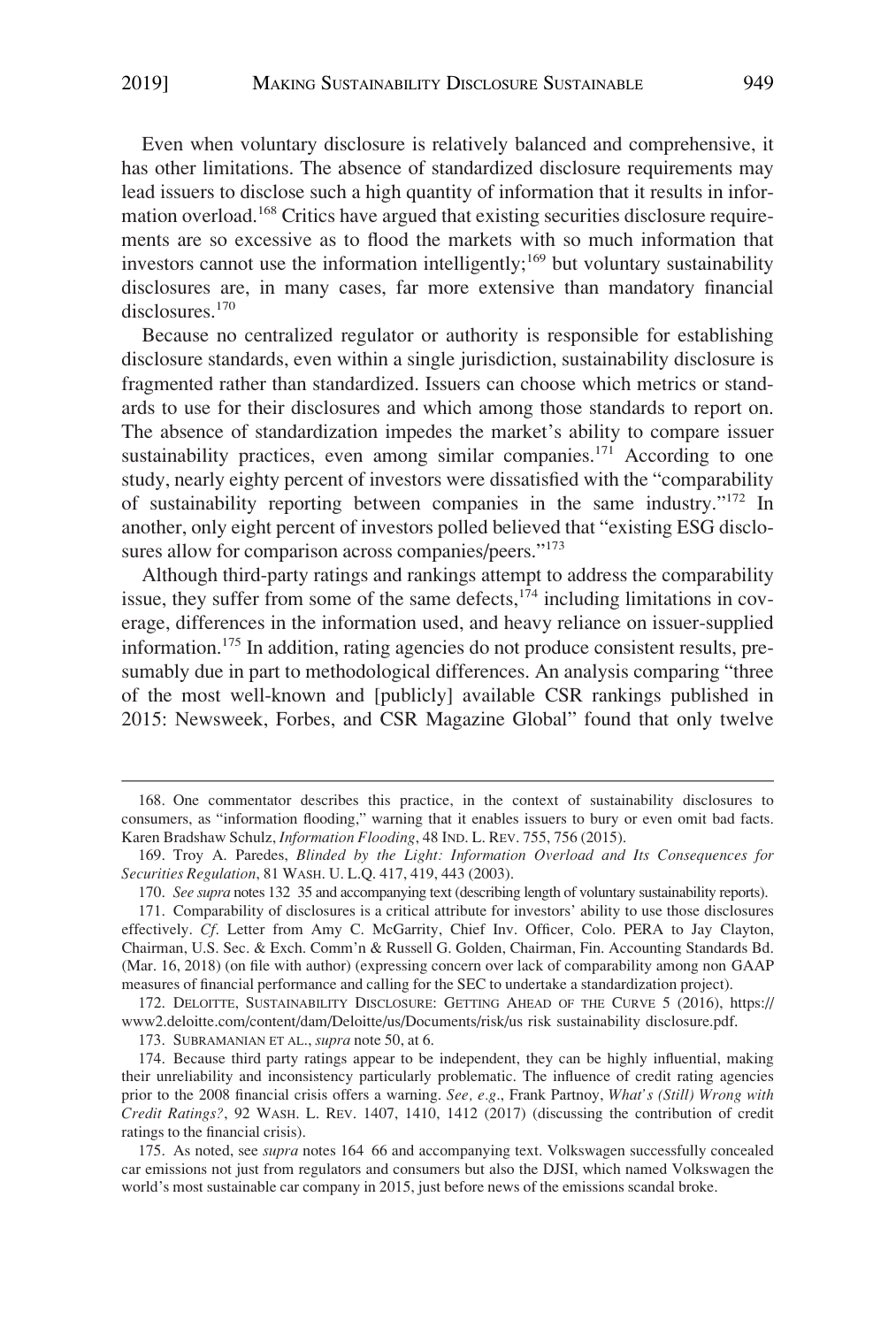Even when voluntary disclosure is relatively balanced and comprehensive, it has other limitations. The absence of standardized disclosure requirements may lead issuers to disclose such a high quantity of information that it results in information overload.[168] Critics have argued that existing securities disclosure requirements are so excessive as to flood the markets with so much information that investors cannot use the information intelligently;[169] but voluntary sustainability disclosures are, in many cases, far more extensive than mandatory financial disclosures.[170]

Because no centralized regulator or authority is responsible for establishing disclosure standards, even within a single jurisdiction, sustainability disclosure is fragmented rather than standardized. Issuers can choose which metrics or standards to use for their disclosures and which among those standards to report on. The absence of standardization impedes the market's ability to compare issuer sustainability practices, even among similar companies.[171] According to one study, nearly eighty percent of investors were dissatisfied with the "comparability of sustainability reporting between companies in the same industry."[172] In another, only eight percent of investors polled believed that "existing ESG disclosures allow for comparison across companies/peers."[173]

Although third-party ratings and rankings attempt to address the comparability issue, they suffer from some of the same defects,[174] including limitations in coverage, differences in the information used, and heavy reliance on issuer-supplied information.[175] In addition, rating agencies do not produce consistent results, presumably due in part to methodological differences. An analysis comparing "three of the most well-known and [publicly] available CSR rankings published in 2015: Newsweek, Forbes, and CSR Magazine Global" found that only twelve

---

168. One commentator describes this practice, in the context of sustainability disclosures to consumers, as "information flooding," warning that it enables issuers to bury or even omit bad facts. Karen Bradshaw Schulz, *Information Flooding*, 48 IND. L. REV. 755, 756 (2015).

169. Troy A. Paredes, *Blinded by the Light: Information Overload and Its Consequences for Securities Regulation*, 81 WASH. U. L.Q. 417, 419, 443 (2003).

170. *See supra* notes 132 35 and accompanying text (describing length of voluntary sustainability reports).

171. Comparability of disclosures is a critical attribute for investors' ability to use those disclosures effectively. *Cf*. Letter from Amy C. McGarrity, Chief Inv. Officer, Colo. PERA to Jay Clayton, Chairman, U.S. Sec. & Exch. Comm'n & Russell G. Golden, Chairman, Fin. Accounting Standards Bd. (Mar. 16, 2018) (on file with author) (expressing concern over lack of comparability among non GAAP measures of financial performance and calling for the SEC to undertake a standardization project).

172. DELOITTE, SUSTAINABILITY DISCLOSURE: GETTING AHEAD OF THE CURVE 5 (2016), https://www2.deloitte.com/content/dam/Deloitte/us/Documents/risk/us risk sustainability disclosure.pdf.

173. SUBRAMANIAN ET AL., *supra* note 50, at 6.

174. Because third party ratings appear to be independent, they can be highly influential, making their unreliability and inconsistency particularly problematic. The influence of credit rating agencies prior to the 2008 financial crisis offers a warning. *See, e.g*., Frank Partnoy, *What's (Still) Wrong with Credit Ratings?*, 92 WASH. L. REV. 1407, 1410, 1412 (2017) (discussing the contribution of credit ratings to the financial crisis).

175. As noted, see *supra* notes 164 66 and accompanying text. Volkswagen successfully concealed car emissions not just from regulators and consumers but also the DJSI, which named Volkswagen the world's most sustainable car company in 2015, just before news of the emissions scandal broke.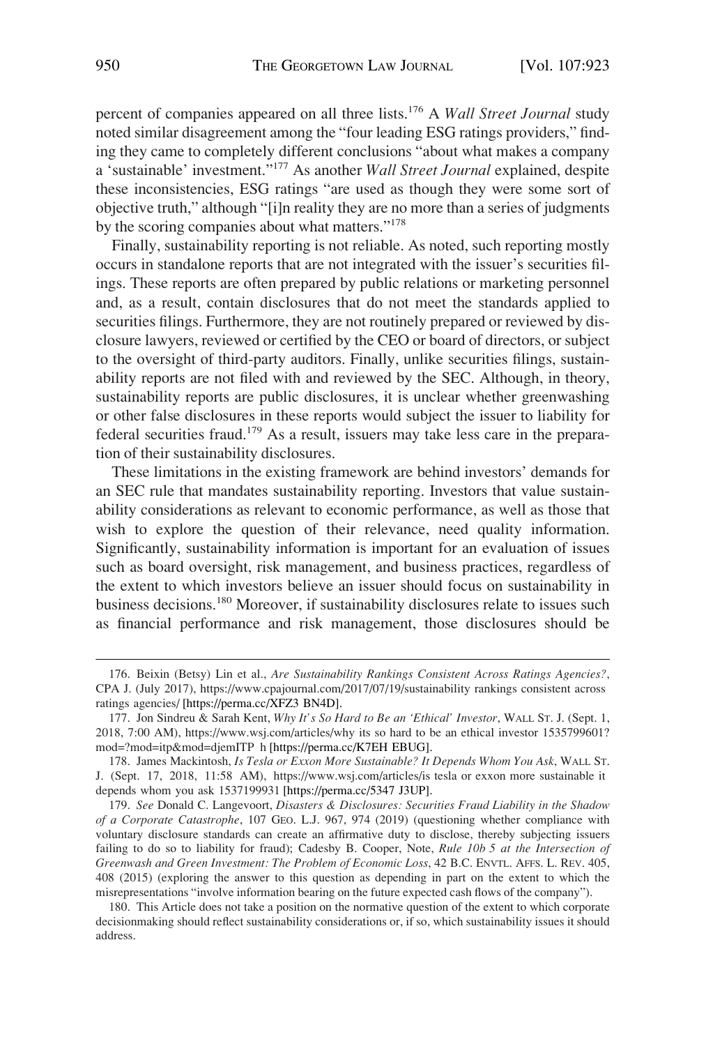percent of companies appeared on all three lists.[176] A *Wall Street Journal* study noted similar disagreement among the "four leading ESG ratings providers," finding they came to completely different conclusions "about what makes a company a 'sustainable' investment."[177] As another *Wall Street Journal* explained, despite these inconsistencies, ESG ratings "are used as though they were some sort of objective truth," although "[i]n reality they are no more than a series of judgments by the scoring companies about what matters."[178]

Finally, sustainability reporting is not reliable. As noted, such reporting mostly occurs in standalone reports that are not integrated with the issuer's securities filings. These reports are often prepared by public relations or marketing personnel and, as a result, contain disclosures that do not meet the standards applied to securities filings. Furthermore, they are not routinely prepared or reviewed by disclosure lawyers, reviewed or certified by the CEO or board of directors, or subject to the oversight of third-party auditors. Finally, unlike securities filings, sustainability reports are not filed with and reviewed by the SEC. Although, in theory, sustainability reports are public disclosures, it is unclear whether greenwashing or other false disclosures in these reports would subject the issuer to liability for federal securities fraud.[179] As a result, issuers may take less care in the preparation of their sustainability disclosures.

These limitations in the existing framework are behind investors' demands for an SEC rule that mandates sustainability reporting. Investors that value sustainability considerations as relevant to economic performance, as well as those that wish to explore the question of their relevance, need quality information. Significantly, sustainability information is important for an evaluation of issues such as board oversight, risk management, and business practices, regardless of the extent to which investors believe an issuer should focus on sustainability in business decisions.[180] Moreover, if sustainability disclosures relate to issues such as financial performance and risk management, those disclosures should be

---

176. Beixin (Betsy) Lin et al., *Are Sustainability Rankings Consistent Across Ratings Agencies?*, CPA J. (July 2017), https://www.cpajournal.com/2017/07/19/sustainability rankings consistent across ratings agencies/ [https://perma.cc/XFZ3 BN4D].

177. Jon Sindreu & Sarah Kent, *Why It's So Hard to Be an 'Ethical' Investor*, WALL ST. J. (Sept. 1, 2018, 7:00 AM), https://www.wsj.com/articles/why its so hard to be an ethical investor 1535799601?mod=?mod=itp&mod=djemITP h [https://perma.cc/K7EH EBUG].

178. James Mackintosh, *Is Tesla or Exxon More Sustainable? It Depends Whom You Ask*, WALL ST. J. (Sept. 17, 2018, 11:58 AM), https://www.wsj.com/articles/is tesla or exxon more sustainable it depends whom you ask 1537199931 [https://perma.cc/5347 J3UP].

179. *See* Donald C. Langevoort, *Disasters & Disclosures: Securities Fraud Liability in the Shadow of a Corporate Catastrophe*, 107 GEO. L.J. 967, 974 (2019) (questioning whether compliance with voluntary disclosure standards can create an affirmative duty to disclose, thereby subjecting issuers failing to do so to liability for fraud); Cadesby B. Cooper, Note, *Rule 10b 5 at the Intersection of Greenwash and Green Investment: The Problem of Economic Loss*, 42 B.C. ENVTL. AFFS. L. REV. 405, 408 (2015) (exploring the answer to this question as depending in part on the extent to which the misrepresentations "involve information bearing on the future expected cash flows of the company").

180. This Article does not take a position on the normative question of the extent to which corporate decisionmaking should reflect sustainability considerations or, if so, which sustainability issues it should address.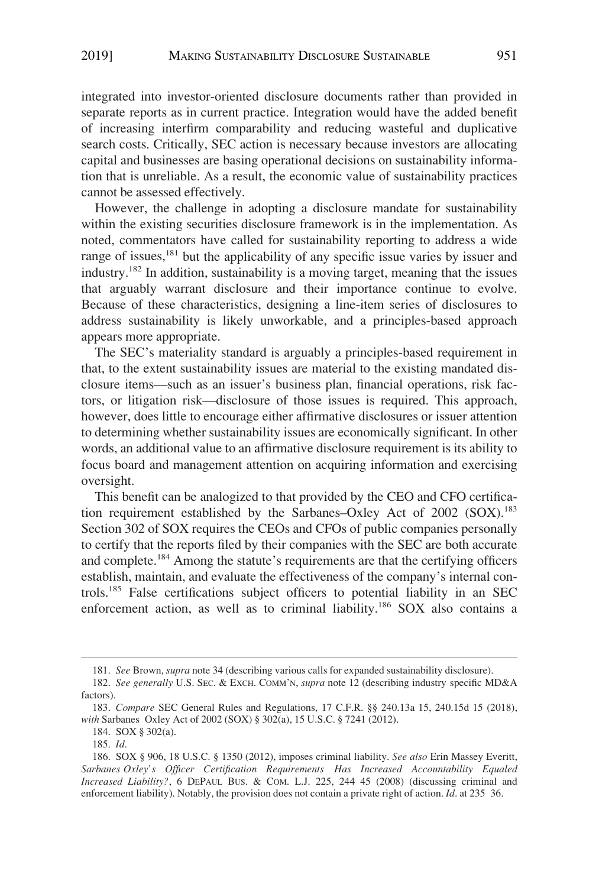integrated into investor-oriented disclosure documents rather than provided in separate reports as in current practice. Integration would have the added benefit of increasing interfirm comparability and reducing wasteful and duplicative search costs. Critically, SEC action is necessary because investors are allocating capital and businesses are basing operational decisions on sustainability information that is unreliable. As a result, the economic value of sustainability practices cannot be assessed effectively.

However, the challenge in adopting a disclosure mandate for sustainability within the existing securities disclosure framework is in the implementation. As noted, commentators have called for sustainability reporting to address a wide range of issues,[181] but the applicability of any specific issue varies by issuer and industry.[182] In addition, sustainability is a moving target, meaning that the issues that arguably warrant disclosure and their importance continue to evolve. Because of these characteristics, designing a line-item series of disclosures to address sustainability is likely unworkable, and a principles-based approach appears more appropriate.

The SEC's materiality standard is arguably a principles-based requirement in that, to the extent sustainability issues are material to the existing mandated disclosure items—such as an issuer's business plan, financial operations, risk factors, or litigation risk—disclosure of those issues is required. This approach, however, does little to encourage either affirmative disclosures or issuer attention to determining whether sustainability issues are economically significant. In other words, an additional value to an affirmative disclosure requirement is its ability to focus board and management attention on acquiring information and exercising oversight.

This benefit can be analogized to that provided by the CEO and CFO certification requirement established by the Sarbanes–Oxley Act of 2002 (SOX).[183] Section 302 of SOX requires the CEOs and CFOs of public companies personally to certify that the reports filed by their companies with the SEC are both accurate and complete.[184] Among the statute's requirements are that the certifying officers establish, maintain, and evaluate the effectiveness of the company's internal controls.[185] False certifications subject officers to potential liability in an SEC enforcement action, as well as to criminal liability.[186] SOX also contains a

---

181. *See* Brown, *supra* note 34 (describing various calls for expanded sustainability disclosure).

182. *See generally* U.S. SEC. & EXCH. COMM'N, *supra* note 12 (describing industry specific MD&A factors).

183. *Compare* SEC General Rules and Regulations, 17 C.F.R. §§ 240.13a 15, 240.15d 15 (2018), *with* Sarbanes Oxley Act of 2002 (SOX) § 302(a), 15 U.S.C. § 7241 (2012).

184. SOX § 302(a).

185. *Id*.

186. SOX § 906, 18 U.S.C. § 1350 (2012), imposes criminal liability. *See also* Erin Massey Everitt, *Sarbanes Oxley's Officer Certification Requirements Has Increased Accountability Equaled Increased Liability?*, 6 DEPAUL BUS. & COM. L.J. 225, 244 45 (2008) (discussing criminal and enforcement liability). Notably, the provision does not contain a private right of action. *Id*. at 235 36.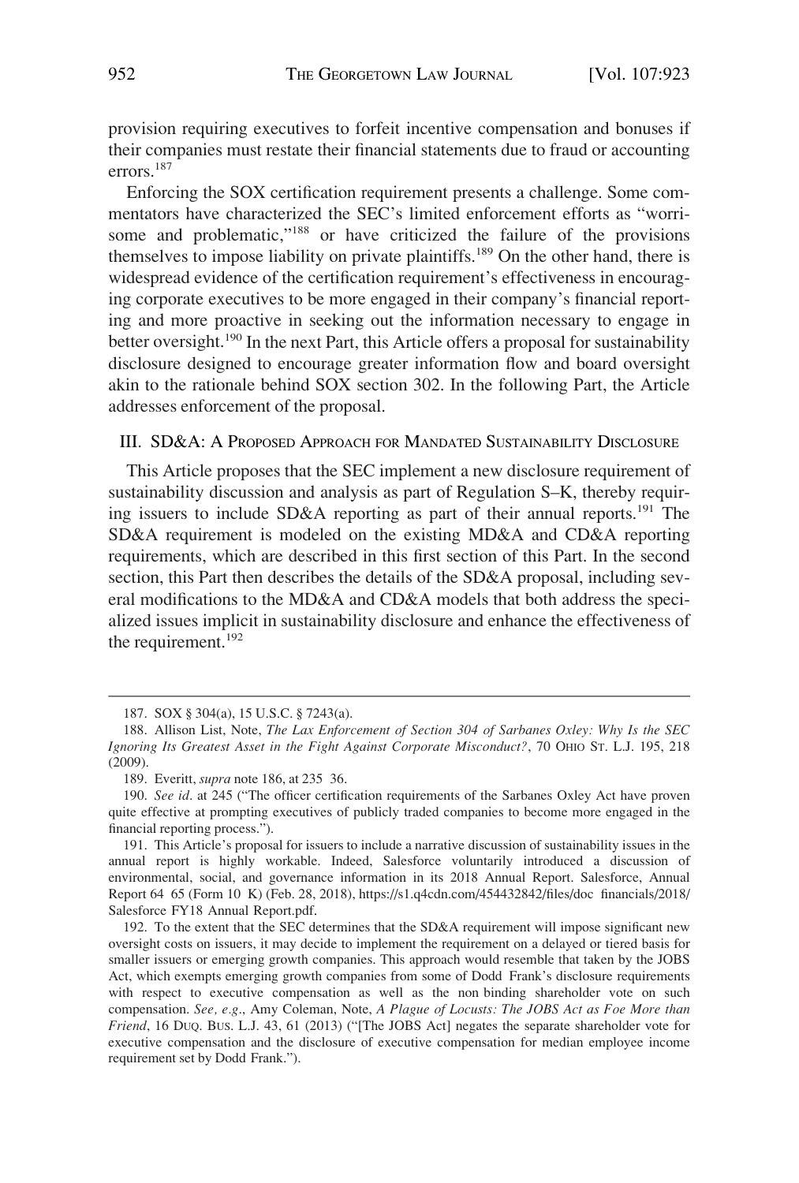provision requiring executives to forfeit incentive compensation and bonuses if their companies must restate their financial statements due to fraud or accounting errors.[187]

Enforcing the SOX certification requirement presents a challenge. Some commentators have characterized the SEC's limited enforcement efforts as "worrisome and problematic,"[188] or have criticized the failure of the provisions themselves to impose liability on private plaintiffs.[189] On the other hand, there is widespread evidence of the certification requirement's effectiveness in encouraging corporate executives to be more engaged in their company's financial reporting and more proactive in seeking out the information necessary to engage in better oversight.[190] In the next Part, this Article offers a proposal for sustainability disclosure designed to encourage greater information flow and board oversight akin to the rationale behind SOX section 302. In the following Part, the Article addresses enforcement of the proposal.

## III. SD&A: A Proposed Approach for Mandated Sustainability Disclosure

This Article proposes that the SEC implement a new disclosure requirement of sustainability discussion and analysis as part of Regulation S–K, thereby requiring issuers to include SD&A reporting as part of their annual reports.[191] The SD&A requirement is modeled on the existing MD&A and CD&A reporting requirements, which are described in this first section of this Part. In the second section, this Part then describes the details of the SD&A proposal, including several modifications to the MD&A and CD&A models that both address the specialized issues implicit in sustainability disclosure and enhance the effectiveness of the requirement.[192]

---

187. SOX § 304(a), 15 U.S.C. § 7243(a).

188. Allison List, Note, *The Lax Enforcement of Section 304 of Sarbanes Oxley: Why Is the SEC Ignoring Its Greatest Asset in the Fight Against Corporate Misconduct?*, 70 Ohio St. L.J. 195, 218 (2009).

189. Everitt, *supra* note 186, at 235 36.

190. *See id*. at 245 ("The officer certification requirements of the Sarbanes Oxley Act have proven quite effective at prompting executives of publicly traded companies to become more engaged in the financial reporting process.").

191. This Article's proposal for issuers to include a narrative discussion of sustainability issues in the annual report is highly workable. Indeed, Salesforce voluntarily introduced a discussion of environmental, social, and governance information in its 2018 Annual Report. Salesforce, Annual Report 64 65 (Form 10 K) (Feb. 28, 2018), https://s1.q4cdn.com/454432842/files/doc financials/2018/ Salesforce FY18 Annual Report.pdf.

192. To the extent that the SEC determines that the SD&A requirement will impose significant new oversight costs on issuers, it may decide to implement the requirement on a delayed or tiered basis for smaller issuers or emerging growth companies. This approach would resemble that taken by the JOBS Act, which exempts emerging growth companies from some of Dodd Frank's disclosure requirements with respect to executive compensation as well as the non binding shareholder vote on such compensation. *See, e.g.*, Amy Coleman, Note, *A Plague of Locusts: The JOBS Act as Foe More than Friend*, 16 Duq. Bus. L.J. 43, 61 (2013) ("[The JOBS Act] negates the separate shareholder vote for executive compensation and the disclosure of executive compensation for median employee income requirement set by Dodd Frank.").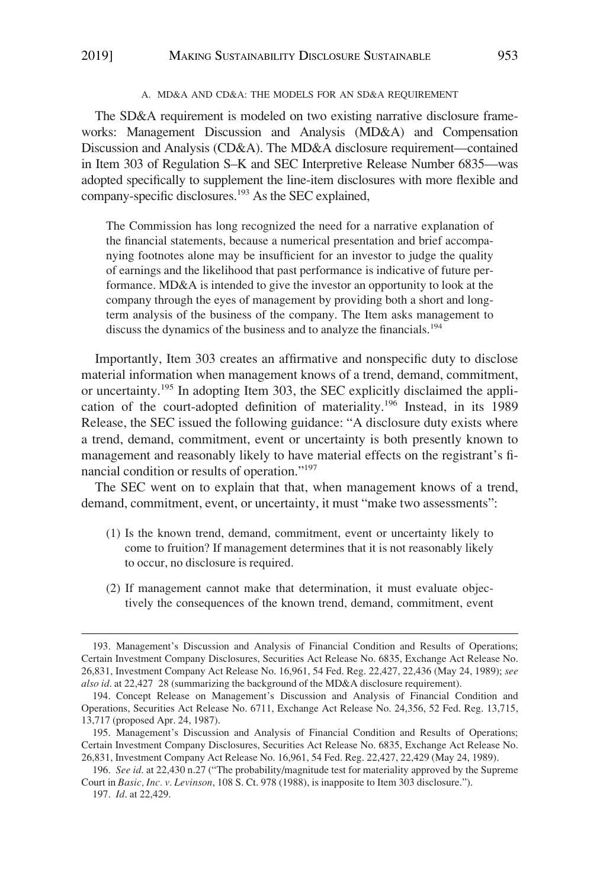### A. MD&A AND CD&A: THE MODELS FOR AN SD&A REQUIREMENT

The SD&A requirement is modeled on two existing narrative disclosure frameworks: Management Discussion and Analysis (MD&A) and Compensation Discussion and Analysis (CD&A). The MD&A disclosure requirement—contained in Item 303 of Regulation S–K and SEC Interpretive Release Number 6835—was adopted specifically to supplement the line-item disclosures with more flexible and company-specific disclosures.[193] As the SEC explained,

> The Commission has long recognized the need for a narrative explanation of the financial statements, because a numerical presentation and brief accompanying footnotes alone may be insufficient for an investor to judge the quality of earnings and the likelihood that past performance is indicative of future performance. MD&A is intended to give the investor an opportunity to look at the company through the eyes of management by providing both a short and long-term analysis of the business of the company. The Item asks management to discuss the dynamics of the business and to analyze the financials.[194]

Importantly, Item 303 creates an affirmative and nonspecific duty to disclose material information when management knows of a trend, demand, commitment, or uncertainty.[195] In adopting Item 303, the SEC explicitly disclaimed the application of the court-adopted definition of materiality.[196] Instead, in its 1989 Release, the SEC issued the following guidance: "A disclosure duty exists where a trend, demand, commitment, event or uncertainty is both presently known to management and reasonably likely to have material effects on the registrant's financial condition or results of operation."[197]

The SEC went on to explain that that, when management knows of a trend, demand, commitment, event, or uncertainty, it must "make two assessments":

> (1) Is the known trend, demand, commitment, event or uncertainty likely to come to fruition? If management determines that it is not reasonably likely to occur, no disclosure is required.
>
> (2) If management cannot make that determination, it must evaluate objectively the consequences of the known trend, demand, commitment, event

---

193. Management's Discussion and Analysis of Financial Condition and Results of Operations; Certain Investment Company Disclosures, Securities Act Release No. 6835, Exchange Act Release No. 26,831, Investment Company Act Release No. 16,961, 54 Fed. Reg. 22,427, 22,436 (May 24, 1989); *see also id.* at 22,427 28 (summarizing the background of the MD&A disclosure requirement).

194. Concept Release on Management's Discussion and Analysis of Financial Condition and Operations, Securities Act Release No. 6711, Exchange Act Release No. 24,356, 52 Fed. Reg. 13,715, 13,717 (proposed Apr. 24, 1987).

195. Management's Discussion and Analysis of Financial Condition and Results of Operations; Certain Investment Company Disclosures, Securities Act Release No. 6835, Exchange Act Release No. 26,831, Investment Company Act Release No. 16,961, 54 Fed. Reg. 22,427, 22,429 (May 24, 1989).

196. *See id.* at 22,430 n.27 ("The probability/magnitude test for materiality approved by the Supreme Court in *Basic, Inc. v. Levinson*, 108 S. Ct. 978 (1988), is inapposite to Item 303 disclosure.").

197. *Id.* at 22,429.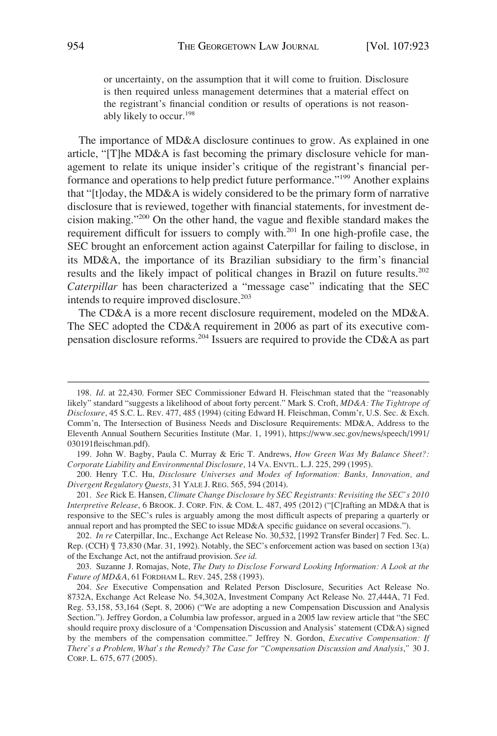or uncertainty, on the assumption that it will come to fruition. Disclosure is then required unless management determines that a material effect on the registrant's financial condition or results of operations is not reasonably likely to occur.[198]

The importance of MD&A disclosure continues to grow. As explained in one article, "[T]he MD&A is fast becoming the primary disclosure vehicle for management to relate its unique insider's critique of the registrant's financial performance and operations to help predict future performance."[199] Another explains that "[t]oday, the MD&A is widely considered to be the primary form of narrative disclosure that is reviewed, together with financial statements, for investment decision making."[200] On the other hand, the vague and flexible standard makes the requirement difficult for issuers to comply with.[201] In one high-profile case, the SEC brought an enforcement action against Caterpillar for failing to disclose, in its MD&A, the importance of its Brazilian subsidiary to the firm's financial results and the likely impact of political changes in Brazil on future results.[202] *Caterpillar* has been characterized a "message case" indicating that the SEC intends to require improved disclosure.[203]

The CD&A is a more recent disclosure requirement, modeled on the MD&A. The SEC adopted the CD&A requirement in 2006 as part of its executive compensation disclosure reforms.[204] Issuers are required to provide the CD&A as part

---

198. *Id*. at 22,430. Former SEC Commissioner Edward H. Fleischman stated that the "reasonably likely" standard "suggests a likelihood of about forty percent." Mark S. Croft, *MD&A: The Tightrope of Disclosure*, 45 S.C. L. REV. 477, 485 (1994) (citing Edward H. Fleischman, Comm'r, U.S. Sec. & Exch. Comm'n, The Intersection of Business Needs and Disclosure Requirements: MD&A, Address to the Eleventh Annual Southern Securities Institute (Mar. 1, 1991), https://www.sec.gov/news/speech/1991/030191fleischman.pdf).

199. John W. Bagby, Paula C. Murray & Eric T. Andrews, *How Green Was My Balance Sheet?: Corporate Liability and Environmental Disclosure*, 14 VA. ENVTL. L.J. 225, 299 (1995).

200. Henry T.C. Hu, *Disclosure Universes and Modes of Information: Banks, Innovation, and Divergent Regulatory Quests*, 31 YALE J. REG. 565, 594 (2014).

201. *See* Rick E. Hansen, *Climate Change Disclosure by SEC Registrants: Revisiting the SEC's 2010 Interpretive Release*, 6 BROOK. J. CORP. FIN. & COM. L. 487, 495 (2012) ("[C]rafting an MD&A that is responsive to the SEC's rules is arguably among the most difficult aspects of preparing a quarterly or annual report and has prompted the SEC to issue MD&A specific guidance on several occasions.").

202. *In re* Caterpillar, Inc., Exchange Act Release No. 30,532, [1992 Transfer Binder] 7 Fed. Sec. L. Rep. (CCH) ¶ 73,830 (Mar. 31, 1992). Notably, the SEC's enforcement action was based on section 13(a) of the Exchange Act, not the antifraud provision. *See id.*

203. Suzanne J. Romajas, Note, *The Duty to Disclose Forward Looking Information: A Look at the Future of MD&A*, 61 FORDHAM L. REV. 245, 258 (1993).

204. *See* Executive Compensation and Related Person Disclosure, Securities Act Release No. 8732A, Exchange Act Release No. 54,302A, Investment Company Act Release No. 27,444A, 71 Fed. Reg. 53,158, 53,164 (Sept. 8, 2006) ("We are adopting a new Compensation Discussion and Analysis Section."). Jeffrey Gordon, a Columbia law professor, argued in a 2005 law review article that "the SEC should require proxy disclosure of a 'Compensation Discussion and Analysis' statement (CD&A) signed by the members of the compensation committee." Jeffrey N. Gordon, *Executive Compensation: If There's a Problem, What's the Remedy? The Case for "Compensation Discussion and Analysis*,*"* 30 J. CORP. L. 675, 677 (2005).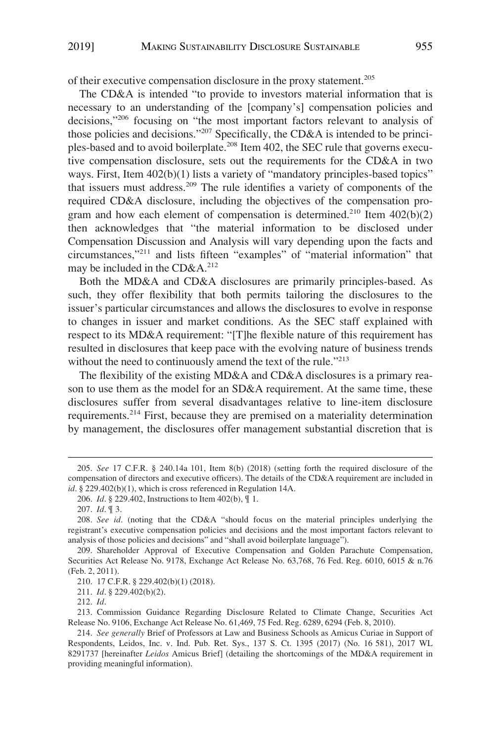of their executive compensation disclosure in the proxy statement.[205]

The CD&A is intended "to provide to investors material information that is necessary to an understanding of the [company's] compensation policies and decisions,"[206] focusing on "the most important factors relevant to analysis of those policies and decisions."[207] Specifically, the CD&A is intended to be principles-based and to avoid boilerplate.[208] Item 402, the SEC rule that governs executive compensation disclosure, sets out the requirements for the CD&A in two ways. First, Item 402(b)(1) lists a variety of "mandatory principles-based topics" that issuers must address.[209] The rule identifies a variety of components of the required CD&A disclosure, including the objectives of the compensation program and how each element of compensation is determined.[210] Item 402(b)(2) then acknowledges that "the material information to be disclosed under Compensation Discussion and Analysis will vary depending upon the facts and circumstances,"[211] and lists fifteen "examples" of "material information" that may be included in the CD&A.[212]

Both the MD&A and CD&A disclosures are primarily principles-based. As such, they offer flexibility that both permits tailoring the disclosures to the issuer's particular circumstances and allows the disclosures to evolve in response to changes in issuer and market conditions. As the SEC staff explained with respect to its MD&A requirement: "[T]he flexible nature of this requirement has resulted in disclosures that keep pace with the evolving nature of business trends without the need to continuously amend the text of the rule."[213]

The flexibility of the existing MD&A and CD&A disclosures is a primary reason to use them as the model for an SD&A requirement. At the same time, these disclosures suffer from several disadvantages relative to line-item disclosure requirements.[214] First, because they are premised on a materiality determination by management, the disclosures offer management substantial discretion that is

---

205. *See* 17 C.F.R. § 240.14a 101, Item 8(b) (2018) (setting forth the required disclosure of the compensation of directors and executive officers). The details of the CD&A requirement are included in *id*. § 229.402(b)(1), which is cross referenced in Regulation 14A.

206. *Id*. § 229.402, Instructions to Item 402(b), ¶ 1.

207. *Id*. ¶ 3.

208. *See id*. (noting that the CD&A "should focus on the material principles underlying the registrant's executive compensation policies and decisions and the most important factors relevant to analysis of those policies and decisions" and "shall avoid boilerplate language").

209. Shareholder Approval of Executive Compensation and Golden Parachute Compensation, Securities Act Release No. 9178, Exchange Act Release No. 63,768, 76 Fed. Reg. 6010, 6015 & n.76 (Feb. 2, 2011).

210. 17 C.F.R. § 229.402(b)(1) (2018).

211. *Id*. § 229.402(b)(2).

212. *Id*.

213. Commission Guidance Regarding Disclosure Related to Climate Change, Securities Act Release No. 9106, Exchange Act Release No. 61,469, 75 Fed. Reg. 6289, 6294 (Feb. 8, 2010).

214. *See generally* Brief of Professors at Law and Business Schools as Amicus Curiae in Support of Respondents, Leidos, Inc. v. Ind. Pub. Ret. Sys., 137 S. Ct. 1395 (2017) (No. 16 581), 2017 WL 8291737 [hereinafter *Leidos* Amicus Brief] (detailing the shortcomings of the MD&A requirement in providing meaningful information).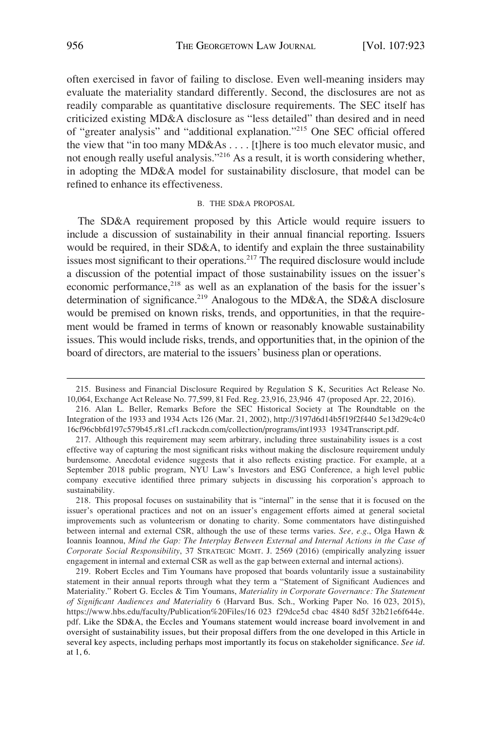often exercised in favor of failing to disclose. Even well-meaning insiders may evaluate the materiality standard differently. Second, the disclosures are not as readily comparable as quantitative disclosure requirements. The SEC itself has criticized existing MD&A disclosure as "less detailed" than desired and in need of "greater analysis" and "additional explanation."[215] One SEC official offered the view that "in too many MD&As . . . . [t]here is too much elevator music, and not enough really useful analysis."[216] As a result, it is worth considering whether, in adopting the MD&A model for sustainability disclosure, that model can be refined to enhance its effectiveness.

### B. THE SD&A PROPOSAL

The SD&A requirement proposed by this Article would require issuers to include a discussion of sustainability in their annual financial reporting. Issuers would be required, in their SD&A, to identify and explain the three sustainability issues most significant to their operations.[217] The required disclosure would include a discussion of the potential impact of those sustainability issues on the issuer's economic performance,[218] as well as an explanation of the basis for the issuer's determination of significance.[219] Analogous to the MD&A, the SD&A disclosure would be premised on known risks, trends, and opportunities, in that the requirement would be framed in terms of known or reasonably knowable sustainability issues. This would include risks, trends, and opportunities that, in the opinion of the board of directors, are material to the issuers' business plan or operations.

---

215. Business and Financial Disclosure Required by Regulation S K, Securities Act Release No. 10,064, Exchange Act Release No. 77,599, 81 Fed. Reg. 23,916, 23,946 47 (proposed Apr. 22, 2016).

216. Alan L. Beller, Remarks Before the SEC Historical Society at The Roundtable on the Integration of the 1933 and 1934 Acts 126 (Mar. 21, 2002), http://3197d6d14b5f19f2f440 5e13d29c4c0 16cf96cbbfd197c579b45.r81.cf1.rackcdn.com/collection/programs/int1933 1934Transcript.pdf.

217. Although this requirement may seem arbitrary, including three sustainability issues is a cost effective way of capturing the most significant risks without making the disclosure requirement unduly burdensome. Anecdotal evidence suggests that it also reflects existing practice. For example, at a September 2018 public program, NYU Law's Investors and ESG Conference, a high level public company executive identified three primary subjects in discussing his corporation's approach to sustainability.

218. This proposal focuses on sustainability that is "internal" in the sense that it is focused on the issuer's operational practices and not on an issuer's engagement efforts aimed at general societal improvements such as volunteerism or donating to charity. Some commentators have distinguished between internal and external CSR, although the use of these terms varies. *See, e.g.*, Olga Hawn & Ioannis Ioannou, *Mind the Gap: The Interplay Between External and Internal Actions in the Case of Corporate Social Responsibility*, 37 STRATEGIC MGMT. J. 2569 (2016) (empirically analyzing issuer engagement in internal and external CSR as well as the gap between external and internal actions).

219. Robert Eccles and Tim Youmans have proposed that boards voluntarily issue a sustainability statement in their annual reports through what they term a "Statement of Significant Audiences and Materiality." Robert G. Eccles & Tim Youmans, *Materiality in Corporate Governance: The Statement of Significant Audiences and Materiality* 6 (Harvard Bus. Sch., Working Paper No. 16 023, 2015), https://www.hbs.edu/faculty/Publication%20Files/16 023 f29dce5d cbac 4840 8d5f 32b21e6f644e. pdf. Like the SD&A, the Eccles and Youmans statement would increase board involvement in and oversight of sustainability issues, but their proposal differs from the one developed in this Article in several key aspects, including perhaps most importantly its focus on stakeholder significance. *See id.* at 1, 6.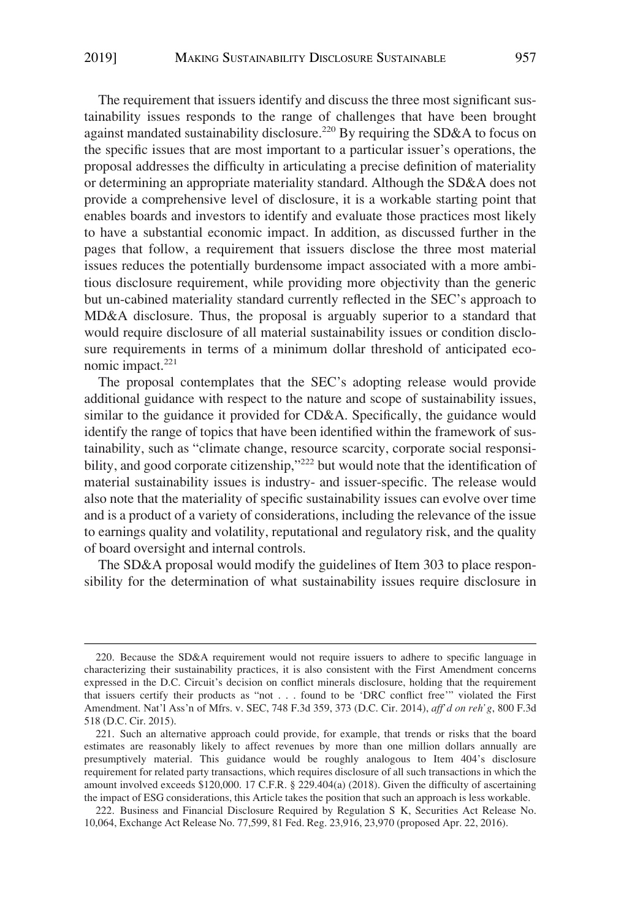The requirement that issuers identify and discuss the three most significant sustainability issues responds to the range of challenges that have been brought against mandated sustainability disclosure.[220] By requiring the SD&A to focus on the specific issues that are most important to a particular issuer's operations, the proposal addresses the difficulty in articulating a precise definition of materiality or determining an appropriate materiality standard. Although the SD&A does not provide a comprehensive level of disclosure, it is a workable starting point that enables boards and investors to identify and evaluate those practices most likely to have a substantial economic impact. In addition, as discussed further in the pages that follow, a requirement that issuers disclose the three most material issues reduces the potentially burdensome impact associated with a more ambitious disclosure requirement, while providing more objectivity than the generic but un-cabined materiality standard currently reflected in the SEC's approach to MD&A disclosure. Thus, the proposal is arguably superior to a standard that would require disclosure of all material sustainability issues or condition disclosure requirements in terms of a minimum dollar threshold of anticipated economic impact.[221]

The proposal contemplates that the SEC's adopting release would provide additional guidance with respect to the nature and scope of sustainability issues, similar to the guidance it provided for CD&A. Specifically, the guidance would identify the range of topics that have been identified within the framework of sustainability, such as "climate change, resource scarcity, corporate social responsibility, and good corporate citizenship,"[222] but would note that the identification of material sustainability issues is industry- and issuer-specific. The release would also note that the materiality of specific sustainability issues can evolve over time and is a product of a variety of considerations, including the relevance of the issue to earnings quality and volatility, reputational and regulatory risk, and the quality of board oversight and internal controls.

The SD&A proposal would modify the guidelines of Item 303 to place responsibility for the determination of what sustainability issues require disclosure in

---

220. Because the SD&A requirement would not require issuers to adhere to specific language in characterizing their sustainability practices, it is also consistent with the First Amendment concerns expressed in the D.C. Circuit's decision on conflict minerals disclosure, holding that the requirement that issuers certify their products as "not . . . found to be 'DRC conflict free'" violated the First Amendment. Nat'l Ass'n of Mfrs. v. SEC, 748 F.3d 359, 373 (D.C. Cir. 2014), *aff'd on reh'g*, 800 F.3d 518 (D.C. Cir. 2015).

221. Such an alternative approach could provide, for example, that trends or risks that the board estimates are reasonably likely to affect revenues by more than one million dollars annually are presumptively material. This guidance would be roughly analogous to Item 404's disclosure requirement for related party transactions, which requires disclosure of all such transactions in which the amount involved exceeds $120,000. 17 C.F.R. § 229.404(a) (2018). Given the difficulty of ascertaining the impact of ESG considerations, this Article takes the position that such an approach is less workable.

222. Business and Financial Disclosure Required by Regulation S K, Securities Act Release No. 10,064, Exchange Act Release No. 77,599, 81 Fed. Reg. 23,916, 23,970 (proposed Apr. 22, 2016).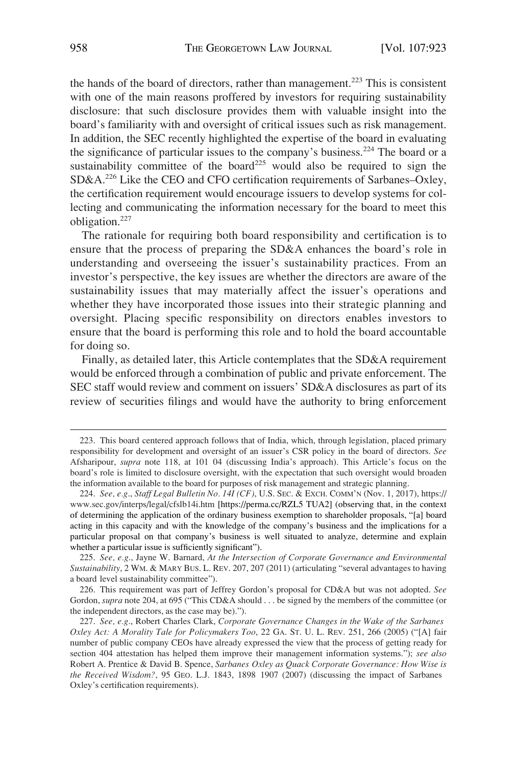the hands of the board of directors, rather than management.[223] This is consistent with one of the main reasons proffered by investors for requiring sustainability disclosure: that such disclosure provides them with valuable insight into the board's familiarity with and oversight of critical issues such as risk management. In addition, the SEC recently highlighted the expertise of the board in evaluating the significance of particular issues to the company's business.[224] The board or a sustainability committee of the board[225] would also be required to sign the SD&A.[226] Like the CEO and CFO certification requirements of Sarbanes–Oxley, the certification requirement would encourage issuers to develop systems for collecting and communicating the information necessary for the board to meet this obligation.[227]

The rationale for requiring both board responsibility and certification is to ensure that the process of preparing the SD&A enhances the board's role in understanding and overseeing the issuer's sustainability practices. From an investor's perspective, the key issues are whether the directors are aware of the sustainability issues that may materially affect the issuer's operations and whether they have incorporated those issues into their strategic planning and oversight. Placing specific responsibility on directors enables investors to ensure that the board is performing this role and to hold the board accountable for doing so.

Finally, as detailed later, this Article contemplates that the SD&A requirement would be enforced through a combination of public and private enforcement. The SEC staff would review and comment on issuers' SD&A disclosures as part of its review of securities filings and would have the authority to bring enforcement

---

223. This board centered approach follows that of India, which, through legislation, placed primary responsibility for development and oversight of an issuer's CSR policy in the board of directors. *See* Afsharipour, *supra* note 118, at 101 04 (discussing India's approach). This Article's focus on the board's role is limited to disclosure oversight, with the expectation that such oversight would broaden the information available to the board for purposes of risk management and strategic planning.

224. *See, e.g.*, *Staff Legal Bulletin No. 14I (CF)*, U.S. SEC. & EXCH. COMM'N (Nov. 1, 2017), https://www.sec.gov/interps/legal/cfslb14i.htm [https://perma.cc/RZL5 TUA2] (observing that, in the context of determining the application of the ordinary business exemption to shareholder proposals, "[a] board acting in this capacity and with the knowledge of the company's business and the implications for a particular proposal on that company's business is well situated to analyze, determine and explain whether a particular issue is sufficiently significant").

225. *See, e.g.*, Jayne W. Barnard, *At the Intersection of Corporate Governance and Environmental Sustainability*, 2 WM. & MARY BUS. L. REV. 207, 207 (2011) (articulating "several advantages to having a board level sustainability committee").

226. This requirement was part of Jeffrey Gordon's proposal for CD&A but was not adopted. *See* Gordon, *supra* note 204, at 695 ("This CD&A should . . . be signed by the members of the committee (or the independent directors, as the case may be).").

227. *See, e.g.*, Robert Charles Clark, *Corporate Governance Changes in the Wake of the Sarbanes Oxley Act: A Morality Tale for Policymakers Too*, 22 GA. ST. U. L. REV. 251, 266 (2005) ("[A] fair number of public company CEOs have already expressed the view that the process of getting ready for section 404 attestation has helped them improve their management information systems."); *see also* Robert A. Prentice & David B. Spence, *Sarbanes Oxley as Quack Corporate Governance: How Wise is the Received Wisdom?*, 95 GEO. L.J. 1843, 1898 1907 (2007) (discussing the impact of Sarbanes Oxley's certification requirements).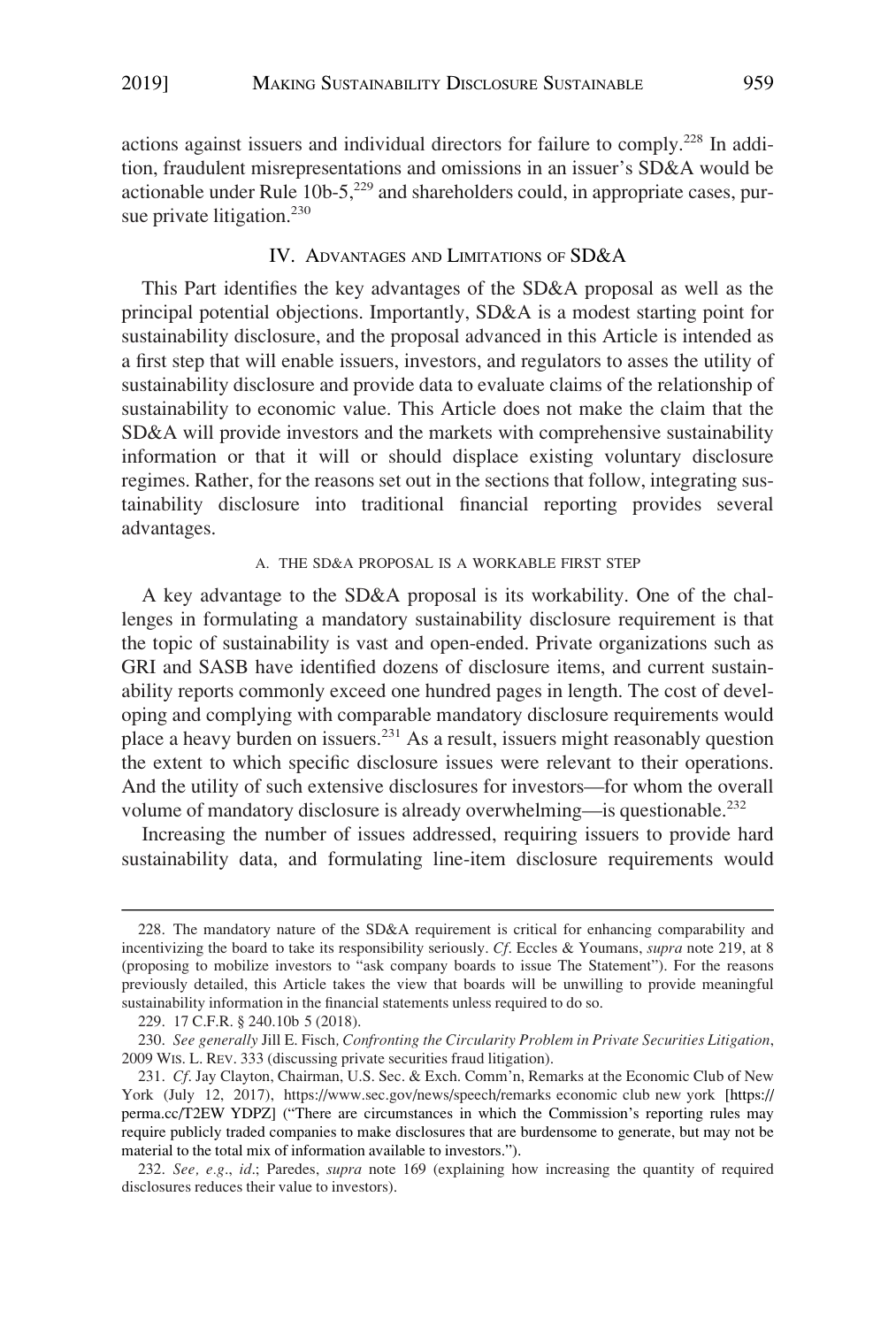actions against issuers and individual directors for failure to comply.[228] In addition, fraudulent misrepresentations and omissions in an issuer's SD&A would be actionable under Rule 10b-5,[229] and shareholders could, in appropriate cases, pursue private litigation.[230]

## IV. Advantages and Limitations of SD&A

This Part identifies the key advantages of the SD&A proposal as well as the principal potential objections. Importantly, SD&A is a modest starting point for sustainability disclosure, and the proposal advanced in this Article is intended as a first step that will enable issuers, investors, and regulators to asses the utility of sustainability disclosure and provide data to evaluate claims of the relationship of sustainability to economic value. This Article does not make the claim that the SD&A will provide investors and the markets with comprehensive sustainability information or that it will or should displace existing voluntary disclosure regimes. Rather, for the reasons set out in the sections that follow, integrating sustainability disclosure into traditional financial reporting provides several advantages.

### A. The SD&A Proposal is a Workable First Step

A key advantage to the SD&A proposal is its workability. One of the challenges in formulating a mandatory sustainability disclosure requirement is that the topic of sustainability is vast and open-ended. Private organizations such as GRI and SASB have identified dozens of disclosure items, and current sustainability reports commonly exceed one hundred pages in length. The cost of developing and complying with comparable mandatory disclosure requirements would place a heavy burden on issuers.[231] As a result, issuers might reasonably question the extent to which specific disclosure issues were relevant to their operations. And the utility of such extensive disclosures for investors—for whom the overall volume of mandatory disclosure is already overwhelming—is questionable.[232]

Increasing the number of issues addressed, requiring issuers to provide hard sustainability data, and formulating line-item disclosure requirements would

---

228. The mandatory nature of the SD&A requirement is critical for enhancing comparability and incentivizing the board to take its responsibility seriously. *Cf*. Eccles & Youmans, *supra* note 219, at 8 (proposing to mobilize investors to "ask company boards to issue The Statement"). For the reasons previously detailed, this Article takes the view that boards will be unwilling to provide meaningful sustainability information in the financial statements unless required to do so.

229. 17 C.F.R. § 240.10b 5 (2018).

230. *See generally* Jill E. Fisch*, Confronting the Circularity Problem in Private Securities Litigation*, 2009 Wis. L. Rev. 333 (discussing private securities fraud litigation).

231. *Cf*. Jay Clayton, Chairman, U.S. Sec. & Exch. Comm'n, Remarks at the Economic Club of New York (July 12, 2017), https://www.sec.gov/news/speech/remarks economic club new york [https://perma.cc/T2EW YDPZ] ("There are circumstances in which the Commission's reporting rules may require publicly traded companies to make disclosures that are burdensome to generate, but may not be material to the total mix of information available to investors.").

232. *See, e.g*., *id*.; Paredes, *supra* note 169 (explaining how increasing the quantity of required disclosures reduces their value to investors).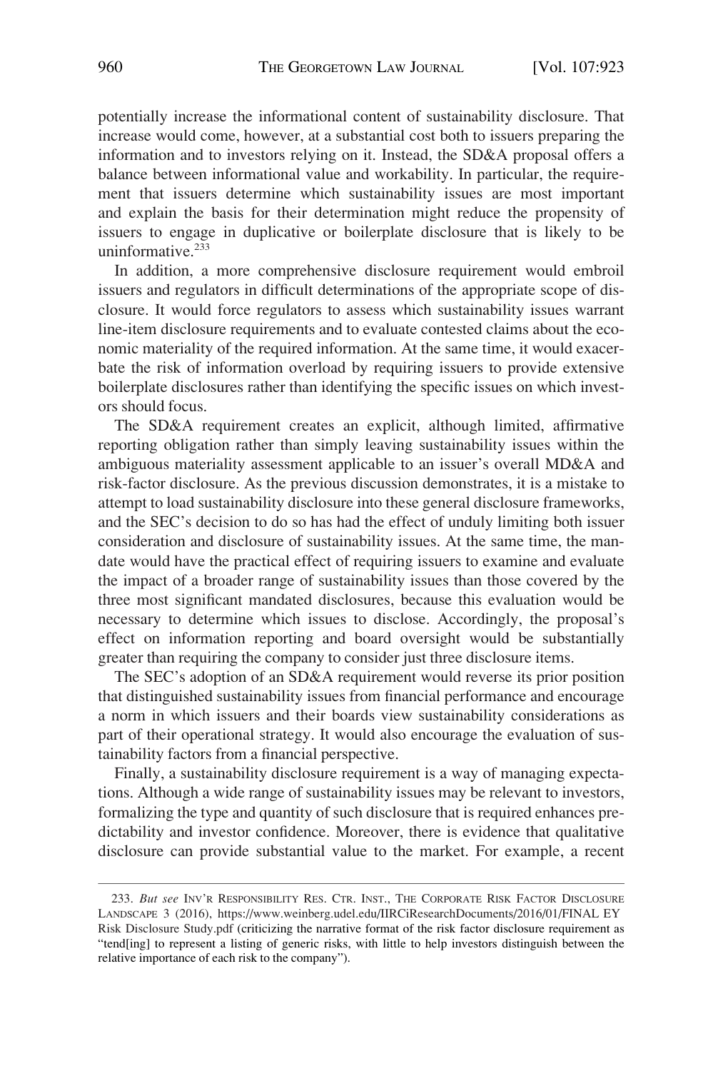potentially increase the informational content of sustainability disclosure. That increase would come, however, at a substantial cost both to issuers preparing the information and to investors relying on it. Instead, the SD&A proposal offers a balance between informational value and workability. In particular, the requirement that issuers determine which sustainability issues are most important and explain the basis for their determination might reduce the propensity of issuers to engage in duplicative or boilerplate disclosure that is likely to be uninformative.[233]

In addition, a more comprehensive disclosure requirement would embroil issuers and regulators in difficult determinations of the appropriate scope of disclosure. It would force regulators to assess which sustainability issues warrant line-item disclosure requirements and to evaluate contested claims about the economic materiality of the required information. At the same time, it would exacerbate the risk of information overload by requiring issuers to provide extensive boilerplate disclosures rather than identifying the specific issues on which investors should focus.

The SD&A requirement creates an explicit, although limited, affirmative reporting obligation rather than simply leaving sustainability issues within the ambiguous materiality assessment applicable to an issuer's overall MD&A and risk-factor disclosure. As the previous discussion demonstrates, it is a mistake to attempt to load sustainability disclosure into these general disclosure frameworks, and the SEC's decision to do so has had the effect of unduly limiting both issuer consideration and disclosure of sustainability issues. At the same time, the mandate would have the practical effect of requiring issuers to examine and evaluate the impact of a broader range of sustainability issues than those covered by the three most significant mandated disclosures, because this evaluation would be necessary to determine which issues to disclose. Accordingly, the proposal's effect on information reporting and board oversight would be substantially greater than requiring the company to consider just three disclosure items.

The SEC's adoption of an SD&A requirement would reverse its prior position that distinguished sustainability issues from financial performance and encourage a norm in which issuers and their boards view sustainability considerations as part of their operational strategy. It would also encourage the evaluation of sustainability factors from a financial perspective.

Finally, a sustainability disclosure requirement is a way of managing expectations. Although a wide range of sustainability issues may be relevant to investors, formalizing the type and quantity of such disclosure that is required enhances predictability and investor confidence. Moreover, there is evidence that qualitative disclosure can provide substantial value to the market. For example, a recent

---

233. *But see* INV'R RESPONSIBILITY RES. CTR. INST., THE CORPORATE RISK FACTOR DISCLOSURE LANDSCAPE 3 (2016), https://www.weinberg.udel.edu/IIRCiResearchDocuments/2016/01/FINAL EY Risk Disclosure Study.pdf (criticizing the narrative format of the risk factor disclosure requirement as "tend[ing] to represent a listing of generic risks, with little to help investors distinguish between the relative importance of each risk to the company").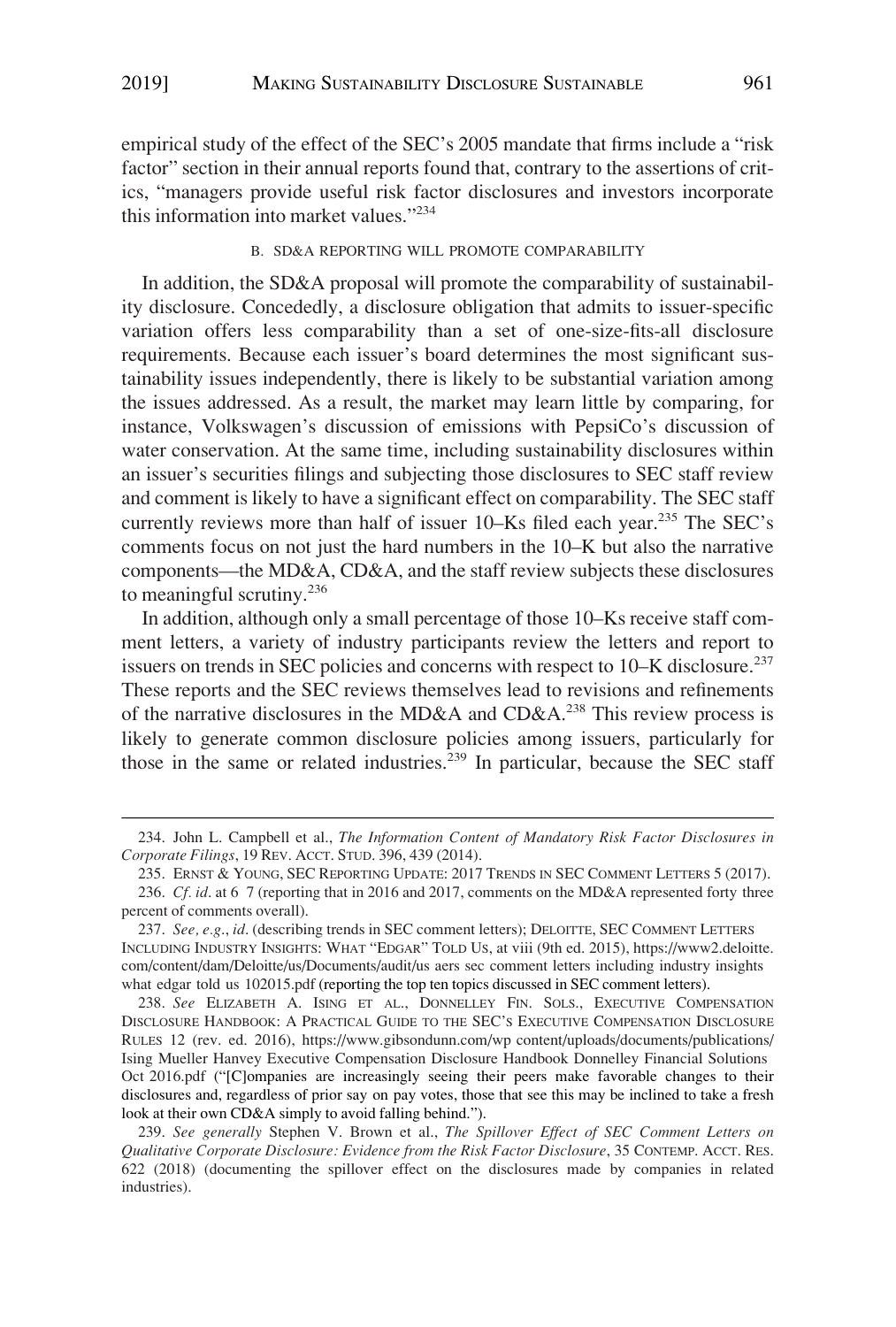empirical study of the effect of the SEC's 2005 mandate that firms include a "risk factor" section in their annual reports found that, contrary to the assertions of critics, "managers provide useful risk factor disclosures and investors incorporate this information into market values."[234]

### B. SD&A REPORTING WILL PROMOTE COMPARABILITY

In addition, the SD&A proposal will promote the comparability of sustainability disclosure. Concededly, a disclosure obligation that admits to issuer-specific variation offers less comparability than a set of one-size-fits-all disclosure requirements. Because each issuer's board determines the most significant sustainability issues independently, there is likely to be substantial variation among the issues addressed. As a result, the market may learn little by comparing, for instance, Volkswagen's discussion of emissions with PepsiCo's discussion of water conservation. At the same time, including sustainability disclosures within an issuer's securities filings and subjecting those disclosures to SEC staff review and comment is likely to have a significant effect on comparability. The SEC staff currently reviews more than half of issuer 10–Ks filed each year.[235] The SEC's comments focus on not just the hard numbers in the 10–K but also the narrative components—the MD&A, CD&A, and the staff review subjects these disclosures to meaningful scrutiny.[236]

In addition, although only a small percentage of those 10–Ks receive staff comment letters, a variety of industry participants review the letters and report to issuers on trends in SEC policies and concerns with respect to 10–K disclosure.[237] These reports and the SEC reviews themselves lead to revisions and refinements of the narrative disclosures in the MD&A and CD&A.[238] This review process is likely to generate common disclosure policies among issuers, particularly for those in the same or related industries.[239] In particular, because the SEC staff

---

234. John L. Campbell et al., *The Information Content of Mandatory Risk Factor Disclosures in Corporate Filings*, 19 REV. ACCT. STUD. 396, 439 (2014).

235. ERNST & YOUNG, SEC REPORTING UPDATE: 2017 TRENDS IN SEC COMMENT LETTERS 5 (2017).

236. *Cf. id*. at 6 7 (reporting that in 2016 and 2017, comments on the MD&A represented forty three percent of comments overall).

237. *See, e.g.*, *id*. (describing trends in SEC comment letters); DELOITTE, SEC COMMENT LETTERS INCLUDING INDUSTRY INSIGHTS: WHAT "EDGAR" TOLD US, at viii (9th ed. 2015), https://www2.deloitte.com/content/dam/Deloitte/us/Documents/audit/us aers sec comment letters including industry insights what edgar told us 102015.pdf (reporting the top ten topics discussed in SEC comment letters).

238. *See* ELIZABETH A. ISING ET AL., DONNELLEY FIN. SOLS., EXECUTIVE COMPENSATION DISCLOSURE HANDBOOK: A PRACTICAL GUIDE TO THE SEC'S EXECUTIVE COMPENSATION DISCLOSURE RULES 12 (rev. ed. 2016), https://www.gibsondunn.com/wp content/uploads/documents/publications/Ising Mueller Hanvey Executive Compensation Disclosure Handbook Donnelley Financial Solutions Oct 2016.pdf ("[C]ompanies are increasingly seeing their peers make favorable changes to their disclosures and, regardless of prior say on pay votes, those that see this may be inclined to take a fresh look at their own CD&A simply to avoid falling behind.").

239. *See generally* Stephen V. Brown et al., *The Spillover Effect of SEC Comment Letters on Qualitative Corporate Disclosure: Evidence from the Risk Factor Disclosure*, 35 CONTEMP. ACCT. RES. 622 (2018) (documenting the spillover effect on the disclosures made by companies in related industries).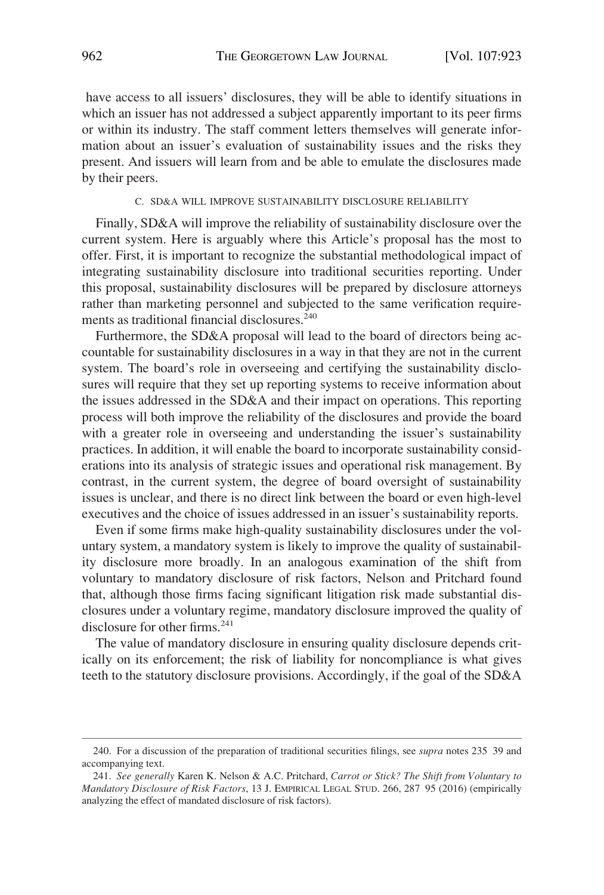have access to all issuers' disclosures, they will be able to identify situations in which an issuer has not addressed a subject apparently important to its peer firms or within its industry. The staff comment letters themselves will generate information about an issuer's evaluation of sustainability issues and the risks they present. And issuers will learn from and be able to emulate the disclosures made by their peers.

### C. SD&A WILL IMPROVE SUSTAINABILITY DISCLOSURE RELIABILITY

Finally, SD&A will improve the reliability of sustainability disclosure over the current system. Here is arguably where this Article's proposal has the most to offer. First, it is important to recognize the substantial methodological impact of integrating sustainability disclosure into traditional securities reporting. Under this proposal, sustainability disclosures will be prepared by disclosure attorneys rather than marketing personnel and subjected to the same verification requirements as traditional financial disclosures.[240]

Furthermore, the SD&A proposal will lead to the board of directors being accountable for sustainability disclosures in a way in that they are not in the current system. The board's role in overseeing and certifying the sustainability disclosures will require that they set up reporting systems to receive information about the issues addressed in the SD&A and their impact on operations. This reporting process will both improve the reliability of the disclosures and provide the board with a greater role in overseeing and understanding the issuer's sustainability practices. In addition, it will enable the board to incorporate sustainability considerations into its analysis of strategic issues and operational risk management. By contrast, in the current system, the degree of board oversight of sustainability issues is unclear, and there is no direct link between the board or even high-level executives and the choice of issues addressed in an issuer's sustainability reports.

Even if some firms make high-quality sustainability disclosures under the voluntary system, a mandatory system is likely to improve the quality of sustainability disclosure more broadly. In an analogous examination of the shift from voluntary to mandatory disclosure of risk factors, Nelson and Pritchard found that, although those firms facing significant litigation risk made substantial disclosures under a voluntary regime, mandatory disclosure improved the quality of disclosure for other firms.[241]

The value of mandatory disclosure in ensuring quality disclosure depends critically on its enforcement; the risk of liability for noncompliance is what gives teeth to the statutory disclosure provisions. Accordingly, if the goal of the SD&A

---

240. For a discussion of the preparation of traditional securities filings, see *supra* notes 235 39 and accompanying text.

241. *See generally* Karen K. Nelson & A.C. Pritchard, *Carrot or Stick? The Shift from Voluntary to Mandatory Disclosure of Risk Factors*, 13 J. EMPIRICAL LEGAL STUD. 266, 287 95 (2016) (empirically analyzing the effect of mandated disclosure of risk factors).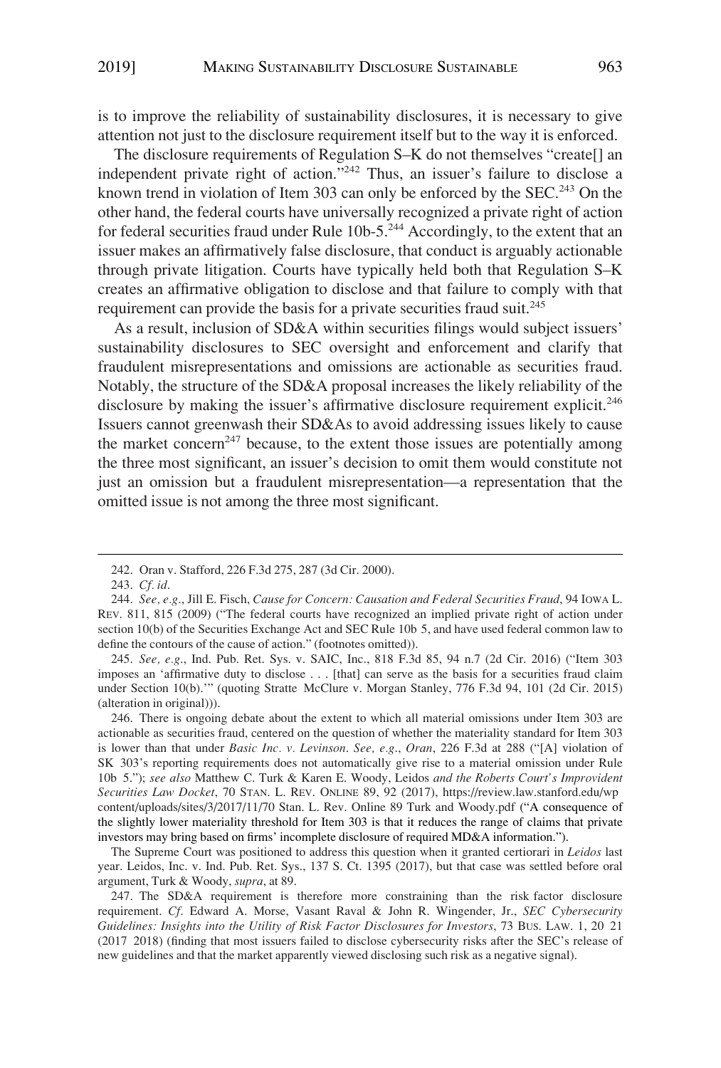is to improve the reliability of sustainability disclosures, it is necessary to give attention not just to the disclosure requirement itself but to the way it is enforced.

The disclosure requirements of Regulation S–K do not themselves "create[] an independent private right of action."[242] Thus, an issuer's failure to disclose a known trend in violation of Item 303 can only be enforced by the SEC.[243] On the other hand, the federal courts have universally recognized a private right of action for federal securities fraud under Rule 10b-5.[244] Accordingly, to the extent that an issuer makes an affirmatively false disclosure, that conduct is arguably actionable through private litigation. Courts have typically held both that Regulation S–K creates an affirmative obligation to disclose and that failure to comply with that requirement can provide the basis for a private securities fraud suit.[245]

As a result, inclusion of SD&A within securities filings would subject issuers' sustainability disclosures to SEC oversight and enforcement and clarify that fraudulent misrepresentations and omissions are actionable as securities fraud. Notably, the structure of the SD&A proposal increases the likely reliability of the disclosure by making the issuer's affirmative disclosure requirement explicit.[246] Issuers cannot greenwash their SD&As to avoid addressing issues likely to cause the market concern[247] because, to the extent those issues are potentially among the three most significant, an issuer's decision to omit them would constitute not just an omission but a fraudulent misrepresentation—a representation that the omitted issue is not among the three most significant.

---

242. Oran v. Stafford, 226 F.3d 275, 287 (3d Cir. 2000).

243. *Cf. id.*

244. *See, e.g.*, Jill E. Fisch, *Cause for Concern: Causation and Federal Securities Fraud*, 94 IOWA L. REV. 811, 815 (2009) ("The federal courts have recognized an implied private right of action under section 10(b) of the Securities Exchange Act and SEC Rule 10b 5, and have used federal common law to define the contours of the cause of action." (footnotes omitted)).

245. *See, e.g.*, Ind. Pub. Ret. Sys. v. SAIC, Inc., 818 F.3d 85, 94 n.7 (2d Cir. 2016) ("Item 303 imposes an 'affirmative duty to disclose . . . [that] can serve as the basis for a securities fraud claim under Section 10(b).'" (quoting Stratte McClure v. Morgan Stanley, 776 F.3d 94, 101 (2d Cir. 2015) (alteration in original))).

246. There is ongoing debate about the extent to which all material omissions under Item 303 are actionable as securities fraud, centered on the question of whether the materiality standard for Item 303 is lower than that under *Basic Inc. v. Levinson*. *See, e.g.*, *Oran*, 226 F.3d at 288 ("[A] violation of SK 303's reporting requirements does not automatically give rise to a material omission under Rule 10b 5."); *see also* Matthew C. Turk & Karen E. Woody, Leidos *and the Roberts Court's Improvident Securities Law Docket*, 70 STAN. L. REV. ONLINE 89, 92 (2017), https://review.law.stanford.edu/wp content/uploads/sites/3/2017/11/70 Stan. L. Rev. Online 89 Turk and Woody.pdf ("A consequence of the slightly lower materiality threshold for Item 303 is that it reduces the range of claims that private investors may bring based on firms' incomplete disclosure of required MD&A information.").

The Supreme Court was positioned to address this question when it granted certiorari in *Leidos* last year. Leidos, Inc. v. Ind. Pub. Ret. Sys., 137 S. Ct. 1395 (2017), but that case was settled before oral argument, Turk & Woody, *supra*, at 89.

247. The SD&A requirement is therefore more constraining than the risk factor disclosure requirement. *Cf.* Edward A. Morse, Vasant Raval & John R. Wingender, Jr., *SEC Cybersecurity Guidelines: Insights into the Utility of Risk Factor Disclosures for Investors*, 73 BUS. LAW. 1, 20 21 (2017 2018) (finding that most issuers failed to disclose cybersecurity risks after the SEC's release of new guidelines and that the market apparently viewed disclosing such risk as a negative signal).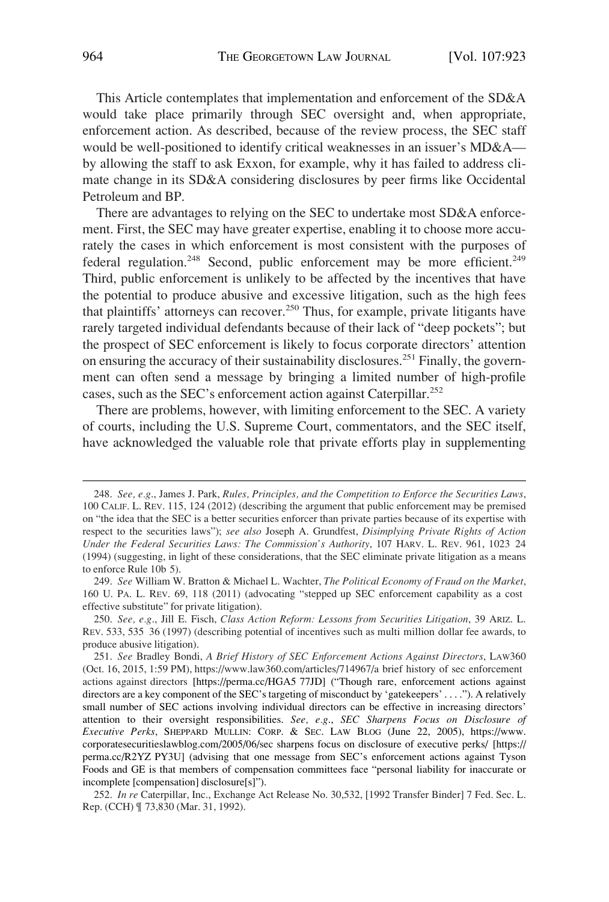This Article contemplates that implementation and enforcement of the SD&A would take place primarily through SEC oversight and, when appropriate, enforcement action. As described, because of the review process, the SEC staff would be well-positioned to identify critical weaknesses in an issuer's MD&A—by allowing the staff to ask Exxon, for example, why it has failed to address climate change in its SD&A considering disclosures by peer firms like Occidental Petroleum and BP.

There are advantages to relying on the SEC to undertake most SD&A enforcement. First, the SEC may have greater expertise, enabling it to choose more accurately the cases in which enforcement is most consistent with the purposes of federal regulation.[248] Second, public enforcement may be more efficient.[249] Third, public enforcement is unlikely to be affected by the incentives that have the potential to produce abusive and excessive litigation, such as the high fees that plaintiffs' attorneys can recover.[250] Thus, for example, private litigants have rarely targeted individual defendants because of their lack of "deep pockets"; but the prospect of SEC enforcement is likely to focus corporate directors' attention on ensuring the accuracy of their sustainability disclosures.[251] Finally, the government can often send a message by bringing a limited number of high-profile cases, such as the SEC's enforcement action against Caterpillar.[252]

There are problems, however, with limiting enforcement to the SEC. A variety of courts, including the U.S. Supreme Court, commentators, and the SEC itself, have acknowledged the valuable role that private efforts play in supplementing

---

248. *See, e.g.*, James J. Park, *Rules, Principles, and the Competition to Enforce the Securities Laws*, 100 CALIF. L. REV. 115, 124 (2012) (describing the argument that public enforcement may be premised on "the idea that the SEC is a better securities enforcer than private parties because of its expertise with respect to the securities laws"); *see also* Joseph A. Grundfest, *Disimplying Private Rights of Action Under the Federal Securities Laws: The Commission's Authority*, 107 HARV. L. REV. 961, 1023 24 (1994) (suggesting, in light of these considerations, that the SEC eliminate private litigation as a means to enforce Rule 10b 5).

249. *See* William W. Bratton & Michael L. Wachter, *The Political Economy of Fraud on the Market*, 160 U. PA. L. REV. 69, 118 (2011) (advocating "stepped up SEC enforcement capability as a cost effective substitute" for private litigation).

250. *See, e.g.*, Jill E. Fisch, *Class Action Reform: Lessons from Securities Litigation*, 39 ARIZ. L. REV. 533, 535 36 (1997) (describing potential of incentives such as multi million dollar fee awards, to produce abusive litigation).

251. *See* Bradley Bondi, *A Brief History of SEC Enforcement Actions Against Directors*, LAW360 (Oct. 16, 2015, 1:59 PM), https://www.law360.com/articles/714967/a brief history of sec enforcement actions against directors [https://perma.cc/HGA5 77JD] ("Though rare, enforcement actions against directors are a key component of the SEC's targeting of misconduct by 'gatekeepers' . . . ."). A relatively small number of SEC actions involving individual directors can be effective in increasing directors' attention to their oversight responsibilities. *See, e.g.*, *SEC Sharpens Focus on Disclosure of Executive Perks*, SHEPPARD MULLIN: CORP. & SEC. LAW BLOG (June 22, 2005), https://www.corporatesecuritieslawblog.com/2005/06/sec sharpens focus on disclosure of executive perks/ [https://perma.cc/R2YZ PY3U] (advising that one message from SEC's enforcement actions against Tyson Foods and GE is that members of compensation committees face "personal liability for inaccurate or incomplete [compensation] disclosure[s]").

252. *In re* Caterpillar, Inc., Exchange Act Release No. 30,532, [1992 Transfer Binder] 7 Fed. Sec. L. Rep. (CCH) ¶ 73,830 (Mar. 31, 1992).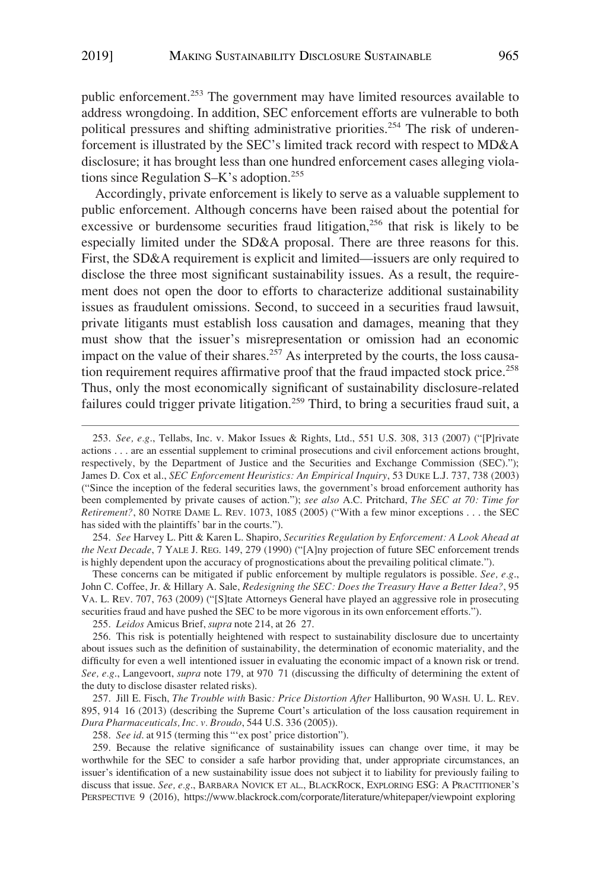public enforcement.[253] The government may have limited resources available to address wrongdoing. In addition, SEC enforcement efforts are vulnerable to both political pressures and shifting administrative priorities.[254] The risk of underenforcement is illustrated by the SEC's limited track record with respect to MD&A disclosure; it has brought less than one hundred enforcement cases alleging violations since Regulation S–K's adoption.[255]

Accordingly, private enforcement is likely to serve as a valuable supplement to public enforcement. Although concerns have been raised about the potential for excessive or burdensome securities fraud litigation,[256] that risk is likely to be especially limited under the SD&A proposal. There are three reasons for this. First, the SD&A requirement is explicit and limited—issuers are only required to disclose the three most significant sustainability issues. As a result, the requirement does not open the door to efforts to characterize additional sustainability issues as fraudulent omissions. Second, to succeed in a securities fraud lawsuit, private litigants must establish loss causation and damages, meaning that they must show that the issuer's misrepresentation or omission had an economic impact on the value of their shares.[257] As interpreted by the courts, the loss causation requirement requires affirmative proof that the fraud impacted stock price.[258] Thus, only the most economically significant of sustainability disclosure-related failures could trigger private litigation.[259] Third, to bring a securities fraud suit, a

---

253. *See, e.g.*, Tellabs, Inc. v. Makor Issues & Rights, Ltd., 551 U.S. 308, 313 (2007) ("[P]rivate actions . . . are an essential supplement to criminal prosecutions and civil enforcement actions brought, respectively, by the Department of Justice and the Securities and Exchange Commission (SEC)."); James D. Cox et al., *SEC Enforcement Heuristics: An Empirical Inquiry*, 53 DUKE L.J. 737, 738 (2003) ("Since the inception of the federal securities laws, the government's broad enforcement authority has been complemented by private causes of action."); *see also* A.C. Pritchard, *The SEC at 70: Time for Retirement?*, 80 NOTRE DAME L. REV. 1073, 1085 (2005) ("With a few minor exceptions . . . the SEC has sided with the plaintiffs' bar in the courts.").

254. *See* Harvey L. Pitt & Karen L. Shapiro, *Securities Regulation by Enforcement: A Look Ahead at the Next Decade*, 7 YALE J. REG. 149, 279 (1990) ("[A]ny projection of future SEC enforcement trends is highly dependent upon the accuracy of prognostications about the prevailing political climate.").

These concerns can be mitigated if public enforcement by multiple regulators is possible. *See, e.g.*, John C. Coffee, Jr. & Hillary A. Sale, *Redesigning the SEC: Does the Treasury Have a Better Idea?*, 95 VA. L. REV. 707, 763 (2009) ("[S]tate Attorneys General have played an aggressive role in prosecuting securities fraud and have pushed the SEC to be more vigorous in its own enforcement efforts.").

255. *Leidos* Amicus Brief, *supra* note 214, at 26 27.

256. This risk is potentially heightened with respect to sustainability disclosure due to uncertainty about issues such as the definition of sustainability, the determination of economic materiality, and the difficulty for even a well intentioned issuer in evaluating the economic impact of a known risk or trend. *See, e.g.*, Langevoort, *supra* note 179, at 970 71 (discussing the difficulty of determining the extent of the duty to disclose disaster related risks).

257. Jill E. Fisch, *The Trouble with* Basic*: Price Distortion After* Halliburton, 90 WASH. U. L. REV. 895, 914 16 (2013) (describing the Supreme Court's articulation of the loss causation requirement in *Dura Pharmaceuticals, Inc. v. Broudo*, 544 U.S. 336 (2005)).

258. *See id.* at 915 (terming this "'ex post' price distortion").

259. Because the relative significance of sustainability issues can change over time, it may be worthwhile for the SEC to consider a safe harbor providing that, under appropriate circumstances, an issuer's identification of a new sustainability issue does not subject it to liability for previously failing to discuss that issue. *See, e.g.*, BARBARA NOVICK ET AL., BLACKROCK, EXPLORING ESG: A PRACTITIONER'S PERSPECTIVE 9 (2016), https://www.blackrock.com/corporate/literature/whitepaper/viewpoint exploring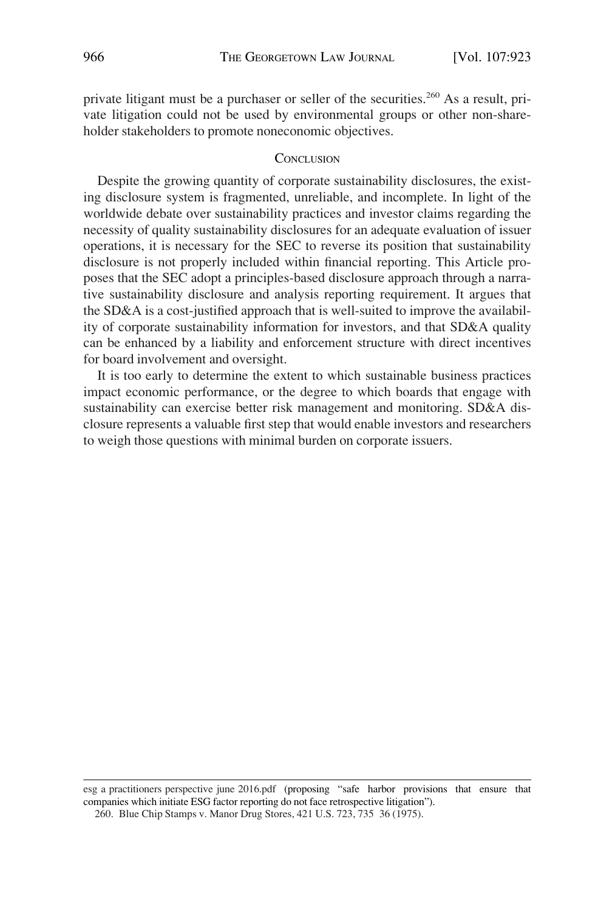private litigant must be a purchaser or seller of the securities.[260] As a result, private litigation could not be used by environmental groups or other non-shareholder stakeholders to promote noneconomic objectives.

## CONCLUSION

Despite the growing quantity of corporate sustainability disclosures, the existing disclosure system is fragmented, unreliable, and incomplete. In light of the worldwide debate over sustainability practices and investor claims regarding the necessity of quality sustainability disclosures for an adequate evaluation of issuer operations, it is necessary for the SEC to reverse its position that sustainability disclosure is not properly included within financial reporting. This Article proposes that the SEC adopt a principles-based disclosure approach through a narrative sustainability disclosure and analysis reporting requirement. It argues that the SD&A is a cost-justified approach that is well-suited to improve the availability of corporate sustainability information for investors, and that SD&A quality can be enhanced by a liability and enforcement structure with direct incentives for board involvement and oversight.

It is too early to determine the extent to which sustainable business practices impact economic performance, or the degree to which boards that engage with sustainability can exercise better risk management and monitoring. SD&A disclosure represents a valuable first step that would enable investors and researchers to weigh those questions with minimal burden on corporate issuers.

---

esg a practitioners perspective june 2016.pdf (proposing "safe harbor provisions that ensure that companies which initiate ESG factor reporting do not face retrospective litigation").

260. Blue Chip Stamps v. Manor Drug Stores, 421 U.S. 723, 735 36 (1975).